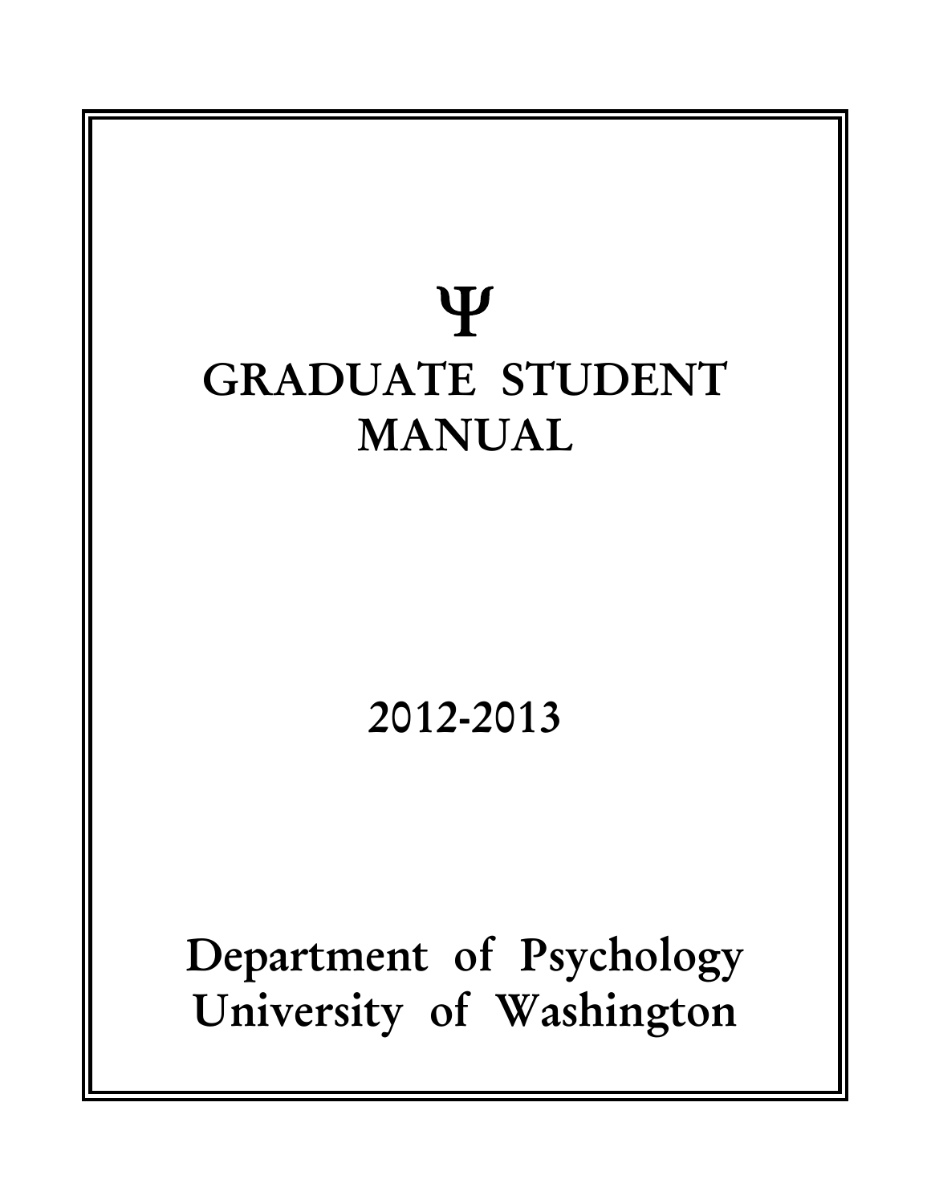Ψ

# GRADUATE STUDENT MANUAL

2012-2013

Department of Psychology
University of Washington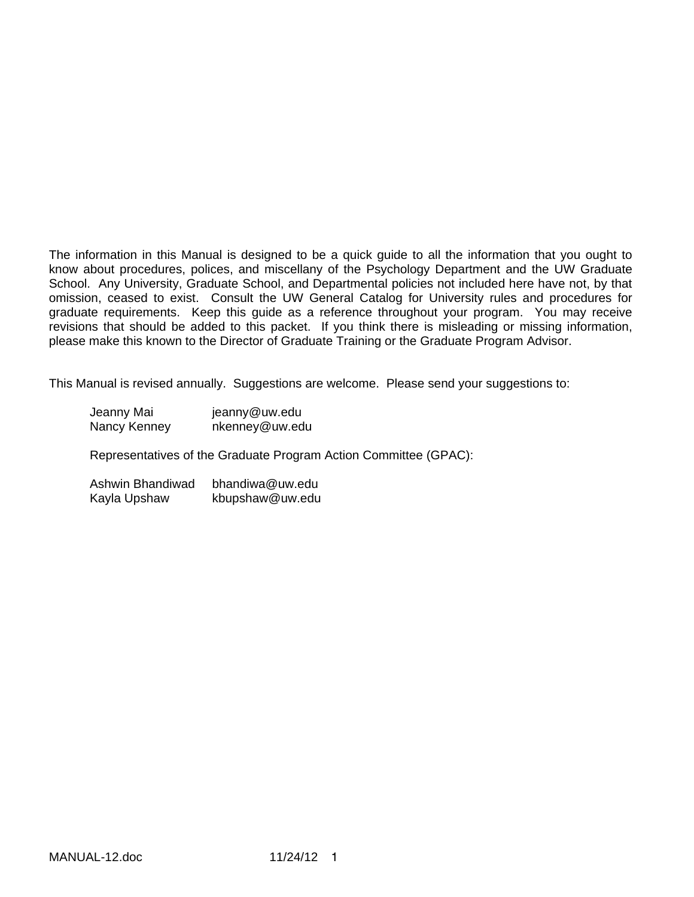The information in this Manual is designed to be a quick guide to all the information that you ought to know about procedures, polices, and miscellany of the Psychology Department and the UW Graduate School. Any University, Graduate School, and Departmental policies not included here have not, by that omission, ceased to exist. Consult the UW General Catalog for University rules and procedures for graduate requirements. Keep this guide as a reference throughout your program. You may receive revisions that should be added to this packet. If you think there is misleading or missing information, please make this known to the Director of Graduate Training or the Graduate Program Advisor.

This Manual is revised annually. Suggestions are welcome. Please send your suggestions to:

Jeanny Mai jeanny@uw.edu
Nancy Kenney nkenney@uw.edu

Representatives of the Graduate Program Action Committee (GPAC):

Ashwin Bhandiwad bhandiwa@uw.edu
Kayla Upshaw kbupshaw@uw.edu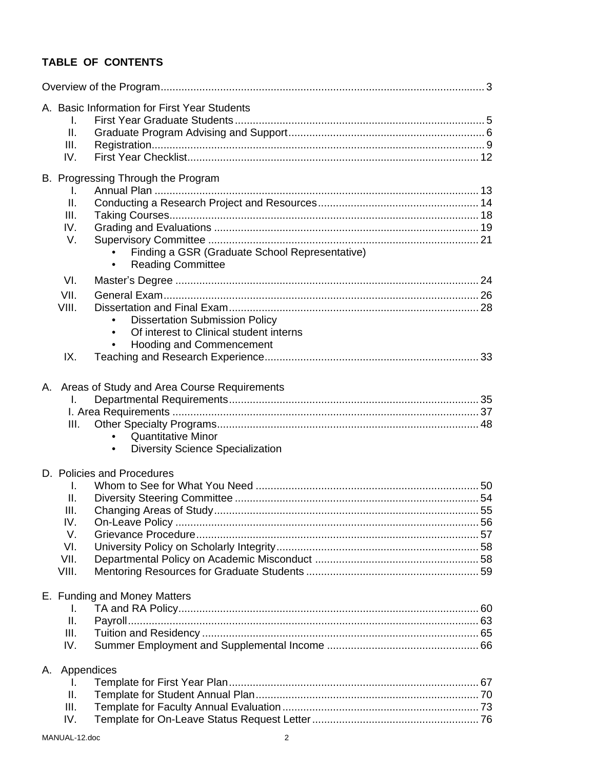**TABLE OF CONTENTS**

Overview of the Program ........ 3

A. Basic Information for First Year Students
- I. First Year Graduate Students ........ 5
- II. Graduate Program Advising and Support ........ 6
- III. Registration ........ 9
- IV. First Year Checklist ........ 12

B. Progressing Through the Program
- I. Annual Plan ........ 13
- II. Conducting a Research Project and Resources ........ 14
- III. Taking Courses ........ 18
- IV. Grading and Evaluations ........ 19
- V. Supervisory Committee ........ 21
  - Finding a GSR (Graduate School Representative)
  - Reading Committee
- VI. Master's Degree ........ 24
- VII. General Exam ........ 26
- VIII. Dissertation and Final Exam ........ 28
  - Dissertation Submission Policy
  - Of interest to Clinical student interns
  - Hooding and Commencement
- IX. Teaching and Research Experience ........ 33

A. Areas of Study and Area Course Requirements
- I. Departmental Requirements ........ 35
- I. Area Requirements ........ 37
- III. Other Specialty Programs ........ 48
  - Quantitative Minor
  - Diversity Science Specialization

D. Policies and Procedures
- I. Whom to See for What You Need ........ 50
- II. Diversity Steering Committee ........ 54
- III. Changing Areas of Study ........ 55
- IV. On-Leave Policy ........ 56
- V. Grievance Procedure ........ 57
- VI. University Policy on Scholarly Integrity ........ 58
- VII. Departmental Policy on Academic Misconduct ........ 58
- VIII. Mentoring Resources for Graduate Students ........ 59

E. Funding and Money Matters
- I. TA and RA Policy ........ 60
- II. Payroll ........ 63
- III. Tuition and Residency ........ 65
- IV. Summer Employment and Supplemental Income ........ 66

A. Appendices
- I. Template for First Year Plan ........ 67
- II. Template for Student Annual Plan ........ 70
- III. Template for Faculty Annual Evaluation ........ 73
- IV. Template for On-Leave Status Request Letter ........ 76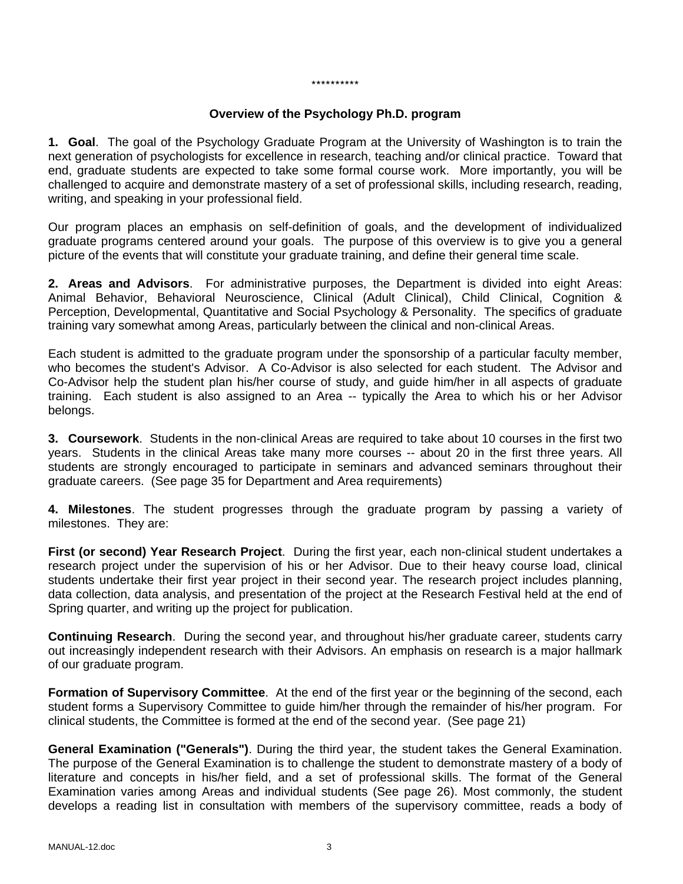\*\*\*\*\*\*\*\*\*\*

## Overview of the Psychology Ph.D. program

**1. Goal**. The goal of the Psychology Graduate Program at the University of Washington is to train the next generation of psychologists for excellence in research, teaching and/or clinical practice. Toward that end, graduate students are expected to take some formal course work. More importantly, you will be challenged to acquire and demonstrate mastery of a set of professional skills, including research, reading, writing, and speaking in your professional field.

Our program places an emphasis on self-definition of goals, and the development of individualized graduate programs centered around your goals. The purpose of this overview is to give you a general picture of the events that will constitute your graduate training, and define their general time scale.

**2. Areas and Advisors**. For administrative purposes, the Department is divided into eight Areas: Animal Behavior, Behavioral Neuroscience, Clinical (Adult Clinical), Child Clinical, Cognition & Perception, Developmental, Quantitative and Social Psychology & Personality. The specifics of graduate training vary somewhat among Areas, particularly between the clinical and non-clinical Areas.

Each student is admitted to the graduate program under the sponsorship of a particular faculty member, who becomes the student's Advisor. A Co-Advisor is also selected for each student. The Advisor and Co-Advisor help the student plan his/her course of study, and guide him/her in all aspects of graduate training. Each student is also assigned to an Area -- typically the Area to which his or her Advisor belongs.

**3. Coursework**. Students in the non-clinical Areas are required to take about 10 courses in the first two years. Students in the clinical Areas take many more courses -- about 20 in the first three years. All students are strongly encouraged to participate in seminars and advanced seminars throughout their graduate careers. (See page 35 for Department and Area requirements)

**4. Milestones**. The student progresses through the graduate program by passing a variety of milestones. They are:

**First (or second) Year Research Project**. During the first year, each non-clinical student undertakes a research project under the supervision of his or her Advisor. Due to their heavy course load, clinical students undertake their first year project in their second year. The research project includes planning, data collection, data analysis, and presentation of the project at the Research Festival held at the end of Spring quarter, and writing up the project for publication.

**Continuing Research**. During the second year, and throughout his/her graduate career, students carry out increasingly independent research with their Advisors. An emphasis on research is a major hallmark of our graduate program.

**Formation of Supervisory Committee**. At the end of the first year or the beginning of the second, each student forms a Supervisory Committee to guide him/her through the remainder of his/her program. For clinical students, the Committee is formed at the end of the second year. (See page 21)

**General Examination ("Generals")**. During the third year, the student takes the General Examination. The purpose of the General Examination is to challenge the student to demonstrate mastery of a body of literature and concepts in his/her field, and a set of professional skills. The format of the General Examination varies among Areas and individual students (See page 26). Most commonly, the student develops a reading list in consultation with members of the supervisory committee, reads a body of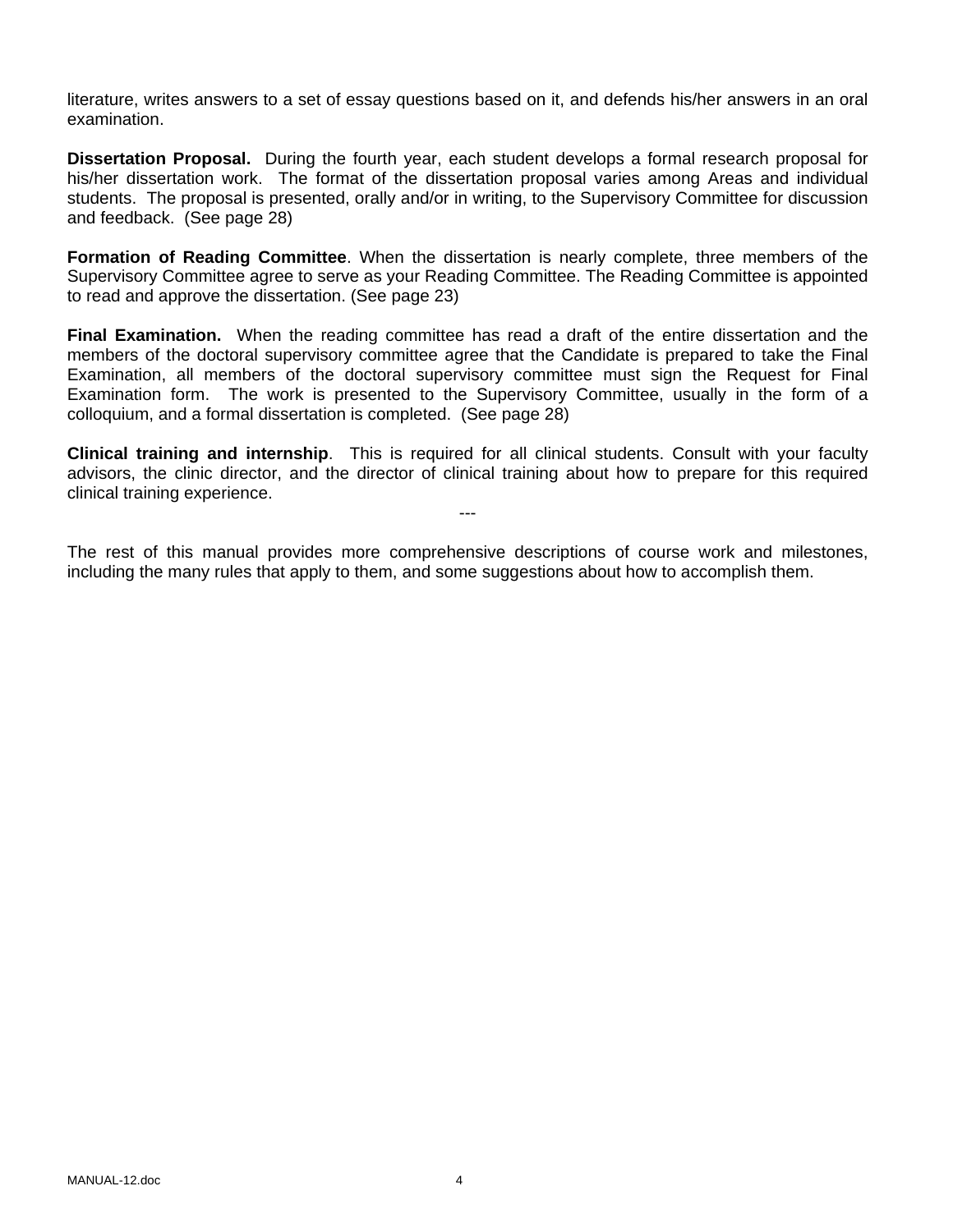literature, writes answers to a set of essay questions based on it, and defends his/her answers in an oral examination.

**Dissertation Proposal.** During the fourth year, each student develops a formal research proposal for his/her dissertation work. The format of the dissertation proposal varies among Areas and individual students. The proposal is presented, orally and/or in writing, to the Supervisory Committee for discussion and feedback. (See page 28)

**Formation of Reading Committee**. When the dissertation is nearly complete, three members of the Supervisory Committee agree to serve as your Reading Committee. The Reading Committee is appointed to read and approve the dissertation. (See page 23)

**Final Examination.** When the reading committee has read a draft of the entire dissertation and the members of the doctoral supervisory committee agree that the Candidate is prepared to take the Final Examination, all members of the doctoral supervisory committee must sign the Request for Final Examination form. The work is presented to the Supervisory Committee, usually in the form of a colloquium, and a formal dissertation is completed. (See page 28)

**Clinical training and internship**. This is required for all clinical students. Consult with your faculty advisors, the clinic director, and the director of clinical training about how to prepare for this required clinical training experience.

---

The rest of this manual provides more comprehensive descriptions of course work and milestones, including the many rules that apply to them, and some suggestions about how to accomplish them.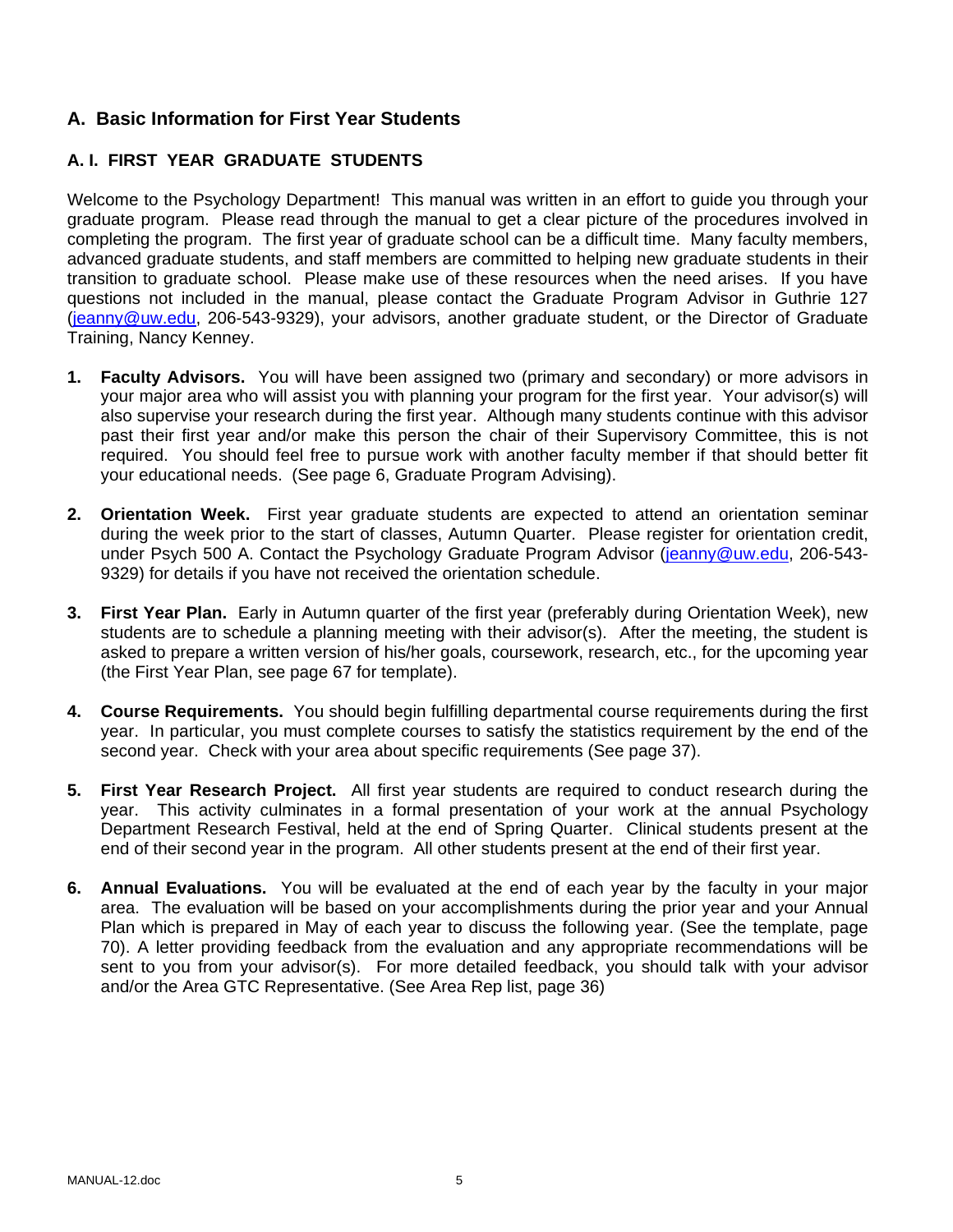## A. Basic Information for First Year Students

### A. I. FIRST YEAR GRADUATE STUDENTS

Welcome to the Psychology Department! This manual was written in an effort to guide you through your graduate program. Please read through the manual to get a clear picture of the procedures involved in completing the program. The first year of graduate school can be a difficult time. Many faculty members, advanced graduate students, and staff members are committed to helping new graduate students in their transition to graduate school. Please make use of these resources when the need arises. If you have questions not included in the manual, please contact the Graduate Program Advisor in Guthrie 127 (jeanny@uw.edu, 206-543-9329), your advisors, another graduate student, or the Director of Graduate Training, Nancy Kenney.

1. **Faculty Advisors.** You will have been assigned two (primary and secondary) or more advisors in your major area who will assist you with planning your program for the first year. Your advisor(s) will also supervise your research during the first year. Although many students continue with this advisor past their first year and/or make this person the chair of their Supervisory Committee, this is not required. You should feel free to pursue work with another faculty member if that should better fit your educational needs. (See page 6, Graduate Program Advising).

2. **Orientation Week.** First year graduate students are expected to attend an orientation seminar during the week prior to the start of classes, Autumn Quarter. Please register for orientation credit, under Psych 500 A. Contact the Psychology Graduate Program Advisor (jeanny@uw.edu, 206-543-9329) for details if you have not received the orientation schedule.

3. **First Year Plan.** Early in Autumn quarter of the first year (preferably during Orientation Week), new students are to schedule a planning meeting with their advisor(s). After the meeting, the student is asked to prepare a written version of his/her goals, coursework, research, etc., for the upcoming year (the First Year Plan, see page 67 for template).

4. **Course Requirements.** You should begin fulfilling departmental course requirements during the first year. In particular, you must complete courses to satisfy the statistics requirement by the end of the second year. Check with your area about specific requirements (See page 37).

5. **First Year Research Project.** All first year students are required to conduct research during the year. This activity culminates in a formal presentation of your work at the annual Psychology Department Research Festival, held at the end of Spring Quarter. Clinical students present at the end of their second year in the program. All other students present at the end of their first year.

6. **Annual Evaluations.** You will be evaluated at the end of each year by the faculty in your major area. The evaluation will be based on your accomplishments during the prior year and your Annual Plan which is prepared in May of each year to discuss the following year. (See the template, page 70). A letter providing feedback from the evaluation and any appropriate recommendations will be sent to you from your advisor(s). For more detailed feedback, you should talk with your advisor and/or the Area GTC Representative. (See Area Rep list, page 36)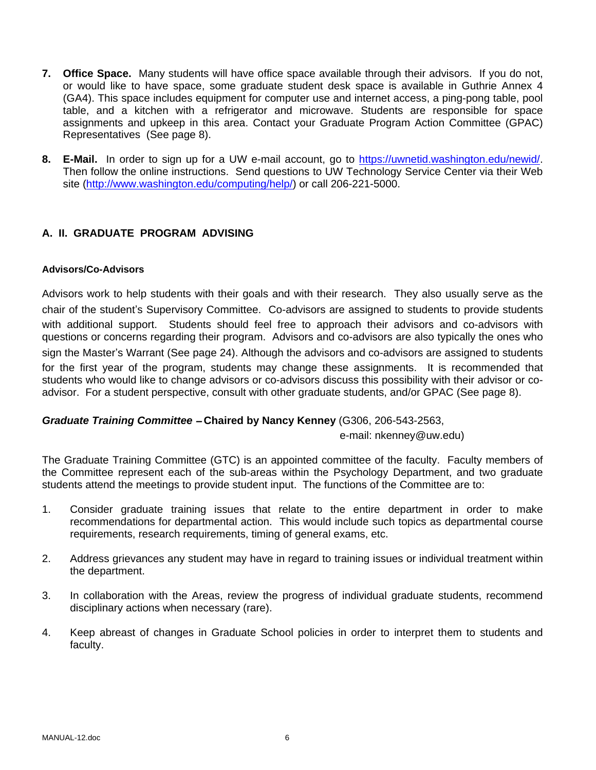7. **Office Space.** Many students will have office space available through their advisors. If you do not, or would like to have space, some graduate student desk space is available in Guthrie Annex 4 (GA4). This space includes equipment for computer use and internet access, a ping-pong table, pool table, and a kitchen with a refrigerator and microwave. Students are responsible for space assignments and upkeep in this area. Contact your Graduate Program Action Committee (GPAC) Representatives (See page 8).

8. **E-Mail.** In order to sign up for a UW e-mail account, go to https://uwnetid.washington.edu/newid/. Then follow the online instructions. Send questions to UW Technology Service Center via their Web site (http://www.washington.edu/computing/help/) or call 206-221-5000.

## A. II. GRADUATE PROGRAM ADVISING

#### Advisors/Co-Advisors

Advisors work to help students with their goals and with their research. They also usually serve as the chair of the student's Supervisory Committee. Co-advisors are assigned to students to provide students with additional support. Students should feel free to approach their advisors and co-advisors with questions or concerns regarding their program. Advisors and co-advisors are also typically the ones who sign the Master's Warrant (See page 24). Although the advisors and co-advisors are assigned to students for the first year of the program, students may change these assignments. It is recommended that students who would like to change advisors or co-advisors discuss this possibility with their advisor or co-advisor. For a student perspective, consult with other graduate students, and/or GPAC (See page 8).

***Graduate Training Committee* – Chaired by Nancy Kenney** (G306, 206-543-2563, e-mail: nkenney@uw.edu)

The Graduate Training Committee (GTC) is an appointed committee of the faculty. Faculty members of the Committee represent each of the sub-areas within the Psychology Department, and two graduate students attend the meetings to provide student input. The functions of the Committee are to:

1. Consider graduate training issues that relate to the entire department in order to make recommendations for departmental action. This would include such topics as departmental course requirements, research requirements, timing of general exams, etc.

2. Address grievances any student may have in regard to training issues or individual treatment within the department.

3. In collaboration with the Areas, review the progress of individual graduate students, recommend disciplinary actions when necessary (rare).

4. Keep abreast of changes in Graduate School policies in order to interpret them to students and faculty.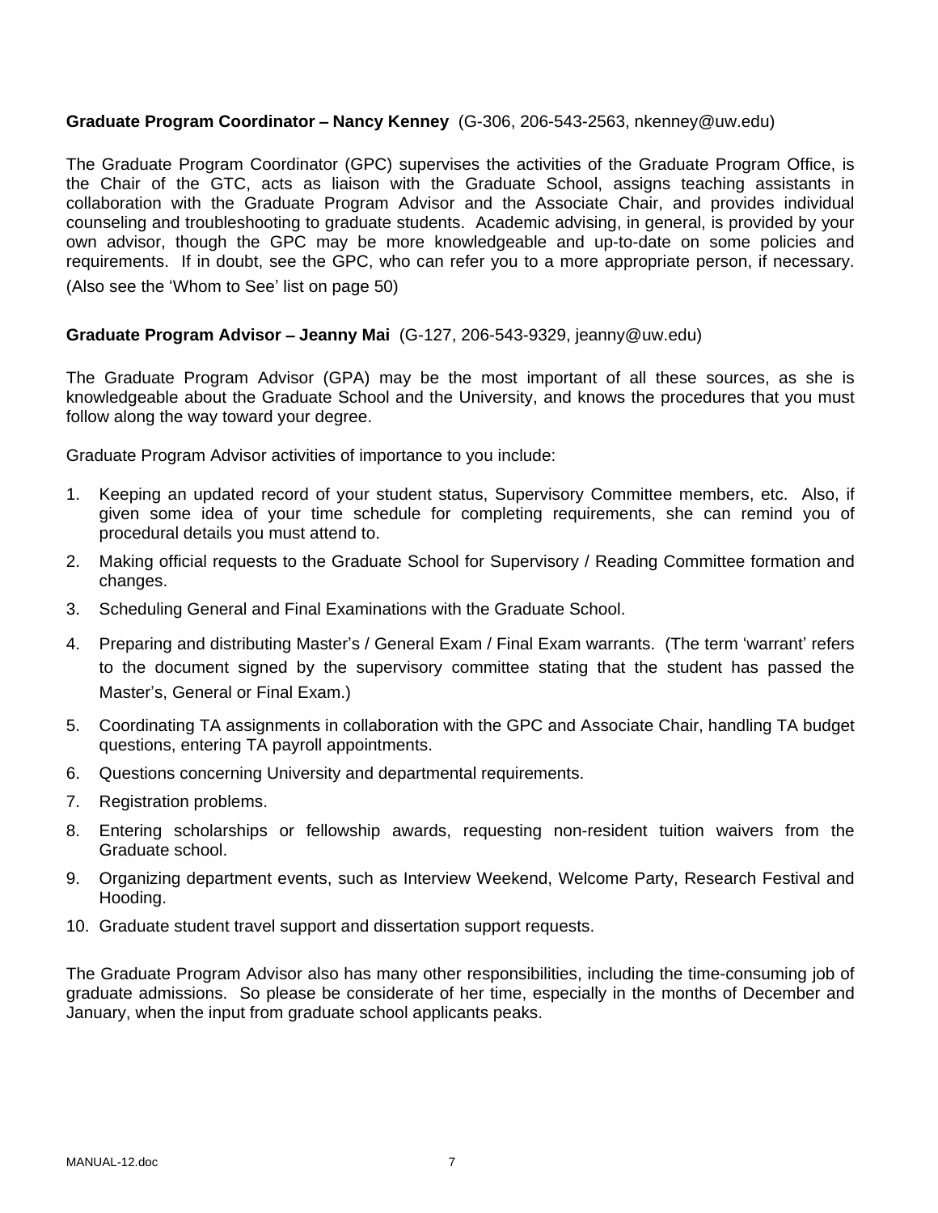**Graduate Program Coordinator – Nancy Kenney** (G-306, 206-543-2563, nkenney@uw.edu)

The Graduate Program Coordinator (GPC) supervises the activities of the Graduate Program Office, is the Chair of the GTC, acts as liaison with the Graduate School, assigns teaching assistants in collaboration with the Graduate Program Advisor and the Associate Chair, and provides individual counseling and troubleshooting to graduate students. Academic advising, in general, is provided by your own advisor, though the GPC may be more knowledgeable and up-to-date on some policies and requirements. If in doubt, see the GPC, who can refer you to a more appropriate person, if necessary. (Also see the 'Whom to See' list on page 50)

**Graduate Program Advisor – Jeanny Mai** (G-127, 206-543-9329, jeanny@uw.edu)

The Graduate Program Advisor (GPA) may be the most important of all these sources, as she is knowledgeable about the Graduate School and the University, and knows the procedures that you must follow along the way toward your degree.

Graduate Program Advisor activities of importance to you include:

1. Keeping an updated record of your student status, Supervisory Committee members, etc. Also, if given some idea of your time schedule for completing requirements, she can remind you of procedural details you must attend to.
2. Making official requests to the Graduate School for Supervisory / Reading Committee formation and changes.
3. Scheduling General and Final Examinations with the Graduate School.
4. Preparing and distributing Master's / General Exam / Final Exam warrants. (The term 'warrant' refers to the document signed by the supervisory committee stating that the student has passed the Master's, General or Final Exam.)
5. Coordinating TA assignments in collaboration with the GPC and Associate Chair, handling TA budget questions, entering TA payroll appointments.
6. Questions concerning University and departmental requirements.
7. Registration problems.
8. Entering scholarships or fellowship awards, requesting non-resident tuition waivers from the Graduate school.
9. Organizing department events, such as Interview Weekend, Welcome Party, Research Festival and Hooding.
10. Graduate student travel support and dissertation support requests.

The Graduate Program Advisor also has many other responsibilities, including the time-consuming job of graduate admissions. So please be considerate of her time, especially in the months of December and January, when the input from graduate school applicants peaks.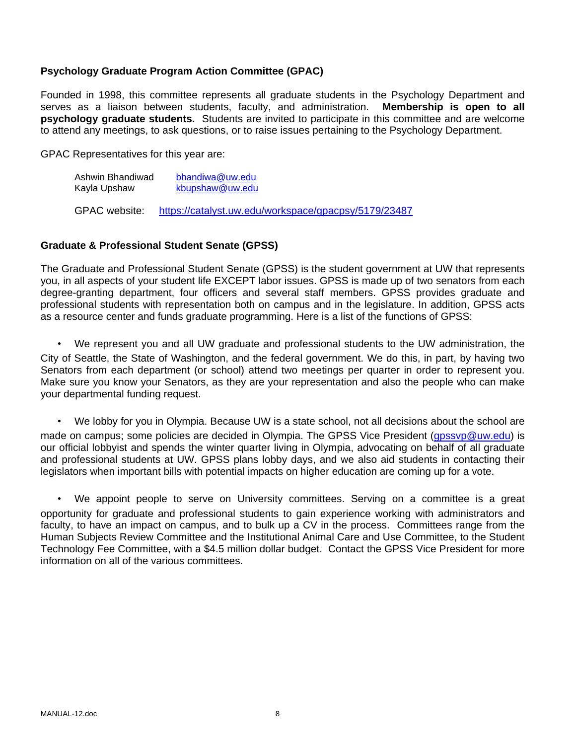### Psychology Graduate Program Action Committee (GPAC)

Founded in 1998, this committee represents all graduate students in the Psychology Department and serves as a liaison between students, faculty, and administration. **Membership is open to all psychology graduate students.** Students are invited to participate in this committee and are welcome to attend any meetings, to ask questions, or to raise issues pertaining to the Psychology Department.

GPAC Representatives for this year are:

| | |
|---|---|
| Ashwin Bhandiwad | bhandiwa@uw.edu |
| Kayla Upshaw | kbupshaw@uw.edu |

GPAC website: https://catalyst.uw.edu/workspace/gpacpsy/5179/23487

### Graduate & Professional Student Senate (GPSS)

The Graduate and Professional Student Senate (GPSS) is the student government at UW that represents you, in all aspects of your student life EXCEPT labor issues. GPSS is made up of two senators from each degree-granting department, four officers and several staff members. GPSS provides graduate and professional students with representation both on campus and in the legislature. In addition, GPSS acts as a resource center and funds graduate programming. Here is a list of the functions of GPSS:

- We represent you and all UW graduate and professional students to the UW administration, the City of Seattle, the State of Washington, and the federal government. We do this, in part, by having two Senators from each department (or school) attend two meetings per quarter in order to represent you. Make sure you know your Senators, as they are your representation and also the people who can make your departmental funding request.

- We lobby for you in Olympia. Because UW is a state school, not all decisions about the school are made on campus; some policies are decided in Olympia. The GPSS Vice President (gpssvp@uw.edu) is our official lobbyist and spends the winter quarter living in Olympia, advocating on behalf of all graduate and professional students at UW. GPSS plans lobby days, and we also aid students in contacting their legislators when important bills with potential impacts on higher education are coming up for a vote.

- We appoint people to serve on University committees. Serving on a committee is a great opportunity for graduate and professional students to gain experience working with administrators and faculty, to have an impact on campus, and to bulk up a CV in the process. Committees range from the Human Subjects Review Committee and the Institutional Animal Care and Use Committee, to the Student Technology Fee Committee, with a $4.5 million dollar budget. Contact the GPSS Vice President for more information on all of the various committees.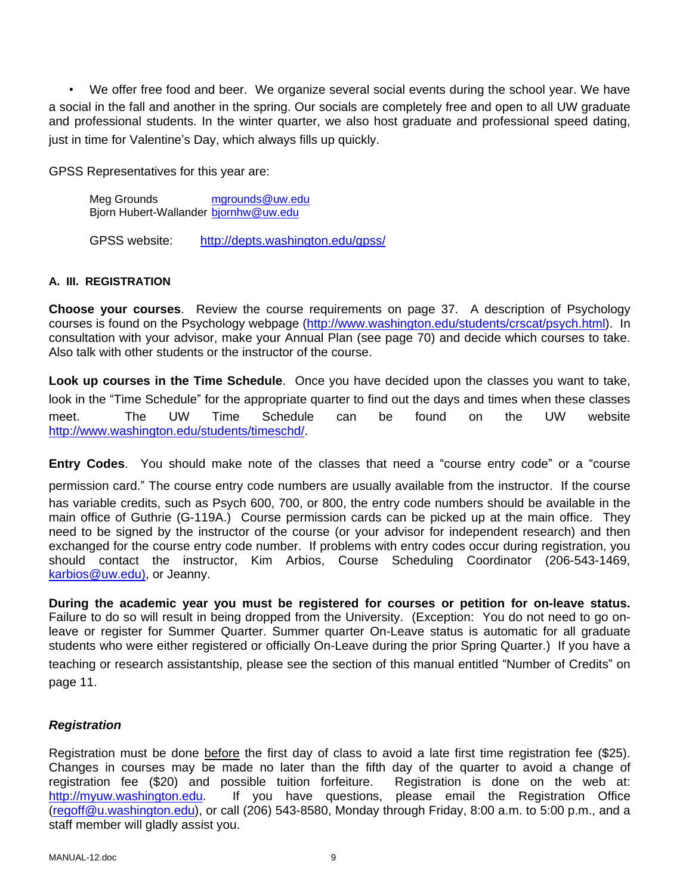- We offer free food and beer. We organize several social events during the school year. We have a social in the fall and another in the spring. Our socials are completely free and open to all UW graduate and professional students. In the winter quarter, we also host graduate and professional speed dating, just in time for Valentine's Day, which always fills up quickly.

GPSS Representatives for this year are:

Meg Grounds mgrounds@uw.edu
Bjorn Hubert-Wallander bjornhw@uw.edu

GPSS website: http://depts.washington.edu/gpss/

#### A. III. REGISTRATION

**Choose your courses**. Review the course requirements on page 37. A description of Psychology courses is found on the Psychology webpage (http://www.washington.edu/students/crscat/psych.html). In consultation with your advisor, make your Annual Plan (see page 70) and decide which courses to take. Also talk with other students or the instructor of the course.

**Look up courses in the Time Schedule**. Once you have decided upon the classes you want to take, look in the "Time Schedule" for the appropriate quarter to find out the days and times when these classes meet. The UW Time Schedule can be found on the UW website http://www.washington.edu/students/timeschd/.

**Entry Codes**. You should make note of the classes that need a "course entry code" or a "course permission card." The course entry code numbers are usually available from the instructor. If the course has variable credits, such as Psych 600, 700, or 800, the entry code numbers should be available in the main office of Guthrie (G-119A.) Course permission cards can be picked up at the main office. They need to be signed by the instructor of the course (or your advisor for independent research) and then exchanged for the course entry code number. If problems with entry codes occur during registration, you should contact the instructor, Kim Arbios, Course Scheduling Coordinator (206-543-1469, karbios@uw.edu), or Jeanny.

**During the academic year you must be registered for courses or petition for on-leave status.** Failure to do so will result in being dropped from the University. (Exception: You do not need to go on-leave or register for Summer Quarter. Summer quarter On-Leave status is automatic for all graduate students who were either registered or officially On-Leave during the prior Spring Quarter.) If you have a teaching or research assistantship, please see the section of this manual entitled "Number of Credits" on page 11.

***Registration***

Registration must be done before the first day of class to avoid a late first time registration fee ($25). Changes in courses may be made no later than the fifth day of the quarter to avoid a change of registration fee ($20) and possible tuition forfeiture. Registration is done on the web at: http://myuw.washington.edu. If you have questions, please email the Registration Office (regoff@u.washington.edu), or call (206) 543-8580, Monday through Friday, 8:00 a.m. to 5:00 p.m., and a staff member will gladly assist you.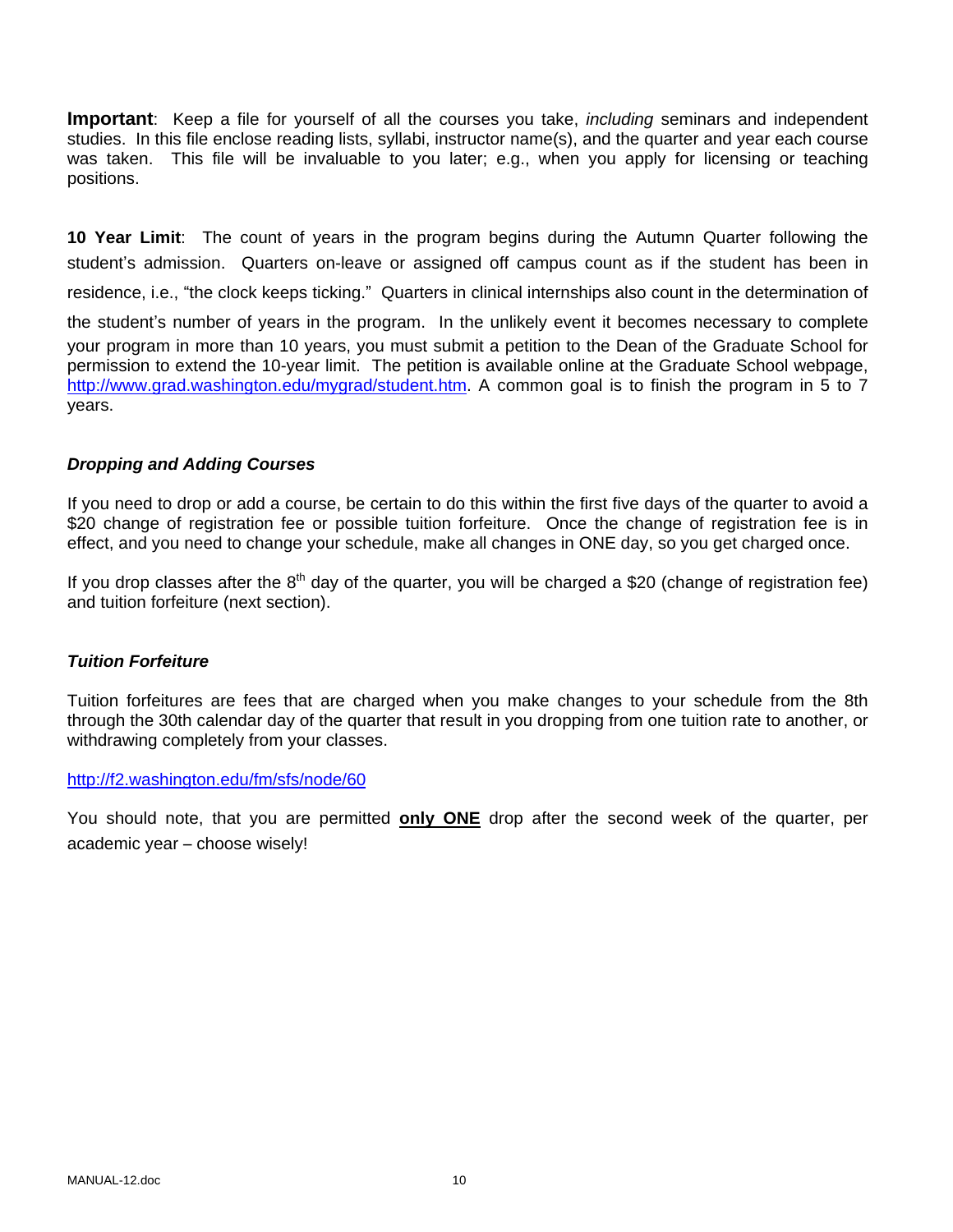**Important**: Keep a file for yourself of all the courses you take, *including* seminars and independent studies. In this file enclose reading lists, syllabi, instructor name(s), and the quarter and year each course was taken. This file will be invaluable to you later; e.g., when you apply for licensing or teaching positions.

**10 Year Limit**: The count of years in the program begins during the Autumn Quarter following the student's admission. Quarters on-leave or assigned off campus count as if the student has been in residence, i.e., "the clock keeps ticking." Quarters in clinical internships also count in the determination of the student's number of years in the program. In the unlikely event it becomes necessary to complete your program in more than 10 years, you must submit a petition to the Dean of the Graduate School for permission to extend the 10-year limit. The petition is available online at the Graduate School webpage, http://www.grad.washington.edu/mygrad/student.htm. A common goal is to finish the program in 5 to 7 years.

### *Dropping and Adding Courses*

If you need to drop or add a course, be certain to do this within the first five days of the quarter to avoid a $20 change of registration fee or possible tuition forfeiture. Once the change of registration fee is in effect, and you need to change your schedule, make all changes in ONE day, so you get charged once.

If you drop classes after the 8th day of the quarter, you will be charged a $20 (change of registration fee) and tuition forfeiture (next section).

### *Tuition Forfeiture*

Tuition forfeitures are fees that are charged when you make changes to your schedule from the 8th through the 30th calendar day of the quarter that result in you dropping from one tuition rate to another, or withdrawing completely from your classes.

http://f2.washington.edu/fm/sfs/node/60

You should note, that you are permitted **only ONE** drop after the second week of the quarter, per academic year – choose wisely!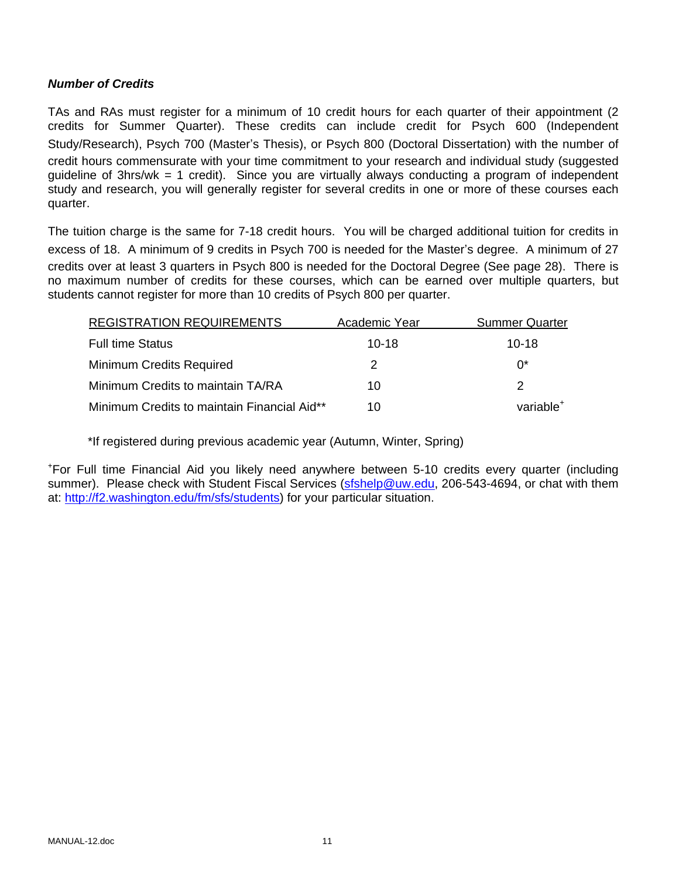***Number of Credits***

TAs and RAs must register for a minimum of 10 credit hours for each quarter of their appointment (2 credits for Summer Quarter). These credits can include credit for Psych 600 (Independent Study/Research), Psych 700 (Master's Thesis), or Psych 800 (Doctoral Dissertation) with the number of credit hours commensurate with your time commitment to your research and individual study (suggested guideline of 3hrs/wk = 1 credit). Since you are virtually always conducting a program of independent study and research, you will generally register for several credits in one or more of these courses each quarter.

The tuition charge is the same for 7-18 credit hours. You will be charged additional tuition for credits in excess of 18. A minimum of 9 credits in Psych 700 is needed for the Master's degree. A minimum of 27 credits over at least 3 quarters in Psych 800 is needed for the Doctoral Degree (See page 28). There is no maximum number of credits for these courses, which can be earned over multiple quarters, but students cannot register for more than 10 credits of Psych 800 per quarter.

| REGISTRATION REQUIREMENTS | Academic Year | Summer Quarter |
|---|---|---|
| Full time Status | 10-18 | 10-18 |
| Minimum Credits Required | 2 | 0* |
| Minimum Credits to maintain TA/RA | 10 | 2 |
| Minimum Credits to maintain Financial Aid** | 10 | variable+ |

*If registered during previous academic year (Autumn, Winter, Spring)

+For Full time Financial Aid you likely need anywhere between 5-10 credits every quarter (including summer). Please check with Student Fiscal Services (sfshelp@uw.edu, 206-543-4694, or chat with them at: http://f2.washington.edu/fm/sfs/students) for your particular situation.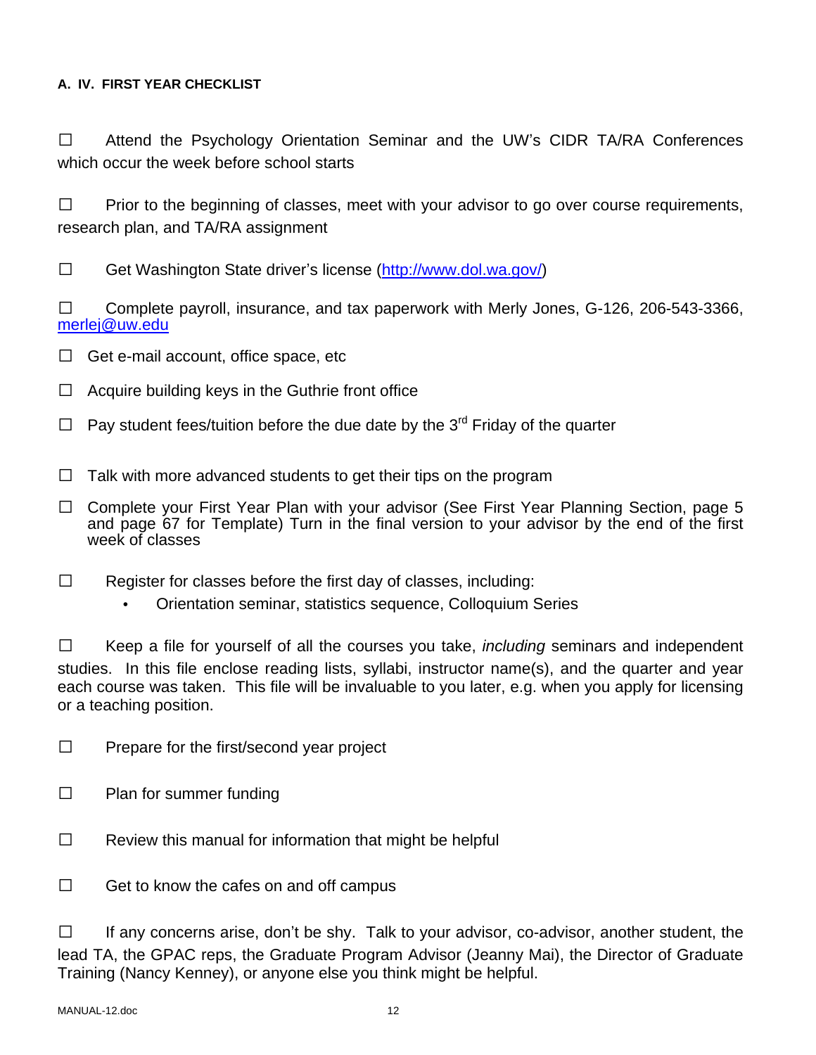#### A. IV. FIRST YEAR CHECKLIST

☐ Attend the Psychology Orientation Seminar and the UW's CIDR TA/RA Conferences which occur the week before school starts

☐ Prior to the beginning of classes, meet with your advisor to go over course requirements, research plan, and TA/RA assignment

☐ Get Washington State driver's license (http://www.dol.wa.gov/)

☐ Complete payroll, insurance, and tax paperwork with Merly Jones, G-126, 206-543-3366, merlej@uw.edu

☐ Get e-mail account, office space, etc

☐ Acquire building keys in the Guthrie front office

☐ Pay student fees/tuition before the due date by the 3rd Friday of the quarter

☐ Talk with more advanced students to get their tips on the program

☐ Complete your First Year Plan with your advisor (See First Year Planning Section, page 5 and page 67 for Template) Turn in the final version to your advisor by the end of the first week of classes

☐ Register for classes before the first day of classes, including:
- Orientation seminar, statistics sequence, Colloquium Series

☐ Keep a file for yourself of all the courses you take, *including* seminars and independent studies. In this file enclose reading lists, syllabi, instructor name(s), and the quarter and year each course was taken. This file will be invaluable to you later, e.g. when you apply for licensing or a teaching position.

☐ Prepare for the first/second year project

☐ Plan for summer funding

☐ Review this manual for information that might be helpful

☐ Get to know the cafes on and off campus

☐ If any concerns arise, don't be shy. Talk to your advisor, co-advisor, another student, the lead TA, the GPAC reps, the Graduate Program Advisor (Jeanny Mai), the Director of Graduate Training (Nancy Kenney), or anyone else you think might be helpful.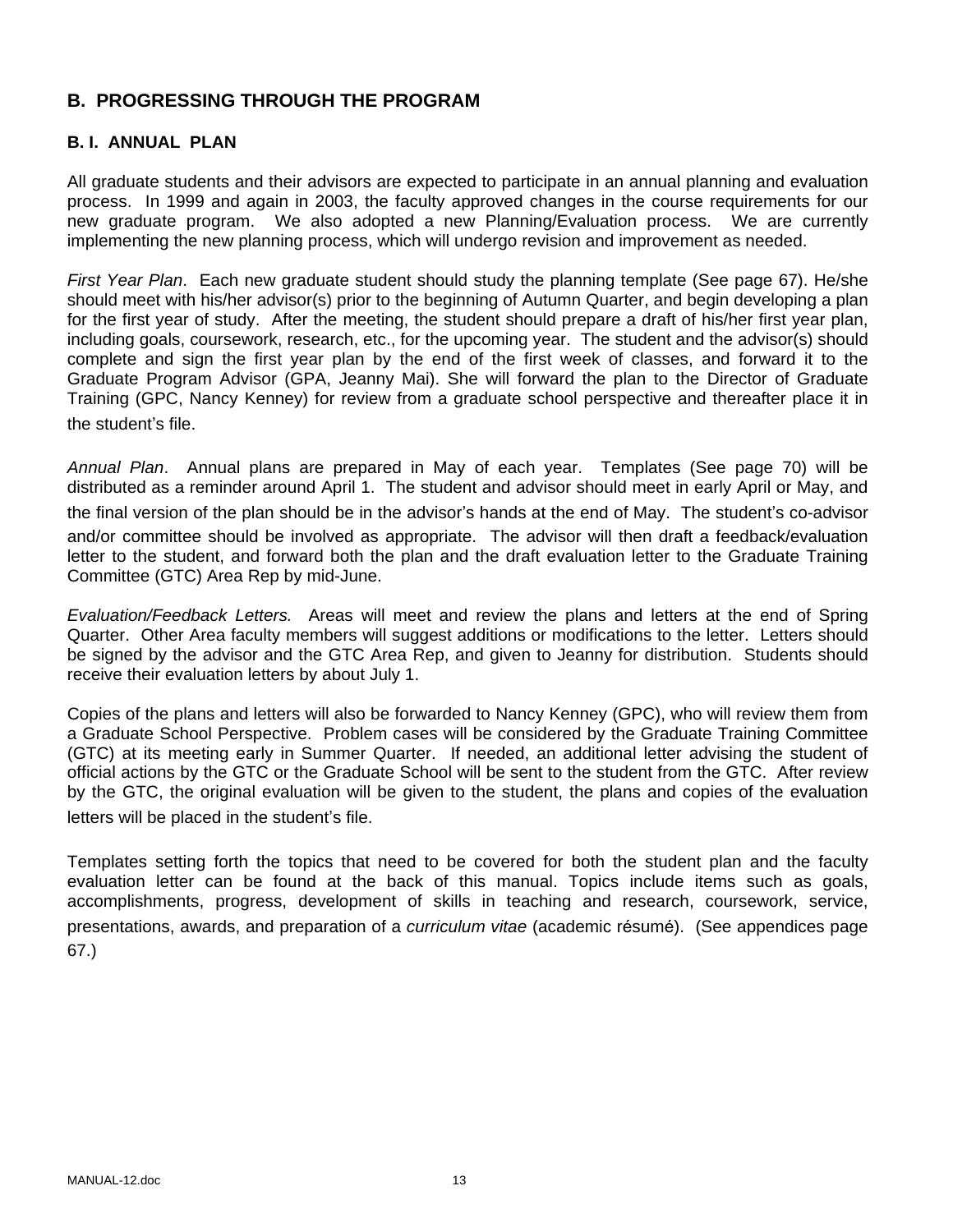## B. PROGRESSING THROUGH THE PROGRAM

### B. I. ANNUAL PLAN

All graduate students and their advisors are expected to participate in an annual planning and evaluation process. In 1999 and again in 2003, the faculty approved changes in the course requirements for our new graduate program. We also adopted a new Planning/Evaluation process. We are currently implementing the new planning process, which will undergo revision and improvement as needed.

*First Year Plan*. Each new graduate student should study the planning template (See page 67). He/she should meet with his/her advisor(s) prior to the beginning of Autumn Quarter, and begin developing a plan for the first year of study. After the meeting, the student should prepare a draft of his/her first year plan, including goals, coursework, research, etc., for the upcoming year. The student and the advisor(s) should complete and sign the first year plan by the end of the first week of classes, and forward it to the Graduate Program Advisor (GPA, Jeanny Mai). She will forward the plan to the Director of Graduate Training (GPC, Nancy Kenney) for review from a graduate school perspective and thereafter place it in the student's file.

*Annual Plan*. Annual plans are prepared in May of each year. Templates (See page 70) will be distributed as a reminder around April 1. The student and advisor should meet in early April or May, and the final version of the plan should be in the advisor's hands at the end of May. The student's co-advisor and/or committee should be involved as appropriate. The advisor will then draft a feedback/evaluation letter to the student, and forward both the plan and the draft evaluation letter to the Graduate Training Committee (GTC) Area Rep by mid-June.

*Evaluation/Feedback Letters.* Areas will meet and review the plans and letters at the end of Spring Quarter. Other Area faculty members will suggest additions or modifications to the letter. Letters should be signed by the advisor and the GTC Area Rep, and given to Jeanny for distribution. Students should receive their evaluation letters by about July 1.

Copies of the plans and letters will also be forwarded to Nancy Kenney (GPC), who will review them from a Graduate School Perspective. Problem cases will be considered by the Graduate Training Committee (GTC) at its meeting early in Summer Quarter. If needed, an additional letter advising the student of official actions by the GTC or the Graduate School will be sent to the student from the GTC. After review by the GTC, the original evaluation will be given to the student, the plans and copies of the evaluation letters will be placed in the student's file.

Templates setting forth the topics that need to be covered for both the student plan and the faculty evaluation letter can be found at the back of this manual. Topics include items such as goals, accomplishments, progress, development of skills in teaching and research, coursework, service, presentations, awards, and preparation of a *curriculum vitae* (academic résumé). (See appendices page 67.)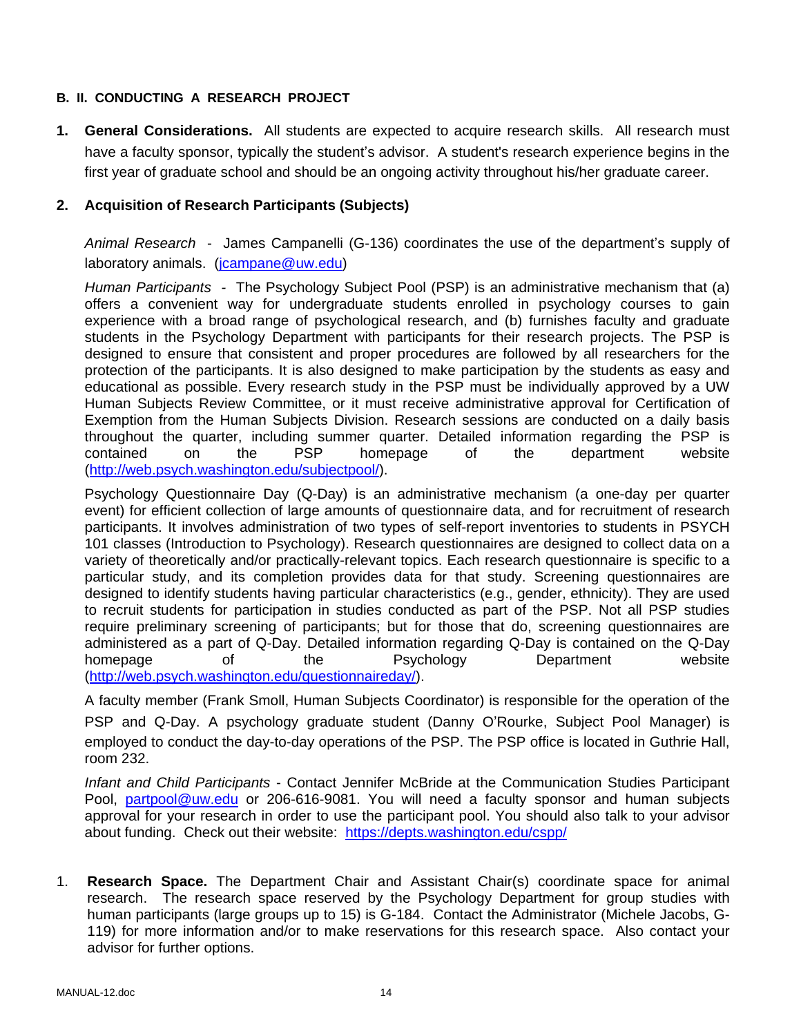**B. II. CONDUCTING A RESEARCH PROJECT**

1. **General Considerations.** All students are expected to acquire research skills. All research must have a faculty sponsor, typically the student's advisor. A student's research experience begins in the first year of graduate school and should be an ongoing activity throughout his/her graduate career.

2. **Acquisition of Research Participants (Subjects)**

*Animal Research* - James Campanelli (G-136) coordinates the use of the department's supply of laboratory animals. (jcampane@uw.edu)

*Human Participants* - The Psychology Subject Pool (PSP) is an administrative mechanism that (a) offers a convenient way for undergraduate students enrolled in psychology courses to gain experience with a broad range of psychological research, and (b) furnishes faculty and graduate students in the Psychology Department with participants for their research projects. The PSP is designed to ensure that consistent and proper procedures are followed by all researchers for the protection of the participants. It is also designed to make participation by the students as easy and educational as possible. Every research study in the PSP must be individually approved by a UW Human Subjects Review Committee, or it must receive administrative approval for Certification of Exemption from the Human Subjects Division. Research sessions are conducted on a daily basis throughout the quarter, including summer quarter. Detailed information regarding the PSP is contained on the PSP homepage of the department website (http://web.psych.washington.edu/subjectpool/).

Psychology Questionnaire Day (Q-Day) is an administrative mechanism (a one-day per quarter event) for efficient collection of large amounts of questionnaire data, and for recruitment of research participants. It involves administration of two types of self-report inventories to students in PSYCH 101 classes (Introduction to Psychology). Research questionnaires are designed to collect data on a variety of theoretically and/or practically-relevant topics. Each research questionnaire is specific to a particular study, and its completion provides data for that study. Screening questionnaires are designed to identify students having particular characteristics (e.g., gender, ethnicity). They are used to recruit students for participation in studies conducted as part of the PSP. Not all PSP studies require preliminary screening of participants; but for those that do, screening questionnaires are administered as a part of Q-Day. Detailed information regarding Q-Day is contained on the Q-Day homepage of the Psychology Department website (http://web.psych.washington.edu/questionnaireday/).

A faculty member (Frank Smoll, Human Subjects Coordinator) is responsible for the operation of the PSP and Q-Day. A psychology graduate student (Danny O'Rourke, Subject Pool Manager) is employed to conduct the day-to-day operations of the PSP. The PSP office is located in Guthrie Hall, room 232.

*Infant and Child Participants* - Contact Jennifer McBride at the Communication Studies Participant Pool, partpool@uw.edu or 206-616-9081. You will need a faculty sponsor and human subjects approval for your research in order to use the participant pool. You should also talk to your advisor about funding. Check out their website: https://depts.washington.edu/cspp/

1. **Research Space.** The Department Chair and Assistant Chair(s) coordinate space for animal research. The research space reserved by the Psychology Department for group studies with human participants (large groups up to 15) is G-184. Contact the Administrator (Michele Jacobs, G-119) for more information and/or to make reservations for this research space. Also contact your advisor for further options.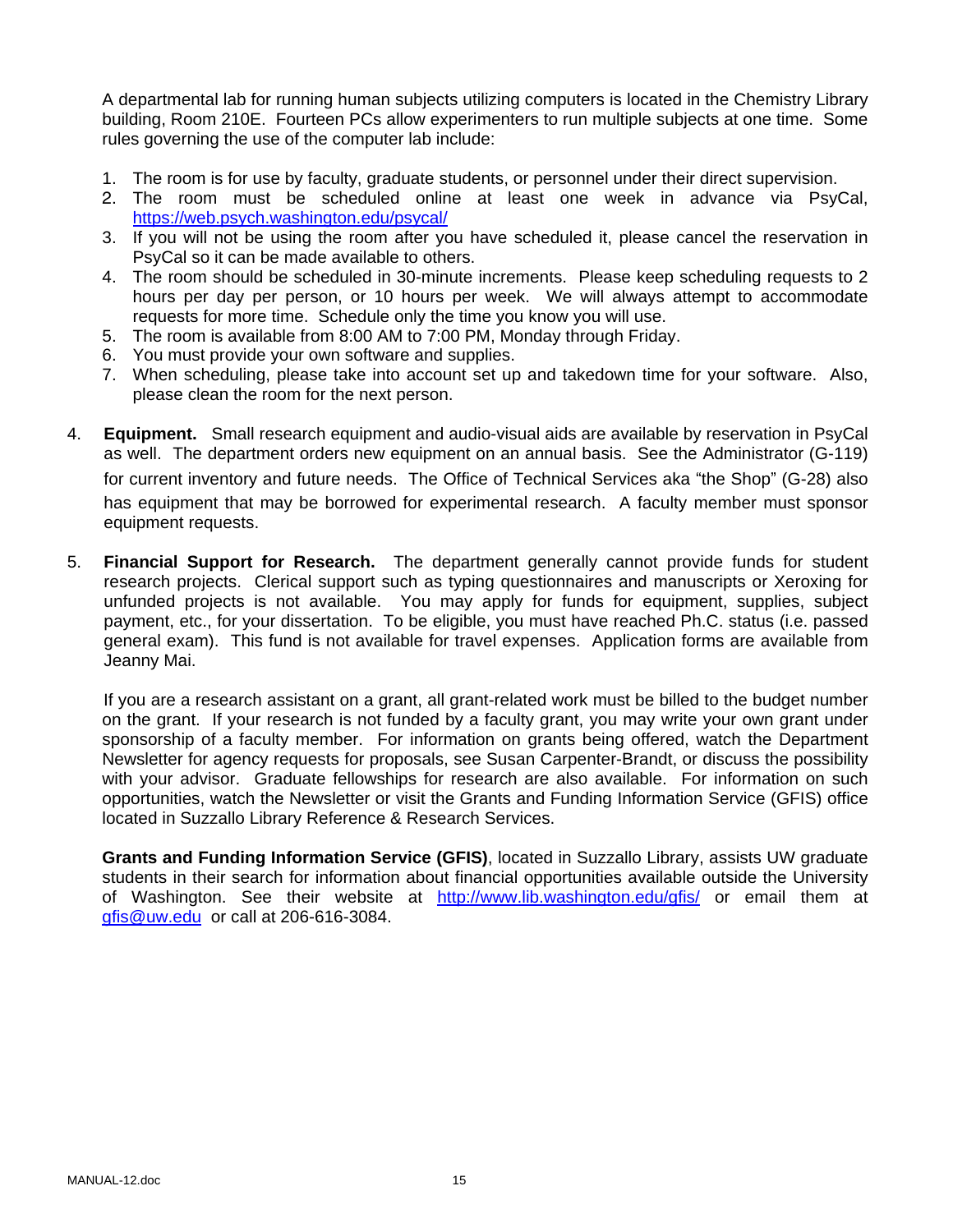A departmental lab for running human subjects utilizing computers is located in the Chemistry Library building, Room 210E. Fourteen PCs allow experimenters to run multiple subjects at one time. Some rules governing the use of the computer lab include:

1. The room is for use by faculty, graduate students, or personnel under their direct supervision.
2. The room must be scheduled online at least one week in advance via PsyCal, https://web.psych.washington.edu/psycal/
3. If you will not be using the room after you have scheduled it, please cancel the reservation in PsyCal so it can be made available to others.
4. The room should be scheduled in 30-minute increments. Please keep scheduling requests to 2 hours per day per person, or 10 hours per week. We will always attempt to accommodate requests for more time. Schedule only the time you know you will use.
5. The room is available from 8:00 AM to 7:00 PM, Monday through Friday.
6. You must provide your own software and supplies.
7. When scheduling, please take into account set up and takedown time for your software. Also, please clean the room for the next person.

4. **Equipment.** Small research equipment and audio-visual aids are available by reservation in PsyCal as well. The department orders new equipment on an annual basis. See the Administrator (G-119) for current inventory and future needs. The Office of Technical Services aka "the Shop" (G-28) also has equipment that may be borrowed for experimental research. A faculty member must sponsor equipment requests.

5. **Financial Support for Research.** The department generally cannot provide funds for student research projects. Clerical support such as typing questionnaires and manuscripts or Xeroxing for unfunded projects is not available. You may apply for funds for equipment, supplies, subject payment, etc., for your dissertation. To be eligible, you must have reached Ph.C. status (i.e. passed general exam). This fund is not available for travel expenses. Application forms are available from Jeanny Mai.

   If you are a research assistant on a grant, all grant-related work must be billed to the budget number on the grant. If your research is not funded by a faculty grant, you may write your own grant under sponsorship of a faculty member. For information on grants being offered, watch the Department Newsletter for agency requests for proposals, see Susan Carpenter-Brandt, or discuss the possibility with your advisor. Graduate fellowships for research are also available. For information on such opportunities, watch the Newsletter or visit the Grants and Funding Information Service (GFIS) office located in Suzzallo Library Reference & Research Services.

   **Grants and Funding Information Service (GFIS)**, located in Suzzallo Library, assists UW graduate students in their search for information about financial opportunities available outside the University of Washington. See their website at http://www.lib.washington.edu/gfis/ or email them at gfis@uw.edu or call at 206-616-3084.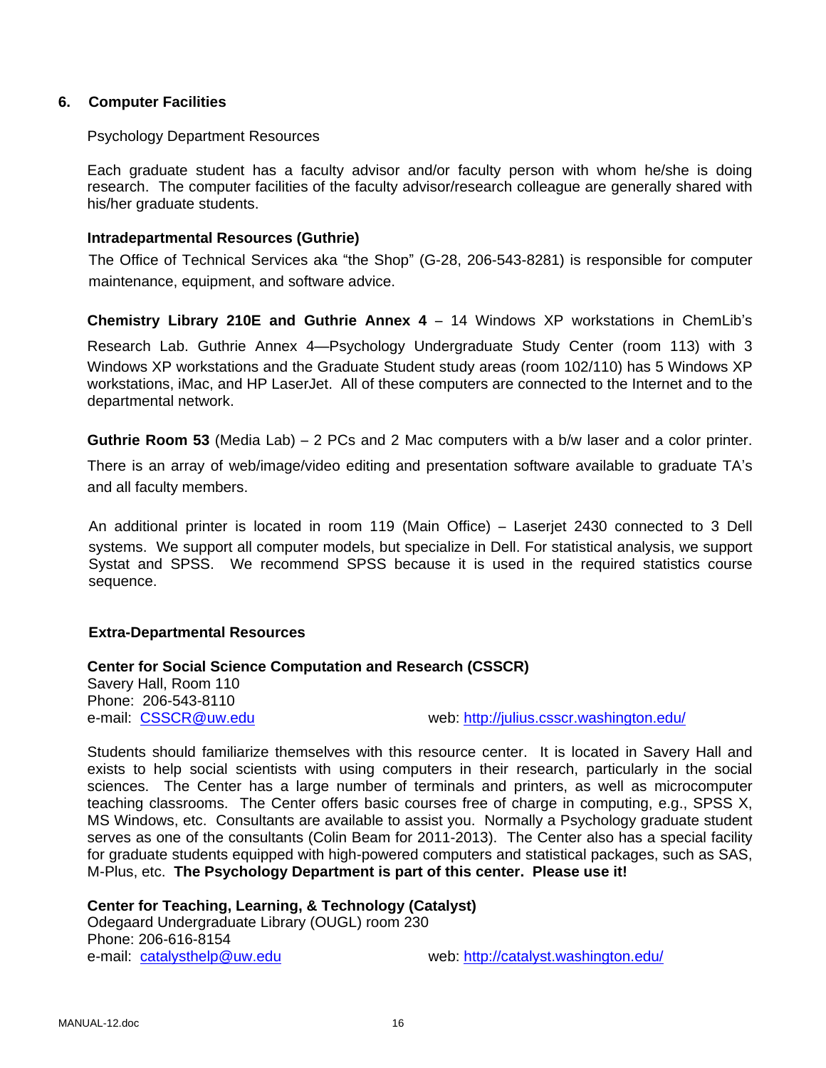## 6. Computer Facilities

Psychology Department Resources

Each graduate student has a faculty advisor and/or faculty person with whom he/she is doing research. The computer facilities of the faculty advisor/research colleague are generally shared with his/her graduate students.

### Intradepartmental Resources (Guthrie)

The Office of Technical Services aka "the Shop" (G-28, 206-543-8281) is responsible for computer maintenance, equipment, and software advice.

**Chemistry Library 210E and Guthrie Annex 4** – 14 Windows XP workstations in ChemLib's Research Lab. Guthrie Annex 4—Psychology Undergraduate Study Center (room 113) with 3 Windows XP workstations and the Graduate Student study areas (room 102/110) has 5 Windows XP workstations, iMac, and HP LaserJet. All of these computers are connected to the Internet and to the departmental network.

**Guthrie Room 53** (Media Lab) – 2 PCs and 2 Mac computers with a b/w laser and a color printer. There is an array of web/image/video editing and presentation software available to graduate TA's and all faculty members.

An additional printer is located in room 119 (Main Office) – Laserjet 2430 connected to 3 Dell systems. We support all computer models, but specialize in Dell. For statistical analysis, we support Systat and SPSS. We recommend SPSS because it is used in the required statistics course sequence.

### Extra-Departmental Resources

**Center for Social Science Computation and Research (CSSCR)**
Savery Hall, Room 110
Phone: 206-543-8110
e-mail: CSSCR@uw.edu web: http://julius.csscr.washington.edu/

Students should familiarize themselves with this resource center. It is located in Savery Hall and exists to help social scientists with using computers in their research, particularly in the social sciences. The Center has a large number of terminals and printers, as well as microcomputer teaching classrooms. The Center offers basic courses free of charge in computing, e.g., SPSS X, MS Windows, etc. Consultants are available to assist you. Normally a Psychology graduate student serves as one of the consultants (Colin Beam for 2011-2013). The Center also has a special facility for graduate students equipped with high-powered computers and statistical packages, such as SAS, M-Plus, etc. **The Psychology Department is part of this center. Please use it!**

**Center for Teaching, Learning, & Technology (Catalyst)**
Odegaard Undergraduate Library (OUGL) room 230
Phone: 206-616-8154
e-mail: catalysthelp@uw.edu web: http://catalyst.washington.edu/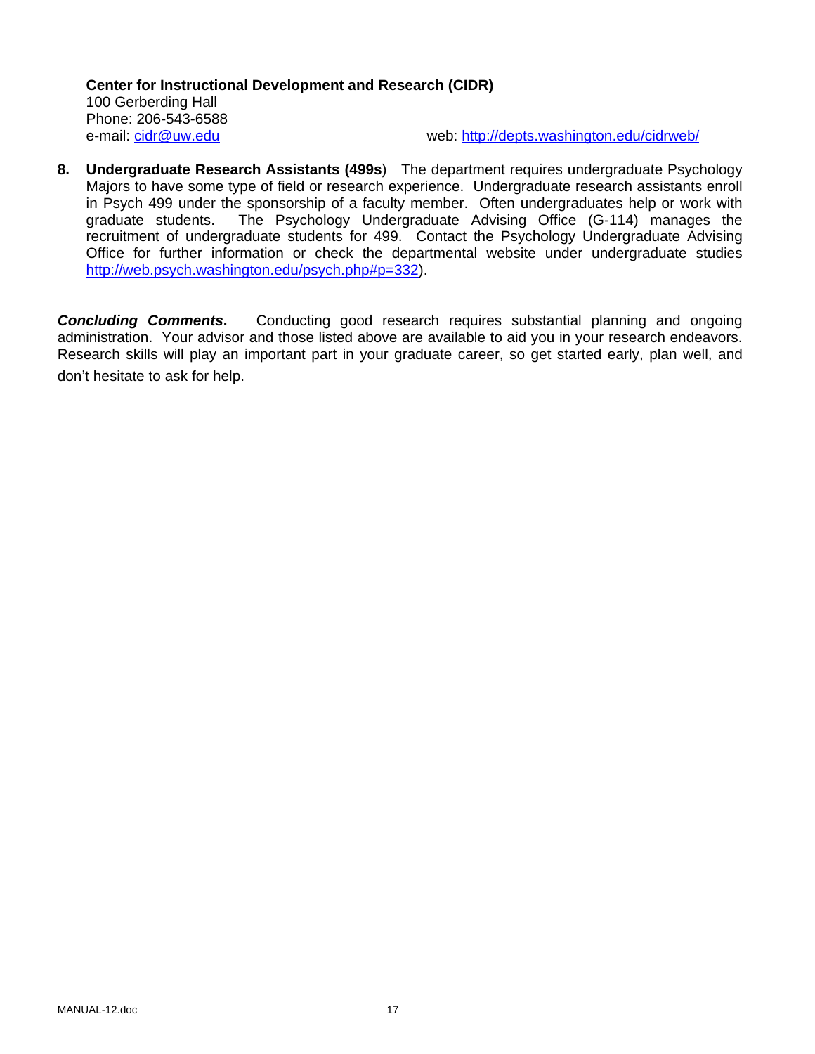**Center for Instructional Development and Research (CIDR)**
100 Gerberding Hall
Phone: 206-543-6588
e-mail: cidr@uw.edu web: http://depts.washington.edu/cidrweb/

8. **Undergraduate Research Assistants (499s**) The department requires undergraduate Psychology Majors to have some type of field or research experience. Undergraduate research assistants enroll in Psych 499 under the sponsorship of a faculty member. Often undergraduates help or work with graduate students. The Psychology Undergraduate Advising Office (G-114) manages the recruitment of undergraduate students for 499. Contact the Psychology Undergraduate Advising Office for further information or check the departmental website under undergraduate studies http://web.psych.washington.edu/psych.php#p=332).

***Concluding Comments.*** Conducting good research requires substantial planning and ongoing administration. Your advisor and those listed above are available to aid you in your research endeavors. Research skills will play an important part in your graduate career, so get started early, plan well, and don't hesitate to ask for help.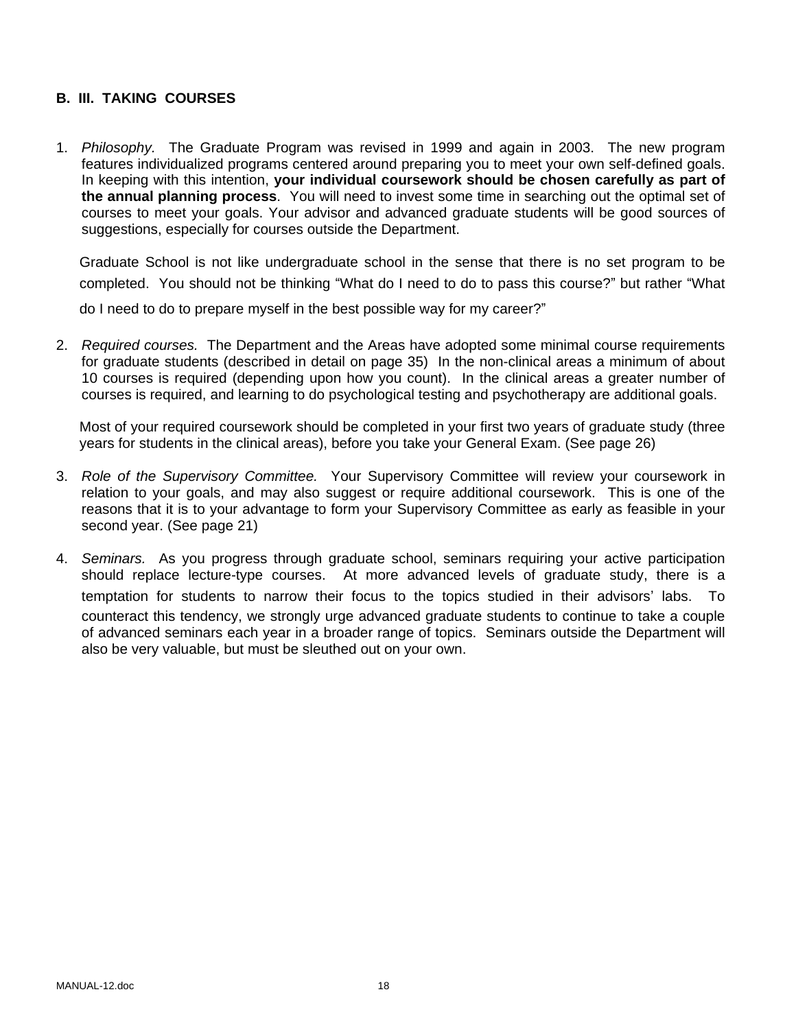## B. III. TAKING COURSES

1. *Philosophy.* The Graduate Program was revised in 1999 and again in 2003. The new program features individualized programs centered around preparing you to meet your own self-defined goals. In keeping with this intention, **your individual coursework should be chosen carefully as part of the annual planning process**. You will need to invest some time in searching out the optimal set of courses to meet your goals. Your advisor and advanced graduate students will be good sources of suggestions, especially for courses outside the Department.

   Graduate School is not like undergraduate school in the sense that there is no set program to be completed. You should not be thinking "What do I need to do to pass this course?" but rather "What do I need to do to prepare myself in the best possible way for my career?"

2. *Required courses.* The Department and the Areas have adopted some minimal course requirements for graduate students (described in detail on page 35) In the non-clinical areas a minimum of about 10 courses is required (depending upon how you count). In the clinical areas a greater number of courses is required, and learning to do psychological testing and psychotherapy are additional goals.

   Most of your required coursework should be completed in your first two years of graduate study (three years for students in the clinical areas), before you take your General Exam. (See page 26)

3. *Role of the Supervisory Committee.* Your Supervisory Committee will review your coursework in relation to your goals, and may also suggest or require additional coursework. This is one of the reasons that it is to your advantage to form your Supervisory Committee as early as feasible in your second year. (See page 21)

4. *Seminars.* As you progress through graduate school, seminars requiring your active participation should replace lecture-type courses. At more advanced levels of graduate study, there is a temptation for students to narrow their focus to the topics studied in their advisors' labs. To counteract this tendency, we strongly urge advanced graduate students to continue to take a couple of advanced seminars each year in a broader range of topics. Seminars outside the Department will also be very valuable, but must be sleuthed out on your own.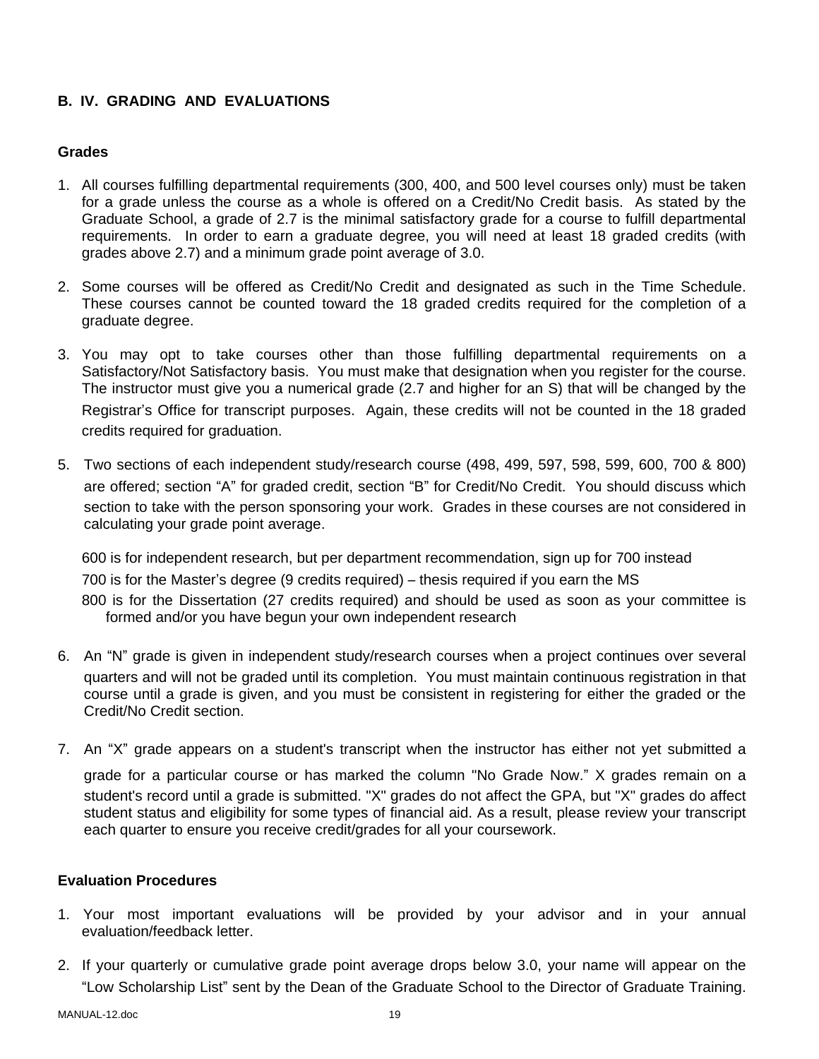## B. IV. GRADING AND EVALUATIONS

### Grades

1. All courses fulfilling departmental requirements (300, 400, and 500 level courses only) must be taken for a grade unless the course as a whole is offered on a Credit/No Credit basis. As stated by the Graduate School, a grade of 2.7 is the minimal satisfactory grade for a course to fulfill departmental requirements. In order to earn a graduate degree, you will need at least 18 graded credits (with grades above 2.7) and a minimum grade point average of 3.0.

2. Some courses will be offered as Credit/No Credit and designated as such in the Time Schedule. These courses cannot be counted toward the 18 graded credits required for the completion of a graduate degree.

3. You may opt to take courses other than those fulfilling departmental requirements on a Satisfactory/Not Satisfactory basis. You must make that designation when you register for the course. The instructor must give you a numerical grade (2.7 and higher for an S) that will be changed by the Registrar's Office for transcript purposes. Again, these credits will not be counted in the 18 graded credits required for graduation.

5. Two sections of each independent study/research course (498, 499, 597, 598, 599, 600, 700 & 800) are offered; section "A" for graded credit, section "B" for Credit/No Credit. You should discuss which section to take with the person sponsoring your work. Grades in these courses are not considered in calculating your grade point average.

   600 is for independent research, but per department recommendation, sign up for 700 instead
   
   700 is for the Master's degree (9 credits required) – thesis required if you earn the MS
   
   800 is for the Dissertation (27 credits required) and should be used as soon as your committee is formed and/or you have begun your own independent research

6. An "N" grade is given in independent study/research courses when a project continues over several quarters and will not be graded until its completion. You must maintain continuous registration in that course until a grade is given, and you must be consistent in registering for either the graded or the Credit/No Credit section.

7. An "X" grade appears on a student's transcript when the instructor has either not yet submitted a grade for a particular course or has marked the column "No Grade Now." X grades remain on a student's record until a grade is submitted. "X" grades do not affect the GPA, but "X" grades do affect student status and eligibility for some types of financial aid. As a result, please review your transcript each quarter to ensure you receive credit/grades for all your coursework.

### Evaluation Procedures

1. Your most important evaluations will be provided by your advisor and in your annual evaluation/feedback letter.

2. If your quarterly or cumulative grade point average drops below 3.0, your name will appear on the "Low Scholarship List" sent by the Dean of the Graduate School to the Director of Graduate Training.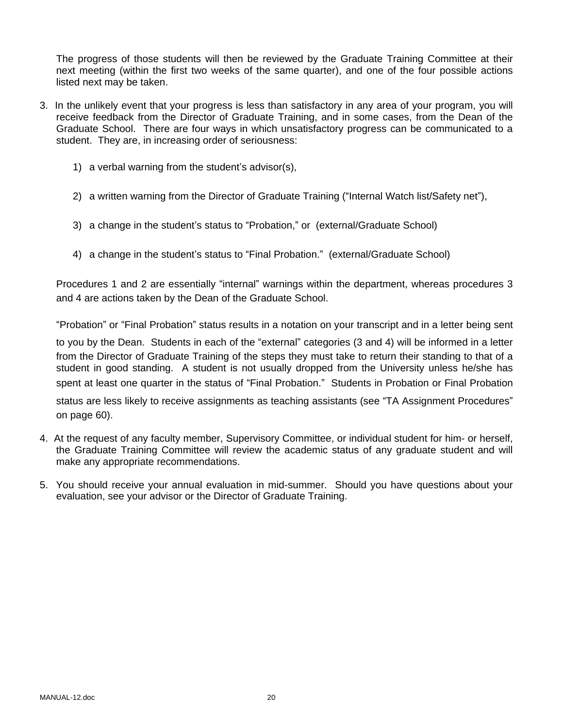The progress of those students will then be reviewed by the Graduate Training Committee at their next meeting (within the first two weeks of the same quarter), and one of the four possible actions listed next may be taken.

3. In the unlikely event that your progress is less than satisfactory in any area of your program, you will receive feedback from the Director of Graduate Training, and in some cases, from the Dean of the Graduate School. There are four ways in which unsatisfactory progress can be communicated to a student. They are, in increasing order of seriousness:

    1) a verbal warning from the student's advisor(s),

    2) a written warning from the Director of Graduate Training ("Internal Watch list/Safety net"),

    3) a change in the student's status to "Probation," or (external/Graduate School)

    4) a change in the student's status to "Final Probation." (external/Graduate School)

    Procedures 1 and 2 are essentially "internal" warnings within the department, whereas procedures 3 and 4 are actions taken by the Dean of the Graduate School.

    "Probation" or "Final Probation" status results in a notation on your transcript and in a letter being sent to you by the Dean. Students in each of the "external" categories (3 and 4) will be informed in a letter from the Director of Graduate Training of the steps they must take to return their standing to that of a student in good standing. A student is not usually dropped from the University unless he/she has spent at least one quarter in the status of "Final Probation." Students in Probation or Final Probation status are less likely to receive assignments as teaching assistants (see "TA Assignment Procedures" on page 60).

4. At the request of any faculty member, Supervisory Committee, or individual student for him- or herself, the Graduate Training Committee will review the academic status of any graduate student and will make any appropriate recommendations.

5. You should receive your annual evaluation in mid-summer. Should you have questions about your evaluation, see your advisor or the Director of Graduate Training.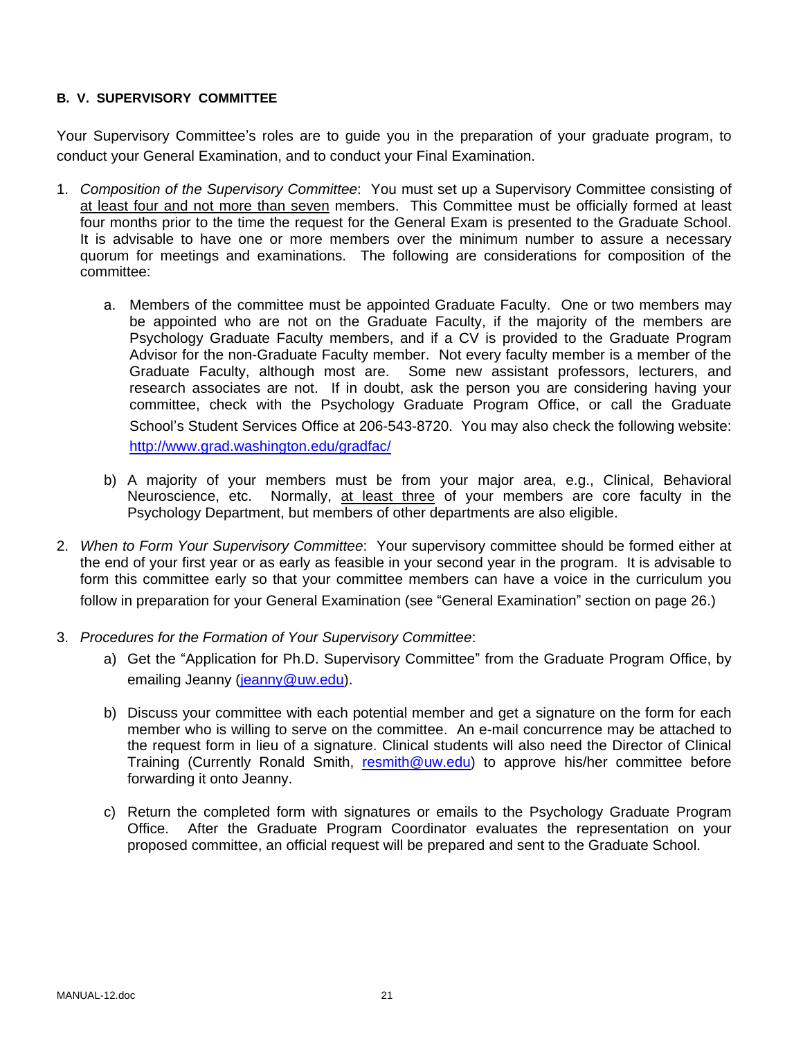**B. V. SUPERVISORY COMMITTEE**

Your Supervisory Committee's roles are to guide you in the preparation of your graduate program, to conduct your General Examination, and to conduct your Final Examination.

1. *Composition of the Supervisory Committee*: You must set up a Supervisory Committee consisting of <u>at least four and not more than seven</u> members. This Committee must be officially formed at least four months prior to the time the request for the General Exam is presented to the Graduate School. It is advisable to have one or more members over the minimum number to assure a necessary quorum for meetings and examinations. The following are considerations for composition of the committee:

   a. Members of the committee must be appointed Graduate Faculty. One or two members may be appointed who are not on the Graduate Faculty, if the majority of the members are Psychology Graduate Faculty members, and if a CV is provided to the Graduate Program Advisor for the non-Graduate Faculty member. Not every faculty member is a member of the Graduate Faculty, although most are. Some new assistant professors, lecturers, and research associates are not. If in doubt, ask the person you are considering having your committee, check with the Psychology Graduate Program Office, or call the Graduate School's Student Services Office at 206-543-8720. You may also check the following website: http://www.grad.washington.edu/gradfac/

   b) A majority of your members must be from your major area, e.g., Clinical, Behavioral Neuroscience, etc. Normally, <u>at least three</u> of your members are core faculty in the Psychology Department, but members of other departments are also eligible.

2. *When to Form Your Supervisory Committee*: Your supervisory committee should be formed either at the end of your first year or as early as feasible in your second year in the program. It is advisable to form this committee early so that your committee members can have a voice in the curriculum you follow in preparation for your General Examination (see "General Examination" section on page 26.)

3. *Procedures for the Formation of Your Supervisory Committee*:

   a) Get the "Application for Ph.D. Supervisory Committee" from the Graduate Program Office, by emailing Jeanny (jeanny@uw.edu).

   b) Discuss your committee with each potential member and get a signature on the form for each member who is willing to serve on the committee. An e-mail concurrence may be attached to the request form in lieu of a signature. Clinical students will also need the Director of Clinical Training (Currently Ronald Smith, resmith@uw.edu) to approve his/her committee before forwarding it onto Jeanny.

   c) Return the completed form with signatures or emails to the Psychology Graduate Program Office. After the Graduate Program Coordinator evaluates the representation on your proposed committee, an official request will be prepared and sent to the Graduate School.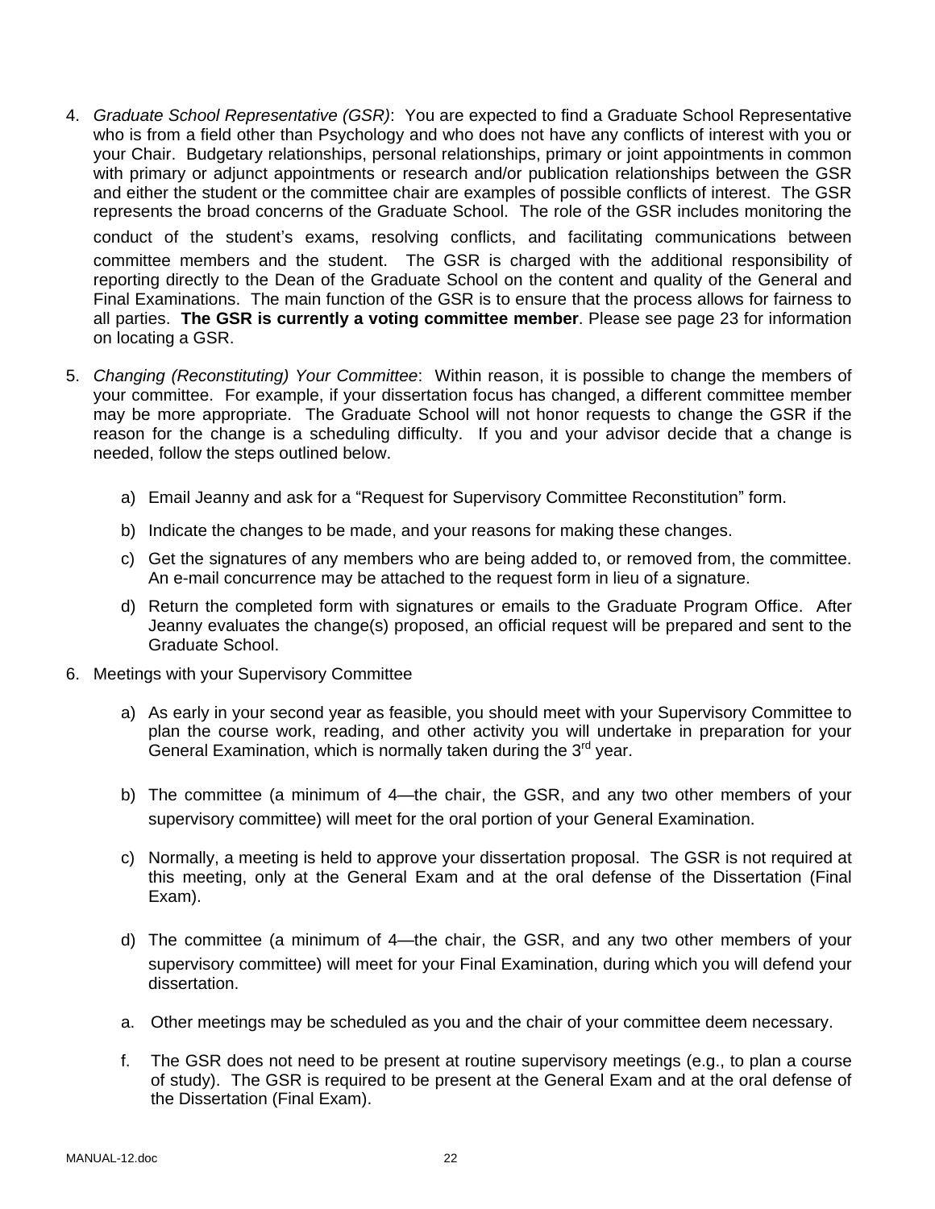4. *Graduate School Representative (GSR)*: You are expected to find a Graduate School Representative who is from a field other than Psychology and who does not have any conflicts of interest with you or your Chair. Budgetary relationships, personal relationships, primary or joint appointments in common with primary or adjunct appointments or research and/or publication relationships between the GSR and either the student or the committee chair are examples of possible conflicts of interest. The GSR represents the broad concerns of the Graduate School. The role of the GSR includes monitoring the conduct of the student's exams, resolving conflicts, and facilitating communications between committee members and the student. The GSR is charged with the additional responsibility of reporting directly to the Dean of the Graduate School on the content and quality of the General and Final Examinations. The main function of the GSR is to ensure that the process allows for fairness to all parties. **The GSR is currently a voting committee member**. Please see page 23 for information on locating a GSR.

5. *Changing (Reconstituting) Your Committee*: Within reason, it is possible to change the members of your committee. For example, if your dissertation focus has changed, a different committee member may be more appropriate. The Graduate School will not honor requests to change the GSR if the reason for the change is a scheduling difficulty. If you and your advisor decide that a change is needed, follow the steps outlined below.

    a) Email Jeanny and ask for a "Request for Supervisory Committee Reconstitution" form.

    b) Indicate the changes to be made, and your reasons for making these changes.

    c) Get the signatures of any members who are being added to, or removed from, the committee. An e-mail concurrence may be attached to the request form in lieu of a signature.

    d) Return the completed form with signatures or emails to the Graduate Program Office. After Jeanny evaluates the change(s) proposed, an official request will be prepared and sent to the Graduate School.

6. Meetings with your Supervisory Committee

    a) As early in your second year as feasible, you should meet with your Supervisory Committee to plan the course work, reading, and other activity you will undertake in preparation for your General Examination, which is normally taken during the 3rd year.

    b) The committee (a minimum of 4—the chair, the GSR, and any two other members of your supervisory committee) will meet for the oral portion of your General Examination.

    c) Normally, a meeting is held to approve your dissertation proposal. The GSR is not required at this meeting, only at the General Exam and at the oral defense of the Dissertation (Final Exam).

    d) The committee (a minimum of 4—the chair, the GSR, and any two other members of your supervisory committee) will meet for your Final Examination, during which you will defend your dissertation.

    a. Other meetings may be scheduled as you and the chair of your committee deem necessary.

    f. The GSR does not need to be present at routine supervisory meetings (e.g., to plan a course of study). The GSR is required to be present at the General Exam and at the oral defense of the Dissertation (Final Exam).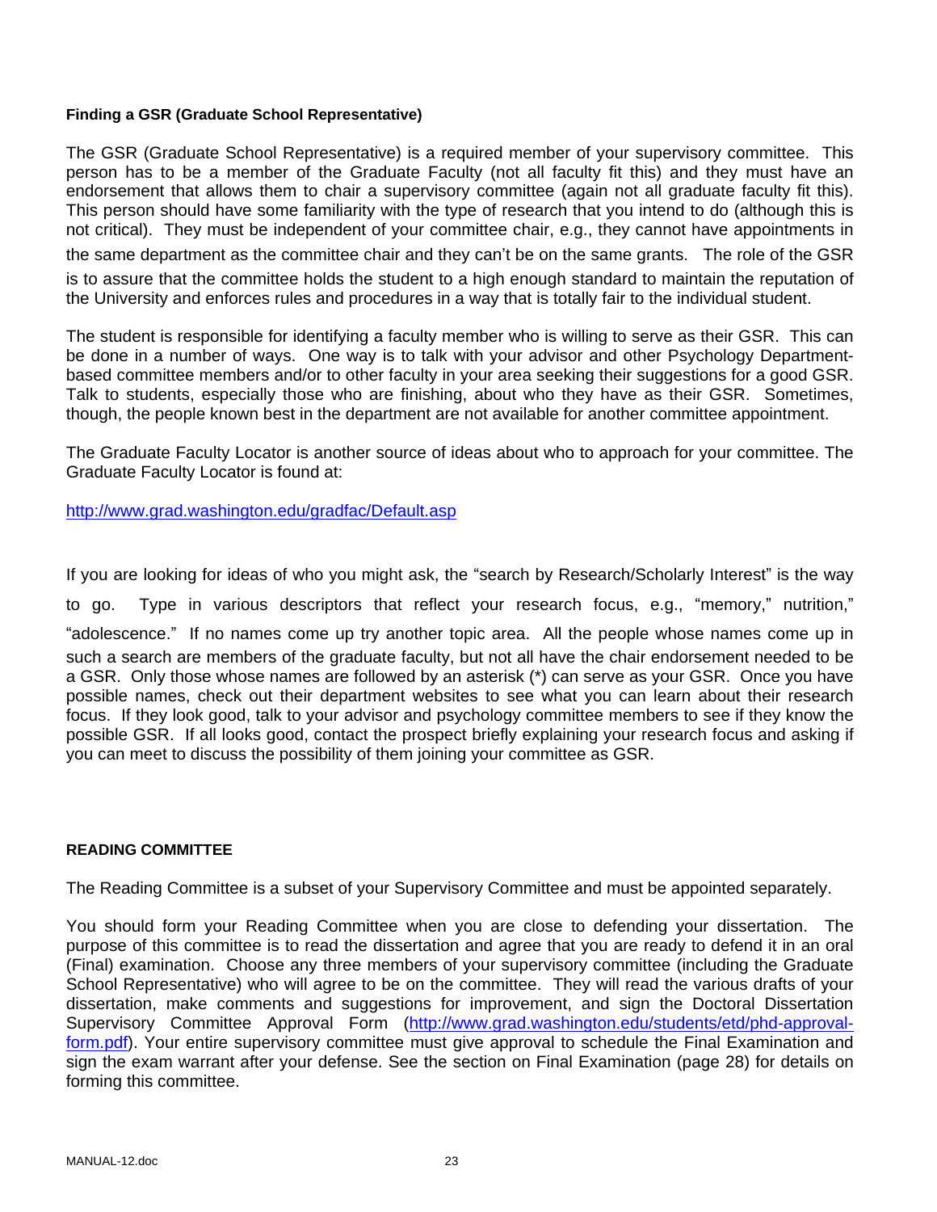**Finding a GSR (Graduate School Representative)**

The GSR (Graduate School Representative) is a required member of your supervisory committee. This person has to be a member of the Graduate Faculty (not all faculty fit this) and they must have an endorsement that allows them to chair a supervisory committee (again not all graduate faculty fit this). This person should have some familiarity with the type of research that you intend to do (although this is not critical). They must be independent of your committee chair, e.g., they cannot have appointments in the same department as the committee chair and they can't be on the same grants. The role of the GSR is to assure that the committee holds the student to a high enough standard to maintain the reputation of the University and enforces rules and procedures in a way that is totally fair to the individual student.

The student is responsible for identifying a faculty member who is willing to serve as their GSR. This can be done in a number of ways. One way is to talk with your advisor and other Psychology Department-based committee members and/or to other faculty in your area seeking their suggestions for a good GSR. Talk to students, especially those who are finishing, about who they have as their GSR. Sometimes, though, the people known best in the department are not available for another committee appointment.

The Graduate Faculty Locator is another source of ideas about who to approach for your committee. The Graduate Faculty Locator is found at:

http://www.grad.washington.edu/gradfac/Default.asp

If you are looking for ideas of who you might ask, the "search by Research/Scholarly Interest" is the way to go. Type in various descriptors that reflect your research focus, e.g., "memory," nutrition," "adolescence." If no names come up try another topic area. All the people whose names come up in such a search are members of the graduate faculty, but not all have the chair endorsement needed to be a GSR. Only those whose names are followed by an asterisk (*) can serve as your GSR. Once you have possible names, check out their department websites to see what you can learn about their research focus. If they look good, talk to your advisor and psychology committee members to see if they know the possible GSR. If all looks good, contact the prospect briefly explaining your research focus and asking if you can meet to discuss the possibility of them joining your committee as GSR.

**READING COMMITTEE**

The Reading Committee is a subset of your Supervisory Committee and must be appointed separately.

You should form your Reading Committee when you are close to defending your dissertation. The purpose of this committee is to read the dissertation and agree that you are ready to defend it in an oral (Final) examination. Choose any three members of your supervisory committee (including the Graduate School Representative) who will agree to be on the committee. They will read the various drafts of your dissertation, make comments and suggestions for improvement, and sign the Doctoral Dissertation Supervisory Committee Approval Form (http://www.grad.washington.edu/students/etd/phd-approval-form.pdf). Your entire supervisory committee must give approval to schedule the Final Examination and sign the exam warrant after your defense. See the section on Final Examination (page 28) for details on forming this committee.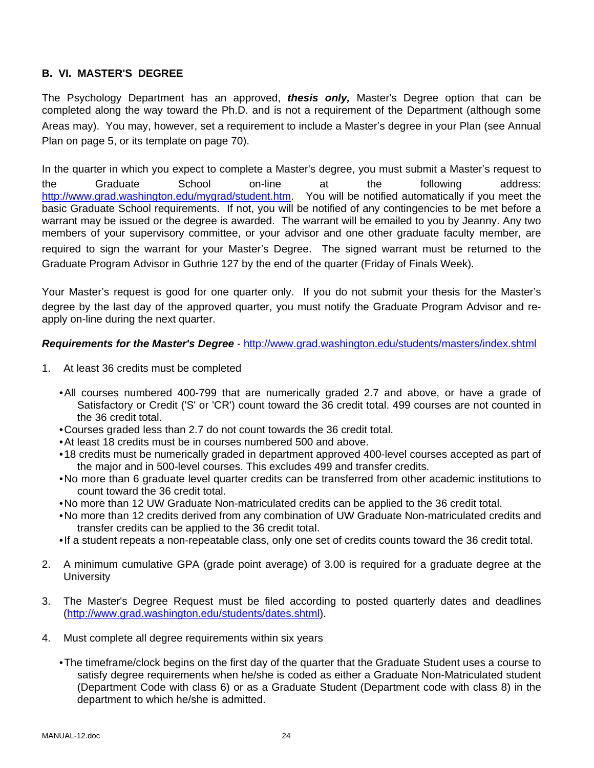## B. VI. MASTER'S DEGREE

The Psychology Department has an approved, ***thesis only,*** Master's Degree option that can be completed along the way toward the Ph.D. and is not a requirement of the Department (although some Areas may). You may, however, set a requirement to include a Master's degree in your Plan (see Annual Plan on page 5, or its template on page 70).

In the quarter in which you expect to complete a Master's degree, you must submit a Master's request to the Graduate School on-line at the following address: http://www.grad.washington.edu/mygrad/student.htm. You will be notified automatically if you meet the basic Graduate School requirements. If not, you will be notified of any contingencies to be met before a warrant may be issued or the degree is awarded. The warrant will be emailed to you by Jeanny. Any two members of your supervisory committee, or your advisor and one other graduate faculty member, are required to sign the warrant for your Master's Degree. The signed warrant must be returned to the Graduate Program Advisor in Guthrie 127 by the end of the quarter (Friday of Finals Week).

Your Master's request is good for one quarter only. If you do not submit your thesis for the Master's degree by the last day of the approved quarter, you must notify the Graduate Program Advisor and re-apply on-line during the next quarter.

***Requirements for the Master's Degree*** - http://www.grad.washington.edu/students/masters/index.shtml

1. At least 36 credits must be completed
   - All courses numbered 400-799 that are numerically graded 2.7 and above, or have a grade of Satisfactory or Credit ('S' or 'CR') count toward the 36 credit total. 499 courses are not counted in the 36 credit total.
   - Courses graded less than 2.7 do not count towards the 36 credit total.
   - At least 18 credits must be in courses numbered 500 and above.
   - 18 credits must be numerically graded in department approved 400-level courses accepted as part of the major and in 500-level courses. This excludes 499 and transfer credits.
   - No more than 6 graduate level quarter credits can be transferred from other academic institutions to count toward the 36 credit total.
   - No more than 12 UW Graduate Non-matriculated credits can be applied to the 36 credit total.
   - No more than 12 credits derived from any combination of UW Graduate Non-matriculated credits and transfer credits can be applied to the 36 credit total.
   - If a student repeats a non-repeatable class, only one set of credits counts toward the 36 credit total.

2. A minimum cumulative GPA (grade point average) of 3.00 is required for a graduate degree at the University

3. The Master's Degree Request must be filed according to posted quarterly dates and deadlines (http://www.grad.washington.edu/students/dates.shtml).

4. Must complete all degree requirements within six years
   - The timeframe/clock begins on the first day of the quarter that the Graduate Student uses a course to satisfy degree requirements when he/she is coded as either a Graduate Non-Matriculated student (Department Code with class 6) or as a Graduate Student (Department code with class 8) in the department to which he/she is admitted.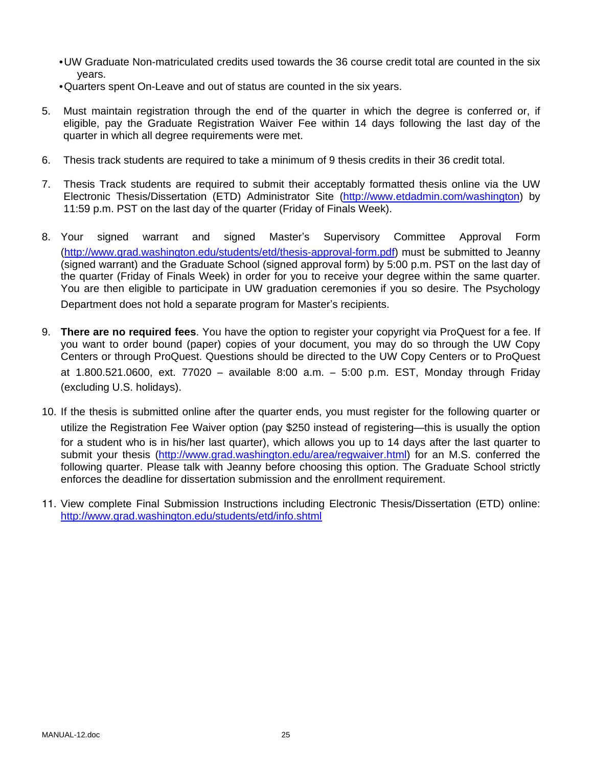- UW Graduate Non-matriculated credits used towards the 36 course credit total are counted in the six years.
- Quarters spent On-Leave and out of status are counted in the six years.

5. Must maintain registration through the end of the quarter in which the degree is conferred or, if eligible, pay the Graduate Registration Waiver Fee within 14 days following the last day of the quarter in which all degree requirements were met.

6. Thesis track students are required to take a minimum of 9 thesis credits in their 36 credit total.

7. Thesis Track students are required to submit their acceptably formatted thesis online via the UW Electronic Thesis/Dissertation (ETD) Administrator Site (http://www.etdadmin.com/washington) by 11:59 p.m. PST on the last day of the quarter (Friday of Finals Week).

8. Your signed warrant and signed Master's Supervisory Committee Approval Form (http://www.grad.washington.edu/students/etd/thesis-approval-form.pdf) must be submitted to Jeanny (signed warrant) and the Graduate School (signed approval form) by 5:00 p.m. PST on the last day of the quarter (Friday of Finals Week) in order for you to receive your degree within the same quarter. You are then eligible to participate in UW graduation ceremonies if you so desire. The Psychology Department does not hold a separate program for Master's recipients.

9. **There are no required fees**. You have the option to register your copyright via ProQuest for a fee. If you want to order bound (paper) copies of your document, you may do so through the UW Copy Centers or through ProQuest. Questions should be directed to the UW Copy Centers or to ProQuest at 1.800.521.0600, ext. 77020 – available 8:00 a.m. – 5:00 p.m. EST, Monday through Friday (excluding U.S. holidays).

10. If the thesis is submitted online after the quarter ends, you must register for the following quarter or utilize the Registration Fee Waiver option (pay $250 instead of registering—this is usually the option for a student who is in his/her last quarter), which allows you up to 14 days after the last quarter to submit your thesis (http://www.grad.washington.edu/area/regwaiver.html) for an M.S. conferred the following quarter. Please talk with Jeanny before choosing this option. The Graduate School strictly enforces the deadline for dissertation submission and the enrollment requirement.

11. View complete Final Submission Instructions including Electronic Thesis/Dissertation (ETD) online: http://www.grad.washington.edu/students/etd/info.shtml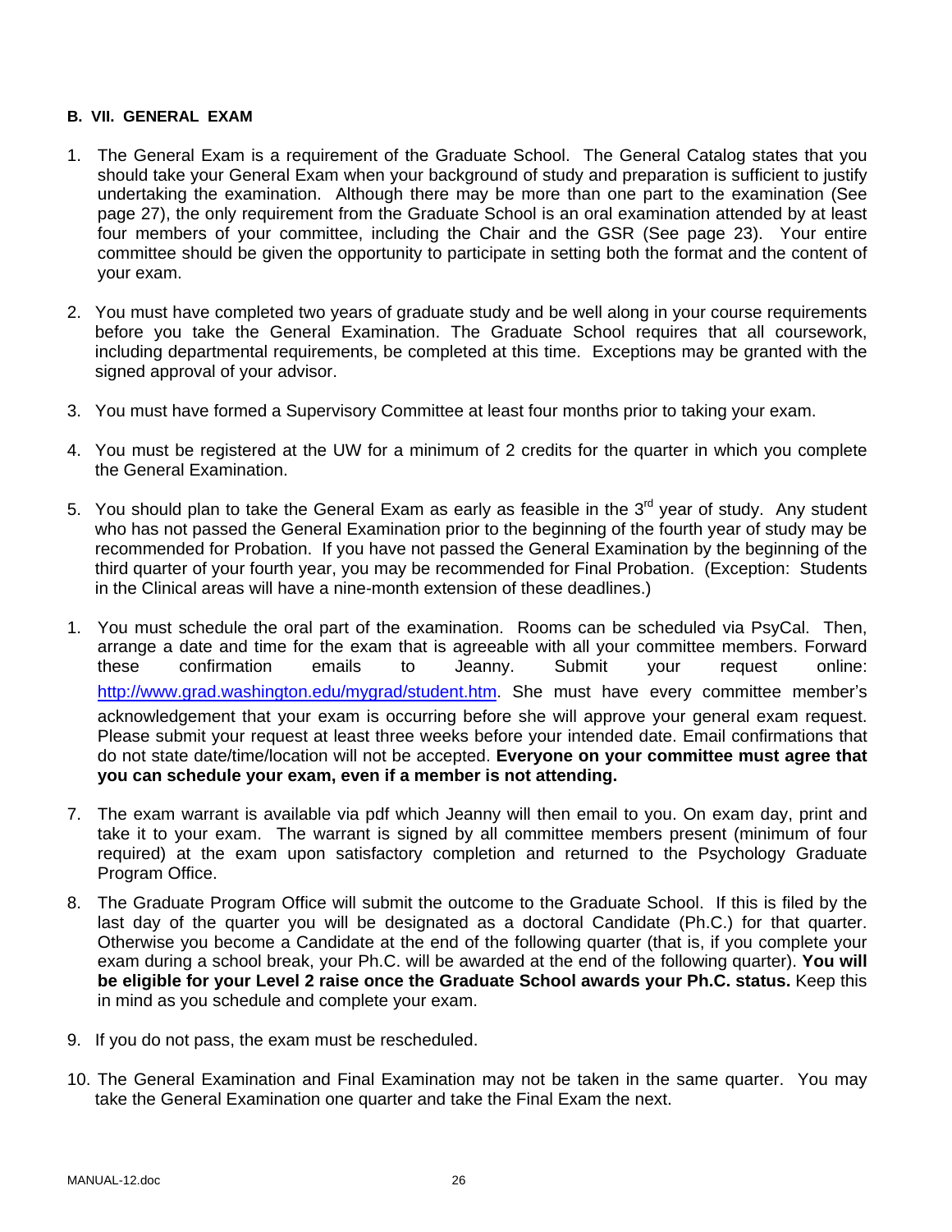**B. VII. GENERAL EXAM**

1. The General Exam is a requirement of the Graduate School. The General Catalog states that you should take your General Exam when your background of study and preparation is sufficient to justify undertaking the examination. Although there may be more than one part to the examination (See page 27), the only requirement from the Graduate School is an oral examination attended by at least four members of your committee, including the Chair and the GSR (See page 23). Your entire committee should be given the opportunity to participate in setting both the format and the content of your exam.

2. You must have completed two years of graduate study and be well along in your course requirements before you take the General Examination. The Graduate School requires that all coursework, including departmental requirements, be completed at this time. Exceptions may be granted with the signed approval of your advisor.

3. You must have formed a Supervisory Committee at least four months prior to taking your exam.

4. You must be registered at the UW for a minimum of 2 credits for the quarter in which you complete the General Examination.

5. You should plan to take the General Exam as early as feasible in the 3rd year of study. Any student who has not passed the General Examination prior to the beginning of the fourth year of study may be recommended for Probation. If you have not passed the General Examination by the beginning of the third quarter of your fourth year, you may be recommended for Final Probation. (Exception: Students in the Clinical areas will have a nine-month extension of these deadlines.)

1. You must schedule the oral part of the examination. Rooms can be scheduled via PsyCal. Then, arrange a date and time for the exam that is agreeable with all your committee members. Forward these confirmation emails to Jeanny. Submit your request online: http://www.grad.washington.edu/mygrad/student.htm. She must have every committee member's acknowledgement that your exam is occurring before she will approve your general exam request. Please submit your request at least three weeks before your intended date. Email confirmations that do not state date/time/location will not be accepted. **Everyone on your committee must agree that you can schedule your exam, even if a member is not attending.**

7. The exam warrant is available via pdf which Jeanny will then email to you. On exam day, print and take it to your exam. The warrant is signed by all committee members present (minimum of four required) at the exam upon satisfactory completion and returned to the Psychology Graduate Program Office.

8. The Graduate Program Office will submit the outcome to the Graduate School. If this is filed by the last day of the quarter you will be designated as a doctoral Candidate (Ph.C.) for that quarter. Otherwise you become a Candidate at the end of the following quarter (that is, if you complete your exam during a school break, your Ph.C. will be awarded at the end of the following quarter). **You will be eligible for your Level 2 raise once the Graduate School awards your Ph.C. status.** Keep this in mind as you schedule and complete your exam.

9. If you do not pass, the exam must be rescheduled.

10. The General Examination and Final Examination may not be taken in the same quarter. You may take the General Examination one quarter and take the Final Exam the next.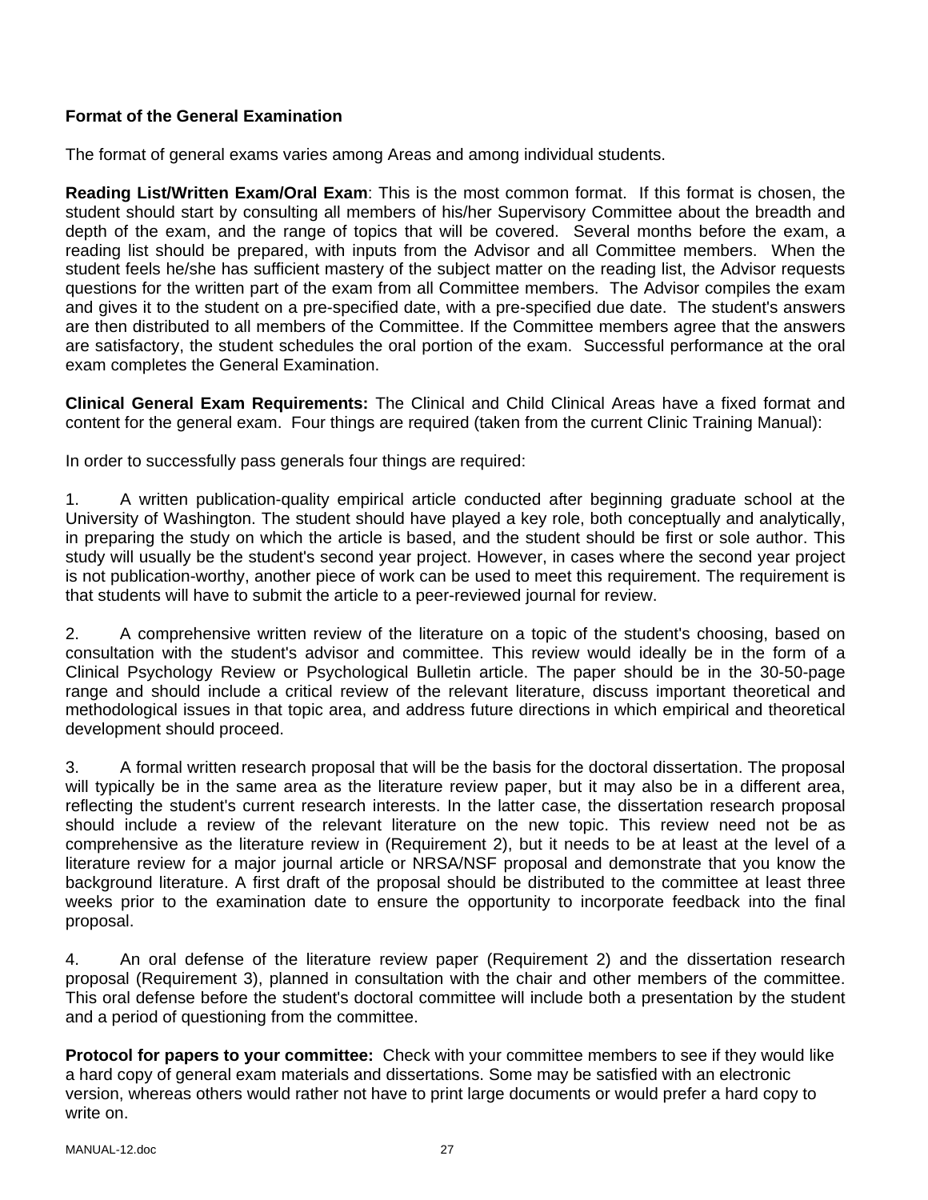**Format of the General Examination**

The format of general exams varies among Areas and among individual students.

**Reading List/Written Exam/Oral Exam**: This is the most common format. If this format is chosen, the student should start by consulting all members of his/her Supervisory Committee about the breadth and depth of the exam, and the range of topics that will be covered. Several months before the exam, a reading list should be prepared, with inputs from the Advisor and all Committee members. When the student feels he/she has sufficient mastery of the subject matter on the reading list, the Advisor requests questions for the written part of the exam from all Committee members. The Advisor compiles the exam and gives it to the student on a pre-specified date, with a pre-specified due date. The student's answers are then distributed to all members of the Committee. If the Committee members agree that the answers are satisfactory, the student schedules the oral portion of the exam. Successful performance at the oral exam completes the General Examination.

**Clinical General Exam Requirements:** The Clinical and Child Clinical Areas have a fixed format and content for the general exam. Four things are required (taken from the current Clinic Training Manual):

In order to successfully pass generals four things are required:

1. A written publication-quality empirical article conducted after beginning graduate school at the University of Washington. The student should have played a key role, both conceptually and analytically, in preparing the study on which the article is based, and the student should be first or sole author. This study will usually be the student's second year project. However, in cases where the second year project is not publication-worthy, another piece of work can be used to meet this requirement. The requirement is that students will have to submit the article to a peer-reviewed journal for review.

2. A comprehensive written review of the literature on a topic of the student's choosing, based on consultation with the student's advisor and committee. This review would ideally be in the form of a Clinical Psychology Review or Psychological Bulletin article. The paper should be in the 30-50-page range and should include a critical review of the relevant literature, discuss important theoretical and methodological issues in that topic area, and address future directions in which empirical and theoretical development should proceed.

3. A formal written research proposal that will be the basis for the doctoral dissertation. The proposal will typically be in the same area as the literature review paper, but it may also be in a different area, reflecting the student's current research interests. In the latter case, the dissertation research proposal should include a review of the relevant literature on the new topic. This review need not be as comprehensive as the literature review in (Requirement 2), but it needs to be at least at the level of a literature review for a major journal article or NRSA/NSF proposal and demonstrate that you know the background literature. A first draft of the proposal should be distributed to the committee at least three weeks prior to the examination date to ensure the opportunity to incorporate feedback into the final proposal.

4. An oral defense of the literature review paper (Requirement 2) and the dissertation research proposal (Requirement 3), planned in consultation with the chair and other members of the committee. This oral defense before the student's doctoral committee will include both a presentation by the student and a period of questioning from the committee.

**Protocol for papers to your committee:** Check with your committee members to see if they would like a hard copy of general exam materials and dissertations. Some may be satisfied with an electronic version, whereas others would rather not have to print large documents or would prefer a hard copy to write on.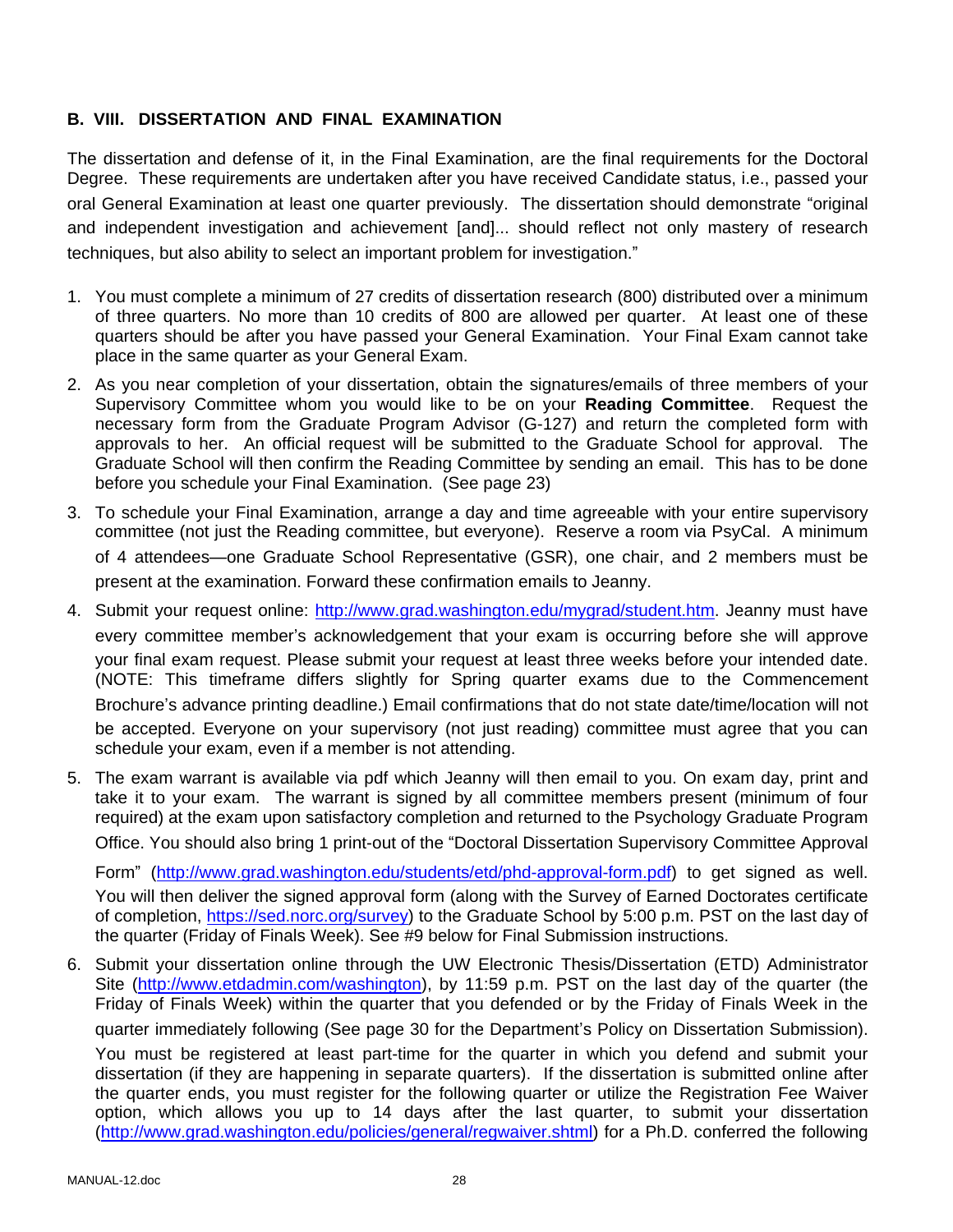## B. VIII. DISSERTATION AND FINAL EXAMINATION

The dissertation and defense of it, in the Final Examination, are the final requirements for the Doctoral Degree. These requirements are undertaken after you have received Candidate status, i.e., passed your oral General Examination at least one quarter previously. The dissertation should demonstrate "original and independent investigation and achievement [and]... should reflect not only mastery of research techniques, but also ability to select an important problem for investigation."

1. You must complete a minimum of 27 credits of dissertation research (800) distributed over a minimum of three quarters. No more than 10 credits of 800 are allowed per quarter. At least one of these quarters should be after you have passed your General Examination. Your Final Exam cannot take place in the same quarter as your General Exam.

2. As you near completion of your dissertation, obtain the signatures/emails of three members of your Supervisory Committee whom you would like to be on your **Reading Committee**. Request the necessary form from the Graduate Program Advisor (G-127) and return the completed form with approvals to her. An official request will be submitted to the Graduate School for approval. The Graduate School will then confirm the Reading Committee by sending an email. This has to be done before you schedule your Final Examination. (See page 23)

3. To schedule your Final Examination, arrange a day and time agreeable with your entire supervisory committee (not just the Reading committee, but everyone). Reserve a room via PsyCal. A minimum of 4 attendees—one Graduate School Representative (GSR), one chair, and 2 members must be present at the examination. Forward these confirmation emails to Jeanny.

4. Submit your request online: http://www.grad.washington.edu/mygrad/student.htm. Jeanny must have every committee member's acknowledgement that your exam is occurring before she will approve your final exam request. Please submit your request at least three weeks before your intended date. (NOTE: This timeframe differs slightly for Spring quarter exams due to the Commencement Brochure's advance printing deadline.) Email confirmations that do not state date/time/location will not be accepted. Everyone on your supervisory (not just reading) committee must agree that you can schedule your exam, even if a member is not attending.

5. The exam warrant is available via pdf which Jeanny will then email to you. On exam day, print and take it to your exam. The warrant is signed by all committee members present (minimum of four required) at the exam upon satisfactory completion and returned to the Psychology Graduate Program Office. You should also bring 1 print-out of the "Doctoral Dissertation Supervisory Committee Approval Form" (http://www.grad.washington.edu/students/etd/phd-approval-form.pdf) to get signed as well. You will then deliver the signed approval form (along with the Survey of Earned Doctorates certificate of completion, https://sed.norc.org/survey) to the Graduate School by 5:00 p.m. PST on the last day of the quarter (Friday of Finals Week). See #9 below for Final Submission instructions.

6. Submit your dissertation online through the UW Electronic Thesis/Dissertation (ETD) Administrator Site (http://www.etdadmin.com/washington), by 11:59 p.m. PST on the last day of the quarter (the Friday of Finals Week) within the quarter that you defended or by the Friday of Finals Week in the quarter immediately following (See page 30 for the Department's Policy on Dissertation Submission). You must be registered at least part-time for the quarter in which you defend and submit your dissertation (if they are happening in separate quarters). If the dissertation is submitted online after the quarter ends, you must register for the following quarter or utilize the Registration Fee Waiver option, which allows you up to 14 days after the last quarter, to submit your dissertation (http://www.grad.washington.edu/policies/general/regwaiver.shtml) for a Ph.D. conferred the following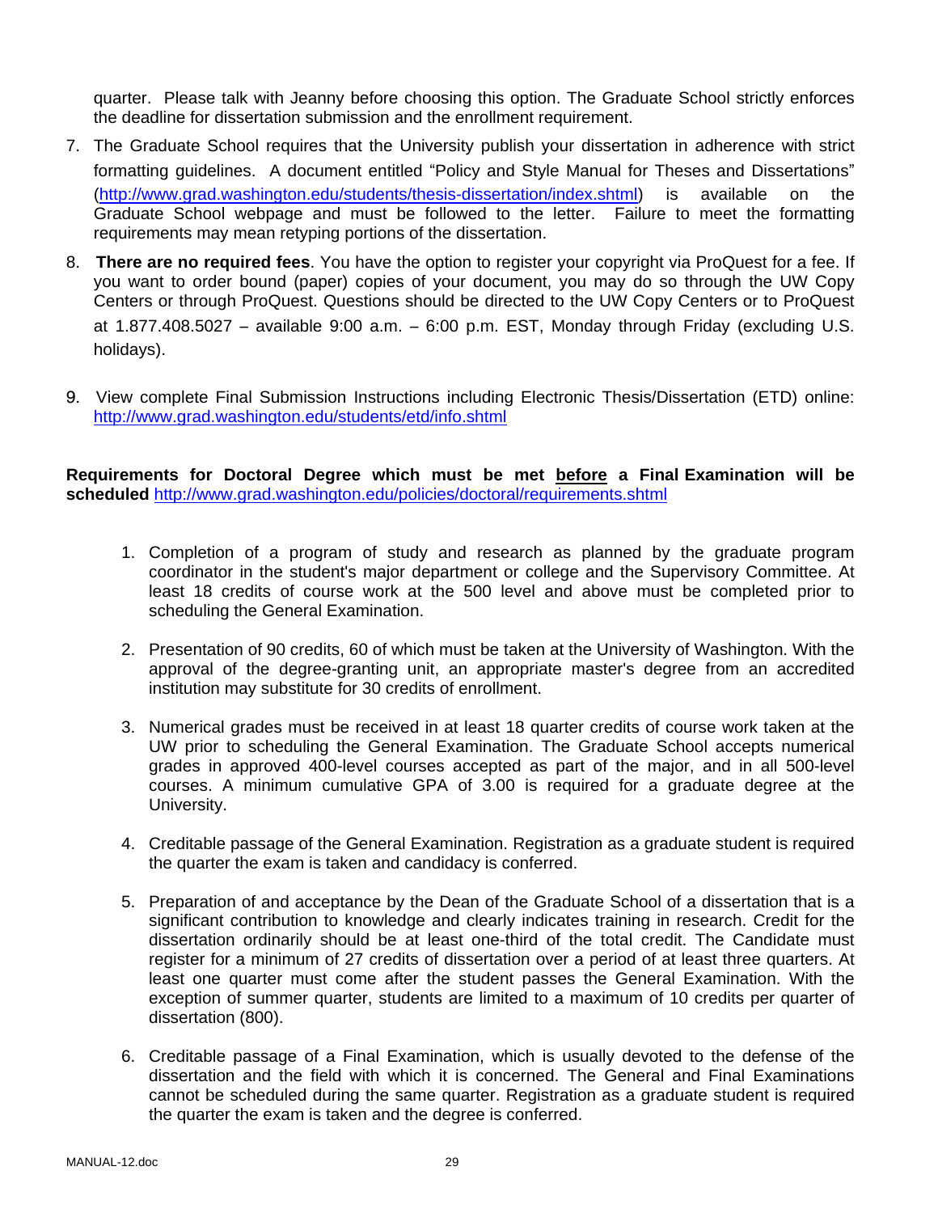quarter. Please talk with Jeanny before choosing this option. The Graduate School strictly enforces the deadline for dissertation submission and the enrollment requirement.

7. The Graduate School requires that the University publish your dissertation in adherence with strict formatting guidelines. A document entitled "Policy and Style Manual for Theses and Dissertations" (http://www.grad.washington.edu/students/thesis-dissertation/index.shtml) is available on the Graduate School webpage and must be followed to the letter. Failure to meet the formatting requirements may mean retyping portions of the dissertation.

8. **There are no required fees**. You have the option to register your copyright via ProQuest for a fee. If you want to order bound (paper) copies of your document, you may do so through the UW Copy Centers or through ProQuest. Questions should be directed to the UW Copy Centers or to ProQuest at 1.877.408.5027 – available 9:00 a.m. – 6:00 p.m. EST, Monday through Friday (excluding U.S. holidays).

9. View complete Final Submission Instructions including Electronic Thesis/Dissertation (ETD) online: http://www.grad.washington.edu/students/etd/info.shtml

**Requirements for Doctoral Degree which must be met <u>before</u> a Final Examination will be scheduled** http://www.grad.washington.edu/policies/doctoral/requirements.shtml

1. Completion of a program of study and research as planned by the graduate program coordinator in the student's major department or college and the Supervisory Committee. At least 18 credits of course work at the 500 level and above must be completed prior to scheduling the General Examination.

2. Presentation of 90 credits, 60 of which must be taken at the University of Washington. With the approval of the degree-granting unit, an appropriate master's degree from an accredited institution may substitute for 30 credits of enrollment.

3. Numerical grades must be received in at least 18 quarter credits of course work taken at the UW prior to scheduling the General Examination. The Graduate School accepts numerical grades in approved 400-level courses accepted as part of the major, and in all 500-level courses. A minimum cumulative GPA of 3.00 is required for a graduate degree at the University.

4. Creditable passage of the General Examination. Registration as a graduate student is required the quarter the exam is taken and candidacy is conferred.

5. Preparation of and acceptance by the Dean of the Graduate School of a dissertation that is a significant contribution to knowledge and clearly indicates training in research. Credit for the dissertation ordinarily should be at least one-third of the total credit. The Candidate must register for a minimum of 27 credits of dissertation over a period of at least three quarters. At least one quarter must come after the student passes the General Examination. With the exception of summer quarter, students are limited to a maximum of 10 credits per quarter of dissertation (800).

6. Creditable passage of a Final Examination, which is usually devoted to the defense of the dissertation and the field with which it is concerned. The General and Final Examinations cannot be scheduled during the same quarter. Registration as a graduate student is required the quarter the exam is taken and the degree is conferred.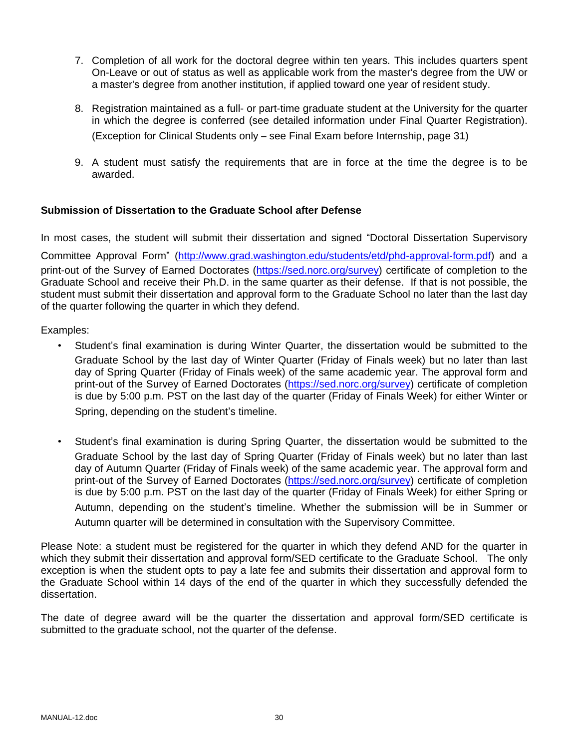7. Completion of all work for the doctoral degree within ten years. This includes quarters spent On-Leave or out of status as well as applicable work from the master's degree from the UW or a master's degree from another institution, if applied toward one year of resident study.

8. Registration maintained as a full- or part-time graduate student at the University for the quarter in which the degree is conferred (see detailed information under Final Quarter Registration). (Exception for Clinical Students only – see Final Exam before Internship, page 31)

9. A student must satisfy the requirements that are in force at the time the degree is to be awarded.

**Submission of Dissertation to the Graduate School after Defense**

In most cases, the student will submit their dissertation and signed "Doctoral Dissertation Supervisory Committee Approval Form" (http://www.grad.washington.edu/students/etd/phd-approval-form.pdf) and a print-out of the Survey of Earned Doctorates (https://sed.norc.org/survey) certificate of completion to the Graduate School and receive their Ph.D. in the same quarter as their defense. If that is not possible, the student must submit their dissertation and approval form to the Graduate School no later than the last day of the quarter following the quarter in which they defend.

Examples:

- Student's final examination is during Winter Quarter, the dissertation would be submitted to the Graduate School by the last day of Winter Quarter (Friday of Finals week) but no later than last day of Spring Quarter (Friday of Finals week) of the same academic year. The approval form and print-out of the Survey of Earned Doctorates (https://sed.norc.org/survey) certificate of completion is due by 5:00 p.m. PST on the last day of the quarter (Friday of Finals Week) for either Winter or Spring, depending on the student's timeline.

- Student's final examination is during Spring Quarter, the dissertation would be submitted to the Graduate School by the last day of Spring Quarter (Friday of Finals week) but no later than last day of Autumn Quarter (Friday of Finals week) of the same academic year. The approval form and print-out of the Survey of Earned Doctorates (https://sed.norc.org/survey) certificate of completion is due by 5:00 p.m. PST on the last day of the quarter (Friday of Finals Week) for either Spring or Autumn, depending on the student's timeline. Whether the submission will be in Summer or Autumn quarter will be determined in consultation with the Supervisory Committee.

Please Note: a student must be registered for the quarter in which they defend AND for the quarter in which they submit their dissertation and approval form/SED certificate to the Graduate School. The only exception is when the student opts to pay a late fee and submits their dissertation and approval form to the Graduate School within 14 days of the end of the quarter in which they successfully defended the dissertation.

The date of degree award will be the quarter the dissertation and approval form/SED certificate is submitted to the graduate school, not the quarter of the defense.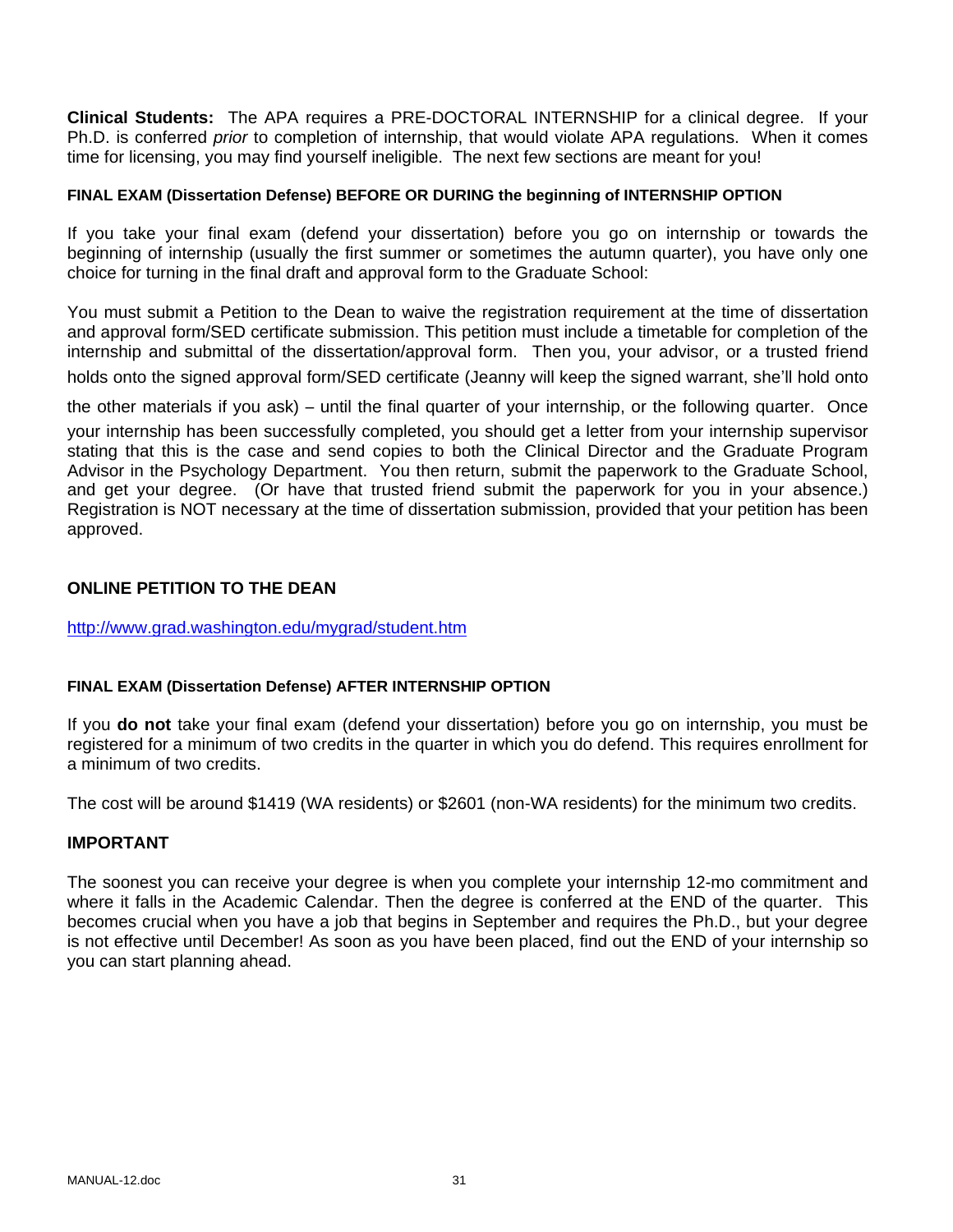**Clinical Students:** The APA requires a PRE-DOCTORAL INTERNSHIP for a clinical degree. If your Ph.D. is conferred *prior* to completion of internship, that would violate APA regulations. When it comes time for licensing, you may find yourself ineligible. The next few sections are meant for you!

#### FINAL EXAM (Dissertation Defense) BEFORE OR DURING the beginning of INTERNSHIP OPTION

If you take your final exam (defend your dissertation) before you go on internship or towards the beginning of internship (usually the first summer or sometimes the autumn quarter), you have only one choice for turning in the final draft and approval form to the Graduate School:

You must submit a Petition to the Dean to waive the registration requirement at the time of dissertation and approval form/SED certificate submission. This petition must include a timetable for completion of the internship and submittal of the dissertation/approval form. Then you, your advisor, or a trusted friend holds onto the signed approval form/SED certificate (Jeanny will keep the signed warrant, she'll hold onto the other materials if you ask) – until the final quarter of your internship, or the following quarter. Once your internship has been successfully completed, you should get a letter from your internship supervisor stating that this is the case and send copies to both the Clinical Director and the Graduate Program Advisor in the Psychology Department. You then return, submit the paperwork to the Graduate School, and get your degree. (Or have that trusted friend submit the paperwork for you in your absence.) Registration is NOT necessary at the time of dissertation submission, provided that your petition has been approved.

### ONLINE PETITION TO THE DEAN

http://www.grad.washington.edu/mygrad/student.htm

#### FINAL EXAM (Dissertation Defense) AFTER INTERNSHIP OPTION

If you **do not** take your final exam (defend your dissertation) before you go on internship, you must be registered for a minimum of two credits in the quarter in which you do defend. This requires enrollment for a minimum of two credits.

The cost will be around $1419 (WA residents) or $2601 (non-WA residents) for the minimum two credits.

### IMPORTANT

The soonest you can receive your degree is when you complete your internship 12-mo commitment and where it falls in the Academic Calendar. Then the degree is conferred at the END of the quarter. This becomes crucial when you have a job that begins in September and requires the Ph.D., but your degree is not effective until December! As soon as you have been placed, find out the END of your internship so you can start planning ahead.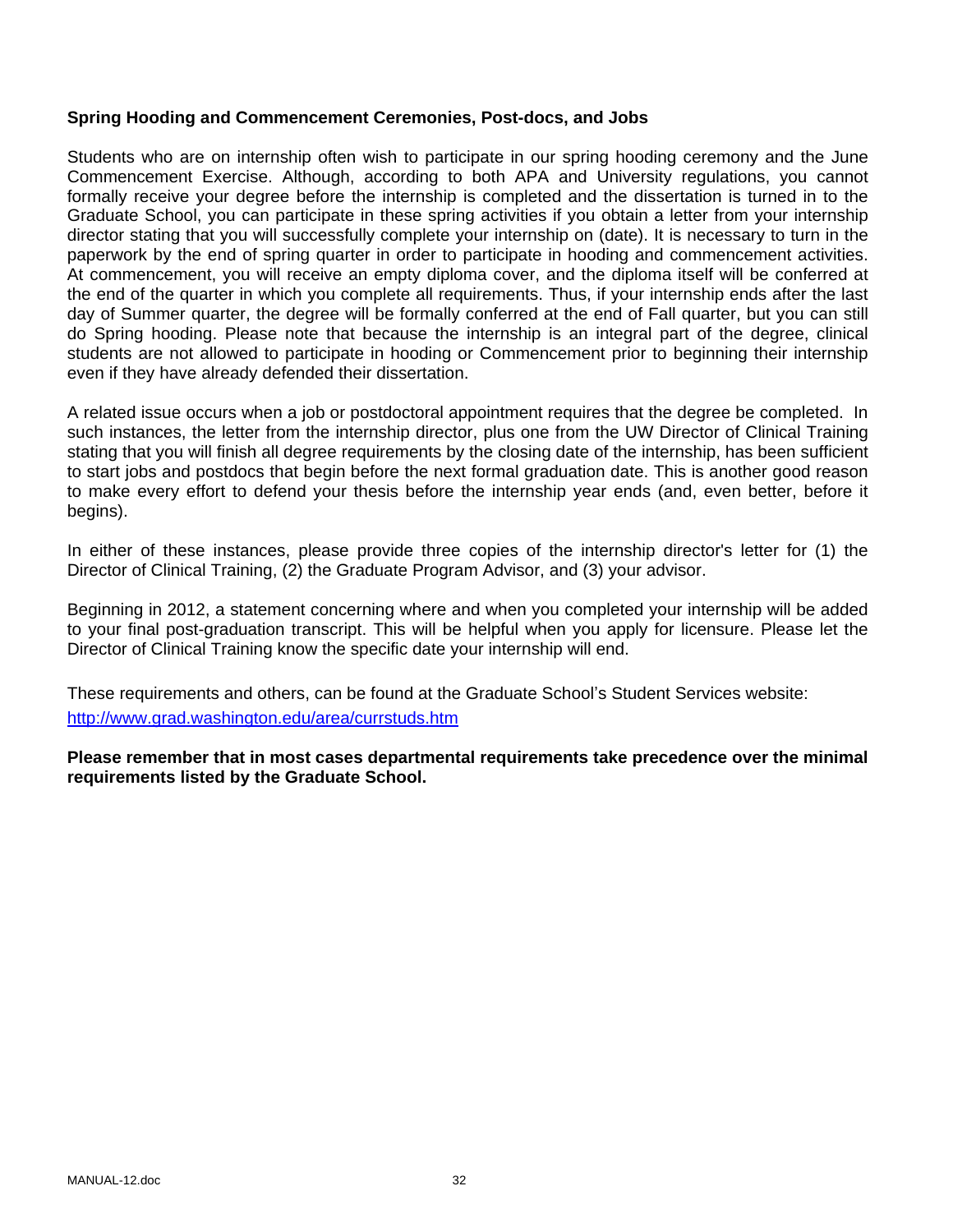**Spring Hooding and Commencement Ceremonies, Post-docs, and Jobs**

Students who are on internship often wish to participate in our spring hooding ceremony and the June Commencement Exercise. Although, according to both APA and University regulations, you cannot formally receive your degree before the internship is completed and the dissertation is turned in to the Graduate School, you can participate in these spring activities if you obtain a letter from your internship director stating that you will successfully complete your internship on (date). It is necessary to turn in the paperwork by the end of spring quarter in order to participate in hooding and commencement activities. At commencement, you will receive an empty diploma cover, and the diploma itself will be conferred at the end of the quarter in which you complete all requirements. Thus, if your internship ends after the last day of Summer quarter, the degree will be formally conferred at the end of Fall quarter, but you can still do Spring hooding. Please note that because the internship is an integral part of the degree, clinical students are not allowed to participate in hooding or Commencement prior to beginning their internship even if they have already defended their dissertation.

A related issue occurs when a job or postdoctoral appointment requires that the degree be completed. In such instances, the letter from the internship director, plus one from the UW Director of Clinical Training stating that you will finish all degree requirements by the closing date of the internship, has been sufficient to start jobs and postdocs that begin before the next formal graduation date. This is another good reason to make every effort to defend your thesis before the internship year ends (and, even better, before it begins).

In either of these instances, please provide three copies of the internship director's letter for (1) the Director of Clinical Training, (2) the Graduate Program Advisor, and (3) your advisor.

Beginning in 2012, a statement concerning where and when you completed your internship will be added to your final post-graduation transcript. This will be helpful when you apply for licensure. Please let the Director of Clinical Training know the specific date your internship will end.

These requirements and others, can be found at the Graduate School's Student Services website: http://www.grad.washington.edu/area/currstuds.htm

**Please remember that in most cases departmental requirements take precedence over the minimal requirements listed by the Graduate School.**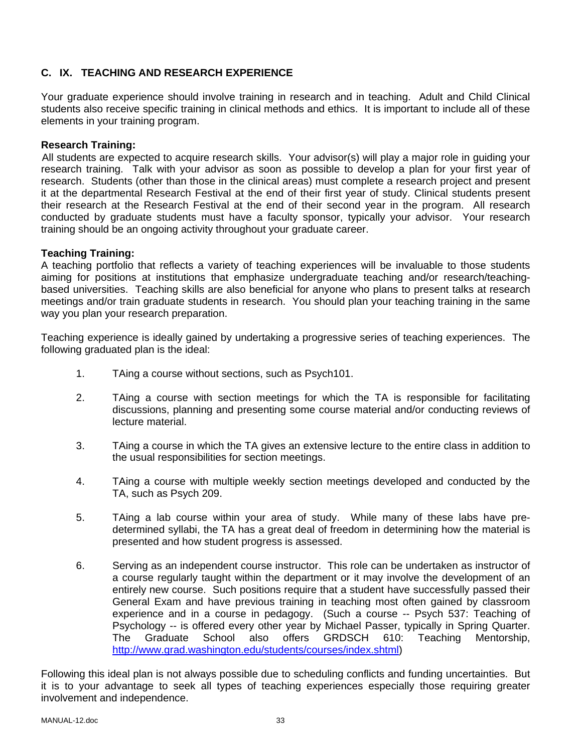## C. IX. TEACHING AND RESEARCH EXPERIENCE

Your graduate experience should involve training in research and in teaching. Adult and Child Clinical students also receive specific training in clinical methods and ethics. It is important to include all of these elements in your training program.

**Research Training:**

All students are expected to acquire research skills. Your advisor(s) will play a major role in guiding your research training. Talk with your advisor as soon as possible to develop a plan for your first year of research. Students (other than those in the clinical areas) must complete a research project and present it at the departmental Research Festival at the end of their first year of study. Clinical students present their research at the Research Festival at the end of their second year in the program. All research conducted by graduate students must have a faculty sponsor, typically your advisor. Your research training should be an ongoing activity throughout your graduate career.

**Teaching Training:**

A teaching portfolio that reflects a variety of teaching experiences will be invaluable to those students aiming for positions at institutions that emphasize undergraduate teaching and/or research/teaching-based universities. Teaching skills are also beneficial for anyone who plans to present talks at research meetings and/or train graduate students in research. You should plan your teaching training in the same way you plan your research preparation.

Teaching experience is ideally gained by undertaking a progressive series of teaching experiences. The following graduated plan is the ideal:

1. TAing a course without sections, such as Psych101.

2. TAing a course with section meetings for which the TA is responsible for facilitating discussions, planning and presenting some course material and/or conducting reviews of lecture material.

3. TAing a course in which the TA gives an extensive lecture to the entire class in addition to the usual responsibilities for section meetings.

4. TAing a course with multiple weekly section meetings developed and conducted by the TA, such as Psych 209.

5. TAing a lab course within your area of study. While many of these labs have pre-determined syllabi, the TA has a great deal of freedom in determining how the material is presented and how student progress is assessed.

6. Serving as an independent course instructor. This role can be undertaken as instructor of a course regularly taught within the department or it may involve the development of an entirely new course. Such positions require that a student have successfully passed their General Exam and have previous training in teaching most often gained by classroom experience and in a course in pedagogy. (Such a course -- Psych 537: Teaching of Psychology -- is offered every other year by Michael Passer, typically in Spring Quarter. The Graduate School also offers GRDSCH 610: Teaching Mentorship, http://www.grad.washington.edu/students/courses/index.shtml)

Following this ideal plan is not always possible due to scheduling conflicts and funding uncertainties. But it is to your advantage to seek all types of teaching experiences especially those requiring greater involvement and independence.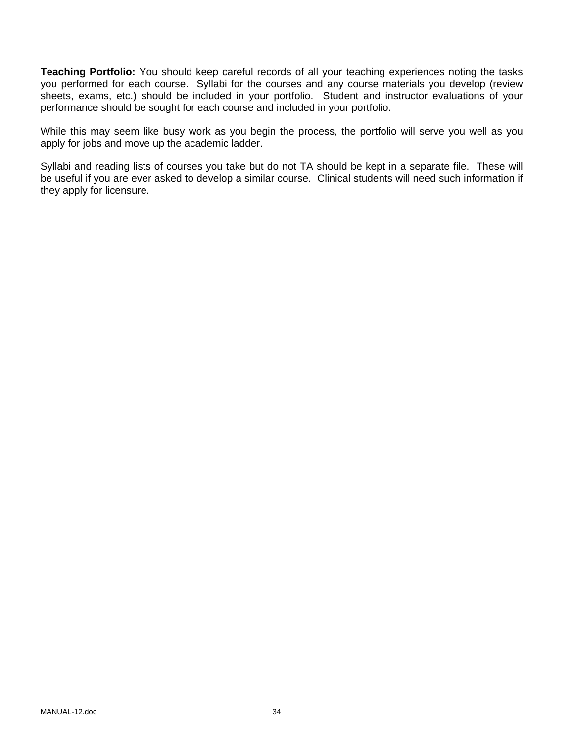**Teaching Portfolio:** You should keep careful records of all your teaching experiences noting the tasks you performed for each course.  Syllabi for the courses and any course materials you develop (review sheets, exams, etc.) should be included in your portfolio.  Student and instructor evaluations of your performance should be sought for each course and included in your portfolio.

While this may seem like busy work as you begin the process, the portfolio will serve you well as you apply for jobs and move up the academic ladder.

Syllabi and reading lists of courses you take but do not TA should be kept in a separate file.  These will be useful if you are ever asked to develop a similar course.  Clinical students will need such information if they apply for licensure.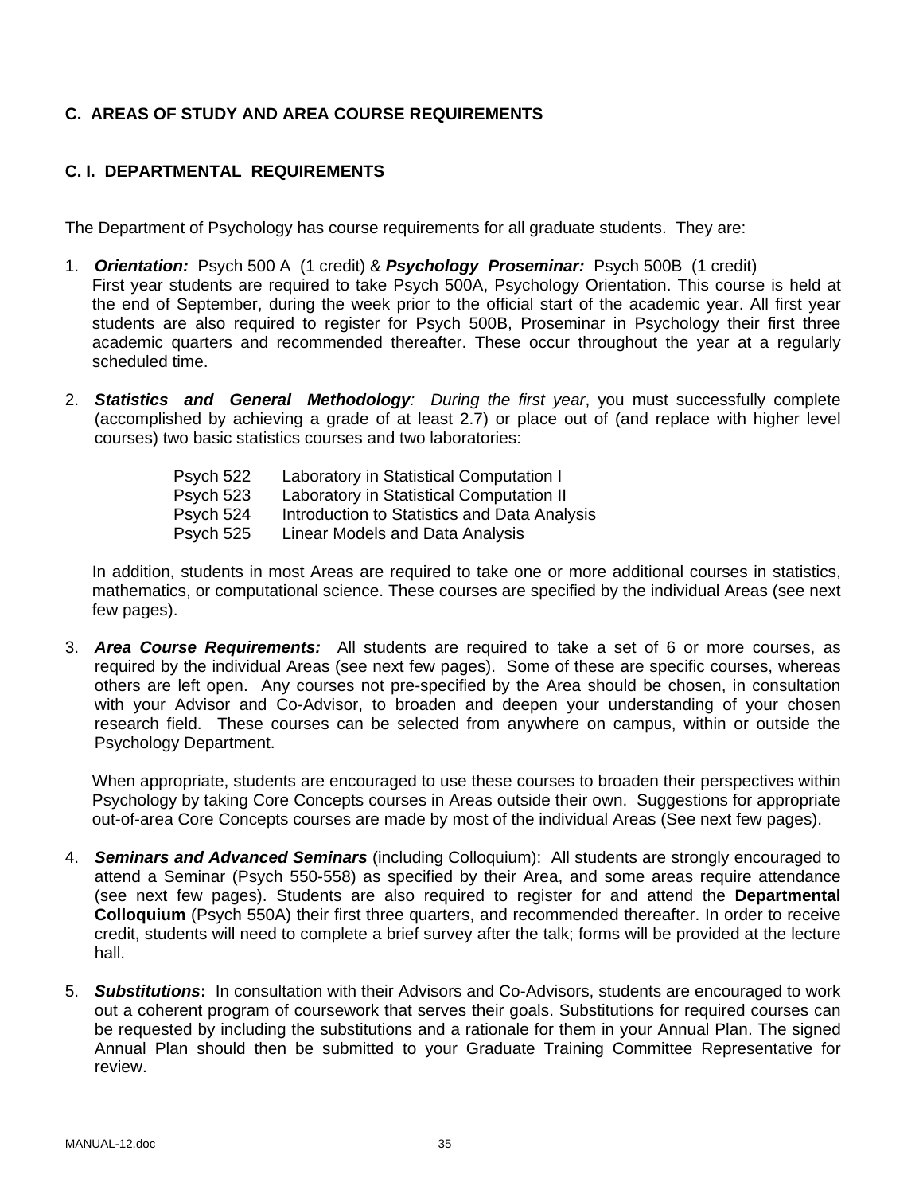## C. AREAS OF STUDY AND AREA COURSE REQUIREMENTS

### C. I. DEPARTMENTAL REQUIREMENTS

The Department of Psychology has course requirements for all graduate students. They are:

1. ***Orientation:*** Psych 500 A (1 credit) & ***Psychology Proseminar:*** Psych 500B (1 credit)
   First year students are required to take Psych 500A, Psychology Orientation. This course is held at the end of September, during the week prior to the official start of the academic year. All first year students are also required to register for Psych 500B, Proseminar in Psychology their first three academic quarters and recommended thereafter. These occur throughout the year at a regularly scheduled time.

2. ***Statistics and General Methodology****: During the first year*, you must successfully complete (accomplished by achieving a grade of at least 2.7) or place out of (and replace with higher level courses) two basic statistics courses and two laboratories:

   | | |
   |---|---|
   | Psych 522 | Laboratory in Statistical Computation I |
   | Psych 523 | Laboratory in Statistical Computation II |
   | Psych 524 | Introduction to Statistics and Data Analysis |
   | Psych 525 | Linear Models and Data Analysis |

   In addition, students in most Areas are required to take one or more additional courses in statistics, mathematics, or computational science. These courses are specified by the individual Areas (see next few pages).

3. ***Area Course Requirements:*** All students are required to take a set of 6 or more courses, as required by the individual Areas (see next few pages). Some of these are specific courses, whereas others are left open. Any courses not pre-specified by the Area should be chosen, in consultation with your Advisor and Co-Advisor, to broaden and deepen your understanding of your chosen research field. These courses can be selected from anywhere on campus, within or outside the Psychology Department.

   When appropriate, students are encouraged to use these courses to broaden their perspectives within Psychology by taking Core Concepts courses in Areas outside their own. Suggestions for appropriate out-of-area Core Concepts courses are made by most of the individual Areas (See next few pages).

4. ***Seminars and Advanced Seminars*** (including Colloquium): All students are strongly encouraged to attend a Seminar (Psych 550-558) as specified by their Area, and some areas require attendance (see next few pages). Students are also required to register for and attend the **Departmental Colloquium** (Psych 550A) their first three quarters, and recommended thereafter. In order to receive credit, students will need to complete a brief survey after the talk; forms will be provided at the lecture hall.

5. ***Substitutions*****:** In consultation with their Advisors and Co-Advisors, students are encouraged to work out a coherent program of coursework that serves their goals. Substitutions for required courses can be requested by including the substitutions and a rationale for them in your Annual Plan. The signed Annual Plan should then be submitted to your Graduate Training Committee Representative for review.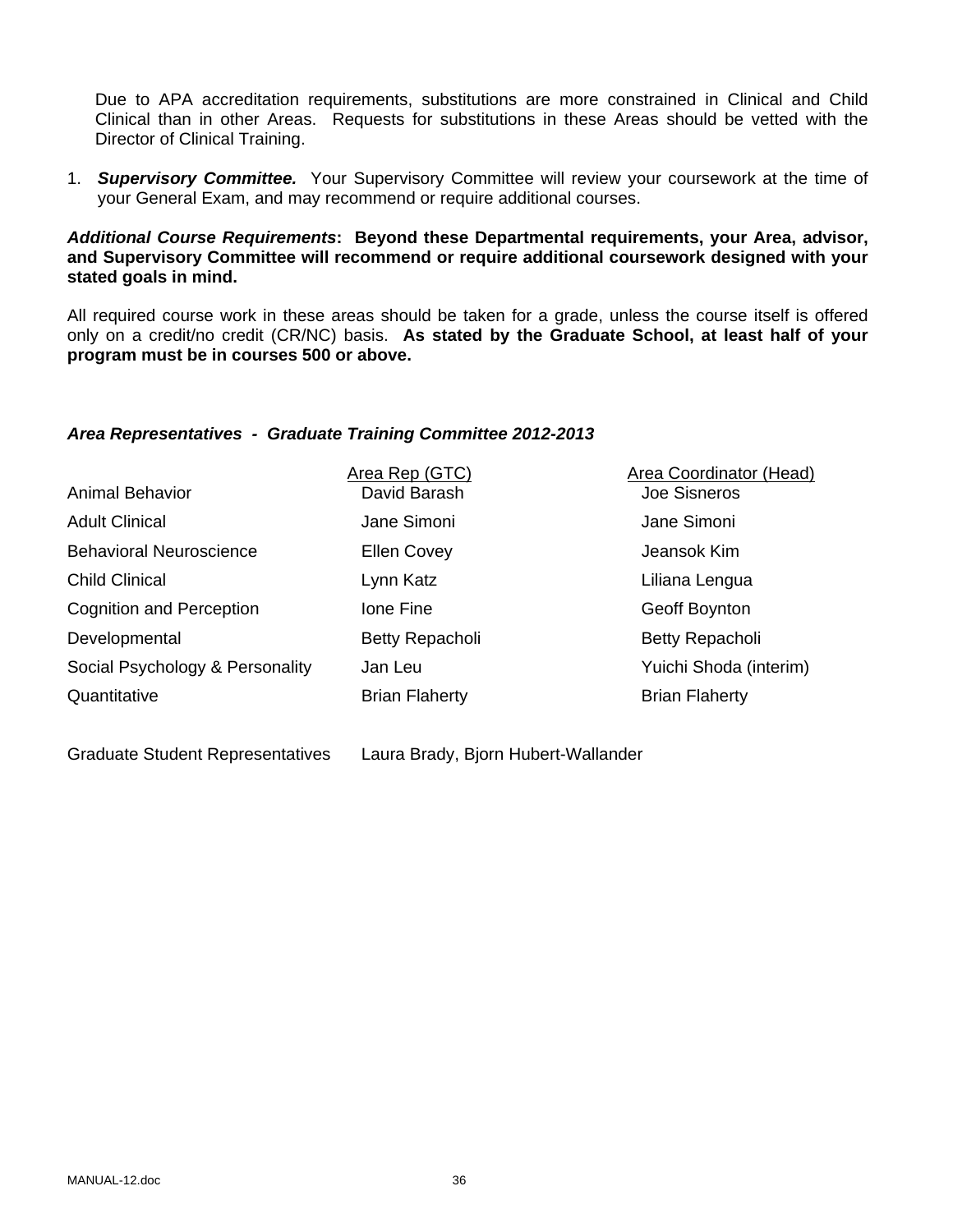Due to APA accreditation requirements, substitutions are more constrained in Clinical and Child Clinical than in other Areas. Requests for substitutions in these Areas should be vetted with the Director of Clinical Training.

1. ***Supervisory Committee.*** Your Supervisory Committee will review your coursework at the time of your General Exam, and may recommend or require additional courses.

***Additional Course Requirements*: Beyond these Departmental requirements, your Area, advisor, and Supervisory Committee will recommend or require additional coursework designed with your stated goals in mind.**

All required course work in these areas should be taken for a grade, unless the course itself is offered only on a credit/no credit (CR/NC) basis. **As stated by the Graduate School, at least half of your program must be in courses 500 or above.**

***Area Representatives - Graduate Training Committee 2012-2013***

| | Area Rep (GTC) | Area Coordinator (Head) |
|---|---|---|
| Animal Behavior | David Barash | Joe Sisneros |
| Adult Clinical | Jane Simoni | Jane Simoni |
| Behavioral Neuroscience | Ellen Covey | Jeansok Kim |
| Child Clinical | Lynn Katz | Liliana Lengua |
| Cognition and Perception | Ione Fine | Geoff Boynton |
| Developmental | Betty Repacholi | Betty Repacholi |
| Social Psychology & Personality | Jan Leu | Yuichi Shoda (interim) |
| Quantitative | Brian Flaherty | Brian Flaherty |

Graduate Student Representatives Laura Brady, Bjorn Hubert-Wallander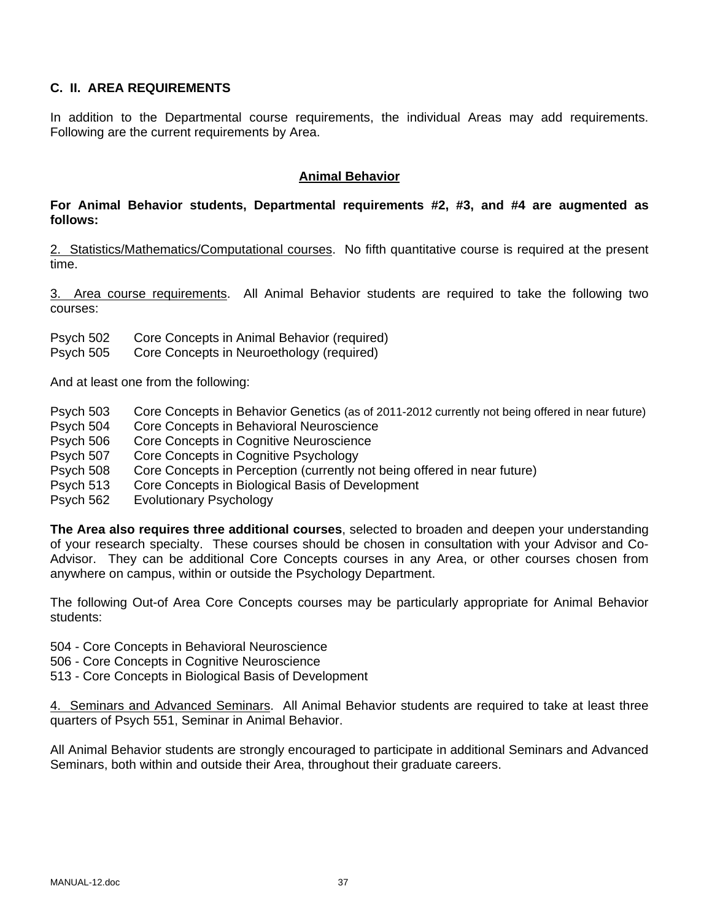### C. II. AREA REQUIREMENTS

In addition to the Departmental course requirements, the individual Areas may add requirements. Following are the current requirements by Area.

## Animal Behavior

**For Animal Behavior students, Departmental requirements #2, #3, and #4 are augmented as follows:**

2. Statistics/Mathematics/Computational courses. No fifth quantitative course is required at the present time.

3. Area course requirements. All Animal Behavior students are required to take the following two courses:

Psych 502 Core Concepts in Animal Behavior (required)
Psych 505 Core Concepts in Neuroethology (required)

And at least one from the following:

Psych 503 Core Concepts in Behavior Genetics (as of 2011-2012 currently not being offered in near future)
Psych 504 Core Concepts in Behavioral Neuroscience
Psych 506 Core Concepts in Cognitive Neuroscience
Psych 507 Core Concepts in Cognitive Psychology
Psych 508 Core Concepts in Perception (currently not being offered in near future)
Psych 513 Core Concepts in Biological Basis of Development
Psych 562 Evolutionary Psychology

**The Area also requires three additional courses**, selected to broaden and deepen your understanding of your research specialty. These courses should be chosen in consultation with your Advisor and Co-Advisor. They can be additional Core Concepts courses in any Area, or other courses chosen from anywhere on campus, within or outside the Psychology Department.

The following Out-of Area Core Concepts courses may be particularly appropriate for Animal Behavior students:

504 - Core Concepts in Behavioral Neuroscience
506 - Core Concepts in Cognitive Neuroscience
513 - Core Concepts in Biological Basis of Development

4. Seminars and Advanced Seminars. All Animal Behavior students are required to take at least three quarters of Psych 551, Seminar in Animal Behavior.

All Animal Behavior students are strongly encouraged to participate in additional Seminars and Advanced Seminars, both within and outside their Area, throughout their graduate careers.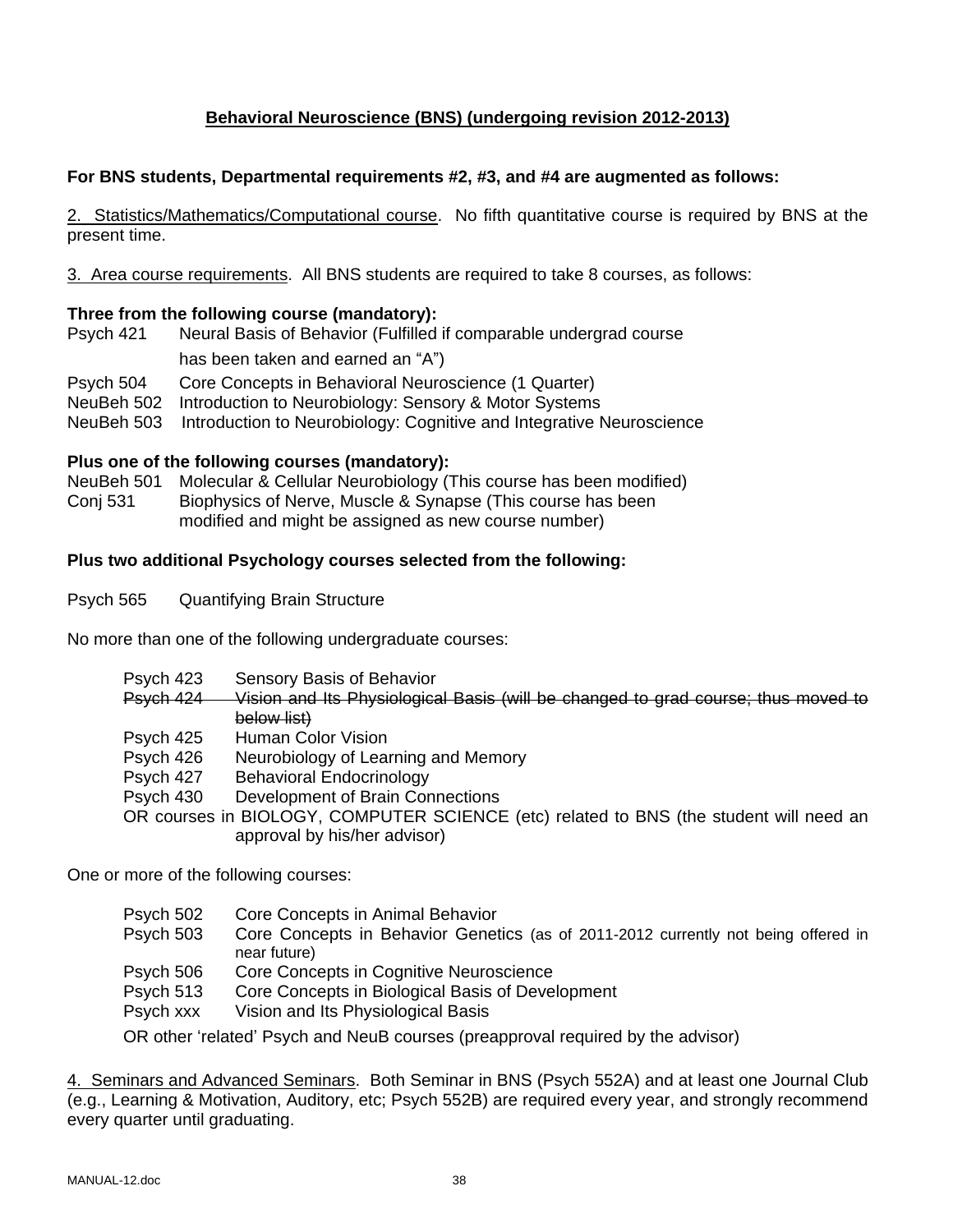## Behavioral Neuroscience (BNS) (undergoing revision 2012-2013)

**For BNS students, Departmental requirements #2, #3, and #4 are augmented as follows:**

2. Statistics/Mathematics/Computational course. No fifth quantitative course is required by BNS at the present time.

3. Area course requirements. All BNS students are required to take 8 courses, as follows:

**Three from the following course (mandatory):**

Psych 421 Neural Basis of Behavior (Fulfilled if comparable undergrad course has been taken and earned an "A")
Psych 504 Core Concepts in Behavioral Neuroscience (1 Quarter)
NeuBeh 502 Introduction to Neurobiology: Sensory & Motor Systems
NeuBeh 503 Introduction to Neurobiology: Cognitive and Integrative Neuroscience

**Plus one of the following courses (mandatory):**

NeuBeh 501 Molecular & Cellular Neurobiology (This course has been modified)
Conj 531 Biophysics of Nerve, Muscle & Synapse (This course has been modified and might be assigned as new course number)

**Plus two additional Psychology courses selected from the following:**

Psych 565 Quantifying Brain Structure

No more than one of the following undergraduate courses:

Psych 423 Sensory Basis of Behavior
~~Psych 424 Vision and Its Physiological Basis (will be changed to grad course; thus moved to below list)~~
Psych 425 Human Color Vision
Psych 426 Neurobiology of Learning and Memory
Psych 427 Behavioral Endocrinology
Psych 430 Development of Brain Connections
OR courses in BIOLOGY, COMPUTER SCIENCE (etc) related to BNS (the student will need an approval by his/her advisor)

One or more of the following courses:

Psych 502 Core Concepts in Animal Behavior
Psych 503 Core Concepts in Behavior Genetics (as of 2011-2012 currently not being offered in near future)
Psych 506 Core Concepts in Cognitive Neuroscience
Psych 513 Core Concepts in Biological Basis of Development
Psych xxx Vision and Its Physiological Basis
OR other 'related' Psych and NeuB courses (preapproval required by the advisor)

4. Seminars and Advanced Seminars. Both Seminar in BNS (Psych 552A) and at least one Journal Club (e.g., Learning & Motivation, Auditory, etc; Psych 552B) are required every year, and strongly recommend every quarter until graduating.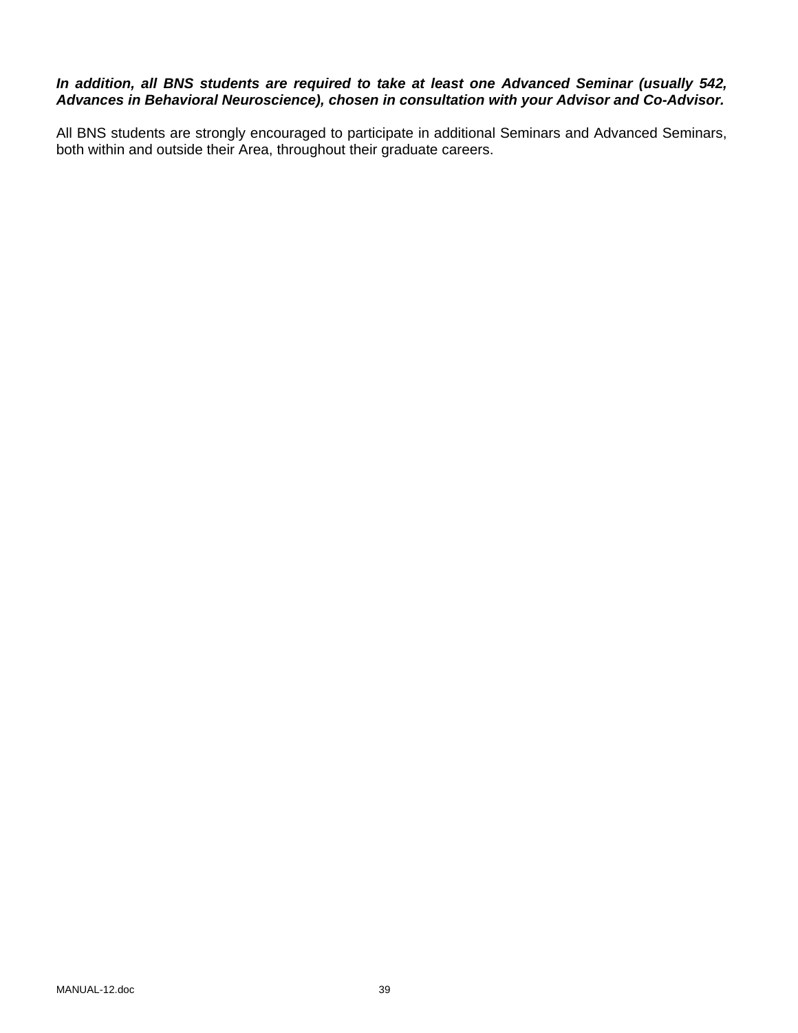***In addition, all BNS students are required to take at least one Advanced Seminar (usually 542, Advances in Behavioral Neuroscience), chosen in consultation with your Advisor and Co-Advisor.***

All BNS students are strongly encouraged to participate in additional Seminars and Advanced Seminars, both within and outside their Area, throughout their graduate careers.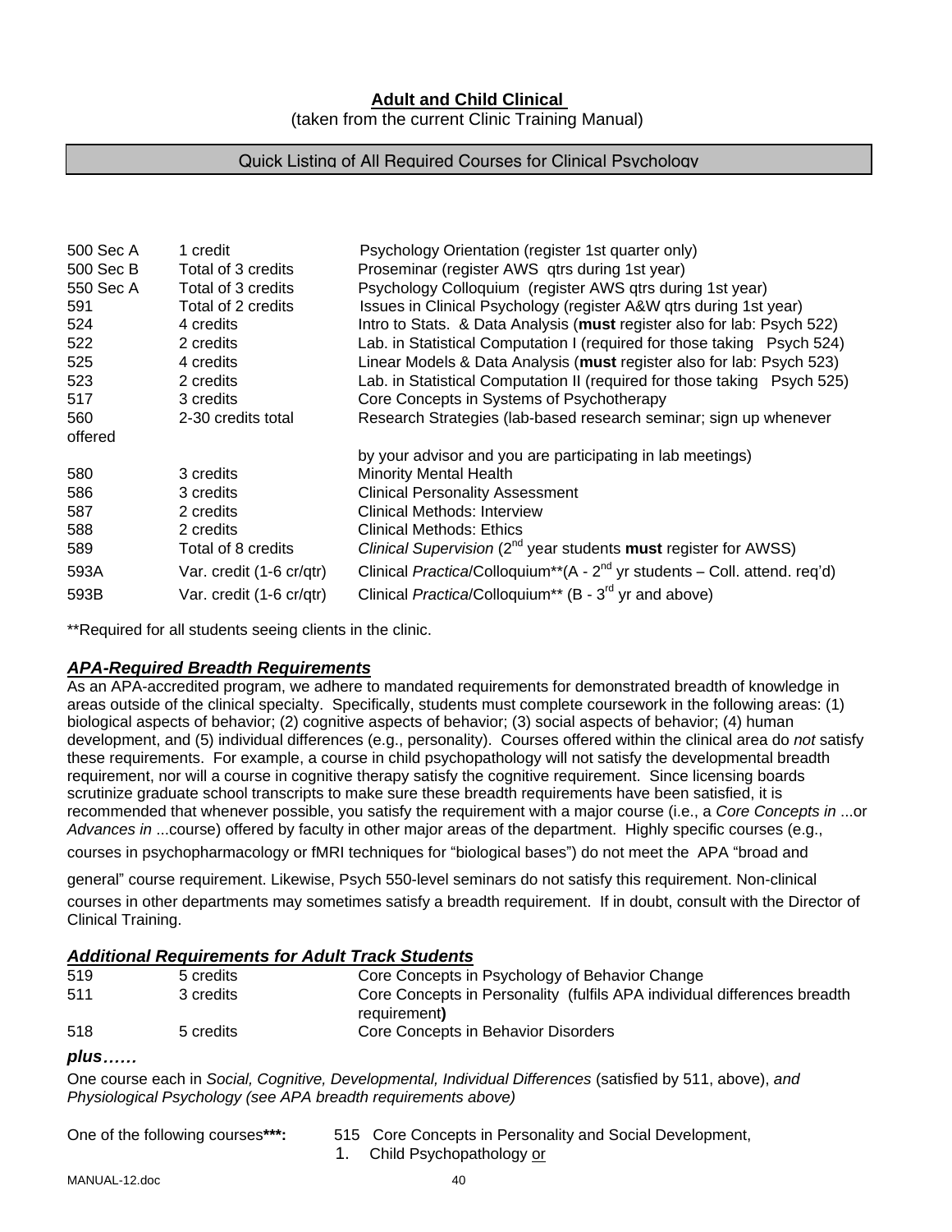## Adult and Child Clinical

(taken from the current Clinic Training Manual)

### Quick Listing of All Required Courses for Clinical Psychology

| | | |
|---|---|---|
| 500 Sec A | 1 credit | Psychology Orientation (register 1st quarter only) |
| 500 Sec B | Total of 3 credits | Proseminar (register AWS qtrs during 1st year) |
| 550 Sec A | Total of 3 credits | Psychology Colloquium (register AWS qtrs during 1st year) |
| 591 | Total of 2 credits | Issues in Clinical Psychology (register A&W qtrs during 1st year) |
| 524 | 4 credits | Intro to Stats. & Data Analysis (**must** register also for lab: Psych 522) |
| 522 | 2 credits | Lab. in Statistical Computation I (required for those taking Psych 524) |
| 525 | 4 credits | Linear Models & Data Analysis (**must** register also for lab: Psych 523) |
| 523 | 2 credits | Lab. in Statistical Computation II (required for those taking Psych 525) |
| 517 | 3 credits | Core Concepts in Systems of Psychotherapy |
| 560 offered | 2-30 credits total | Research Strategies (lab-based research seminar; sign up whenever by your advisor and you are participating in lab meetings) |
| 580 | 3 credits | Minority Mental Health |
| 586 | 3 credits | Clinical Personality Assessment |
| 587 | 2 credits | Clinical Methods: Interview |
| 588 | 2 credits | Clinical Methods: Ethics |
| 589 | Total of 8 credits | *Clinical Supervision* (2nd year students **must** register for AWSS) |
| 593A | Var. credit (1-6 cr/qtr) | Clinical *Practica*/Colloquium**(A - 2nd yr students – Coll. attend. req'd) |
| 593B | Var. credit (1-6 cr/qtr) | Clinical *Practica*/Colloquium** (B - 3rd yr and above) |

**Required for all students seeing clients in the clinic.

### *APA-Required Breadth Requirements*

As an APA-accredited program, we adhere to mandated requirements for demonstrated breadth of knowledge in areas outside of the clinical specialty. Specifically, students must complete coursework in the following areas: (1) biological aspects of behavior; (2) cognitive aspects of behavior; (3) social aspects of behavior; (4) human development, and (5) individual differences (e.g., personality). Courses offered within the clinical area do *not* satisfy these requirements. For example, a course in child psychopathology will not satisfy the developmental breadth requirement, nor will a course in cognitive therapy satisfy the cognitive requirement. Since licensing boards scrutinize graduate school transcripts to make sure these breadth requirements have been satisfied, it is recommended that whenever possible, you satisfy the requirement with a major course (i.e., a *Core Concepts in* ...or *Advances in* ...course) offered by faculty in other major areas of the department. Highly specific courses (e.g., courses in psychopharmacology or fMRI techniques for "biological bases") do not meet the APA "broad and general" course requirement. Likewise, Psych 550-level seminars do not satisfy this requirement. Non-clinical courses in other departments may sometimes satisfy a breadth requirement. If in doubt, consult with the Director of Clinical Training.

### *Additional Requirements for Adult Track Students*

| | | |
|---|---|---|
| 519 | 5 credits | Core Concepts in Psychology of Behavior Change |
| 511 | 3 credits | Core Concepts in Personality (fulfils APA individual differences breadth requirement**)** |
| 518 | 5 credits | Core Concepts in Behavior Disorders |

***plus……***

One course each in *Social, Cognitive, Developmental, Individual Differences* (satisfied by 511, above), *and Physiological Psychology (see APA breadth requirements above)*

One of the following courses*****:** 515 Core Concepts in Personality and Social Development,

1. Child Psychopathology or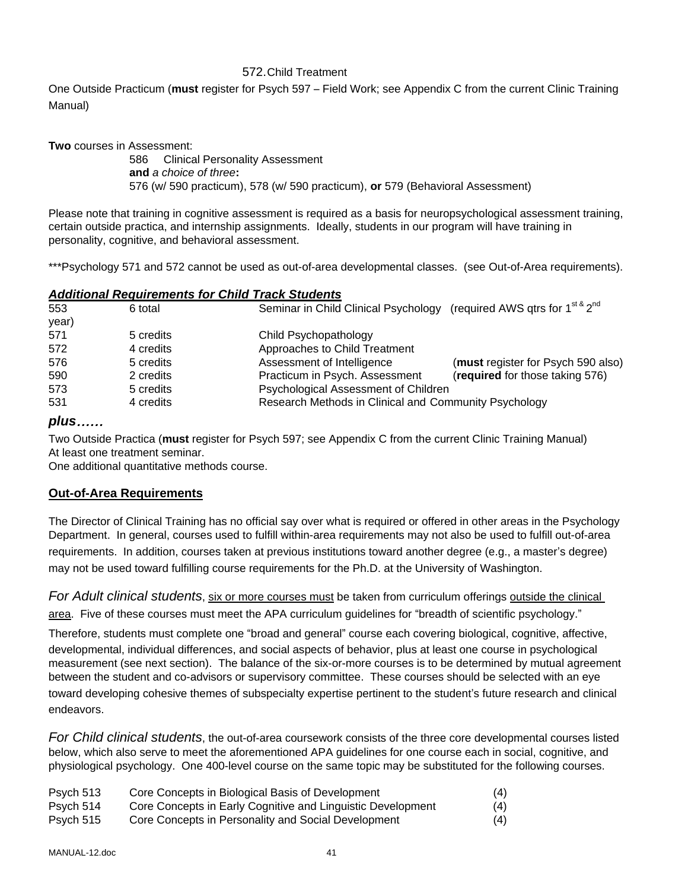572. Child Treatment

One Outside Practicum (**must** register for Psych 597 – Field Work; see Appendix C from the current Clinic Training Manual)

**Two** courses in Assessment:

586 Clinical Personality Assessment
**and** *a choice of three***:**
576 (w/ 590 practicum), 578 (w/ 590 practicum), **or** 579 (Behavioral Assessment)

Please note that training in cognitive assessment is required as a basis for neuropsychological assessment training, certain outside practica, and internship assignments. Ideally, students in our program will have training in personality, cognitive, and behavioral assessment.

***Psychology 571 and 572 cannot be used as out-of-area developmental classes. (see Out-of-Area requirements).

### ***Additional Requirements for Child Track Students***

| | | | |
|---|---|---|---|
| 553 | 6 total | Seminar in Child Clinical Psychology | (required AWS qtrs for 1st & 2nd year) |
| 571 | 5 credits | Child Psychopathology | |
| 572 | 4 credits | Approaches to Child Treatment | |
| 576 | 5 credits | Assessment of Intelligence | (**must** register for Psych 590 also) |
| 590 | 2 credits | Practicum in Psych. Assessment | (**required** for those taking 576) |
| 573 | 5 credits | Psychological Assessment of Children | |
| 531 | 4 credits | Research Methods in Clinical and Community Psychology | |

***plus……***

Two Outside Practica (**must** register for Psych 597; see Appendix C from the current Clinic Training Manual)
At least one treatment seminar.
One additional quantitative methods course.

## **Out-of-Area Requirements**

The Director of Clinical Training has no official say over what is required or offered in other areas in the Psychology Department. In general, courses used to fulfill within-area requirements may not also be used to fulfill out-of-area requirements. In addition, courses taken at previous institutions toward another degree (e.g., a master's degree) may not be used toward fulfilling course requirements for the Ph.D. at the University of Washington.

*For Adult clinical students*, six or more courses must be taken from curriculum offerings outside the clinical area. Five of these courses must meet the APA curriculum guidelines for "breadth of scientific psychology." Therefore, students must complete one "broad and general" course each covering biological, cognitive, affective, developmental, individual differences, and social aspects of behavior, plus at least one course in psychological measurement (see next section). The balance of the six-or-more courses is to be determined by mutual agreement between the student and co-advisors or supervisory committee. These courses should be selected with an eye toward developing cohesive themes of subspecialty expertise pertinent to the student's future research and clinical endeavors.

*For Child clinical students*, the out-of-area coursework consists of the three core developmental courses listed below, which also serve to meet the aforementioned APA guidelines for one course each in social, cognitive, and physiological psychology. One 400-level course on the same topic may be substituted for the following courses.

| | | |
|---|---|---|
| Psych 513 | Core Concepts in Biological Basis of Development | (4) |
| Psych 514 | Core Concepts in Early Cognitive and Linguistic Development | (4) |
| Psych 515 | Core Concepts in Personality and Social Development | (4) |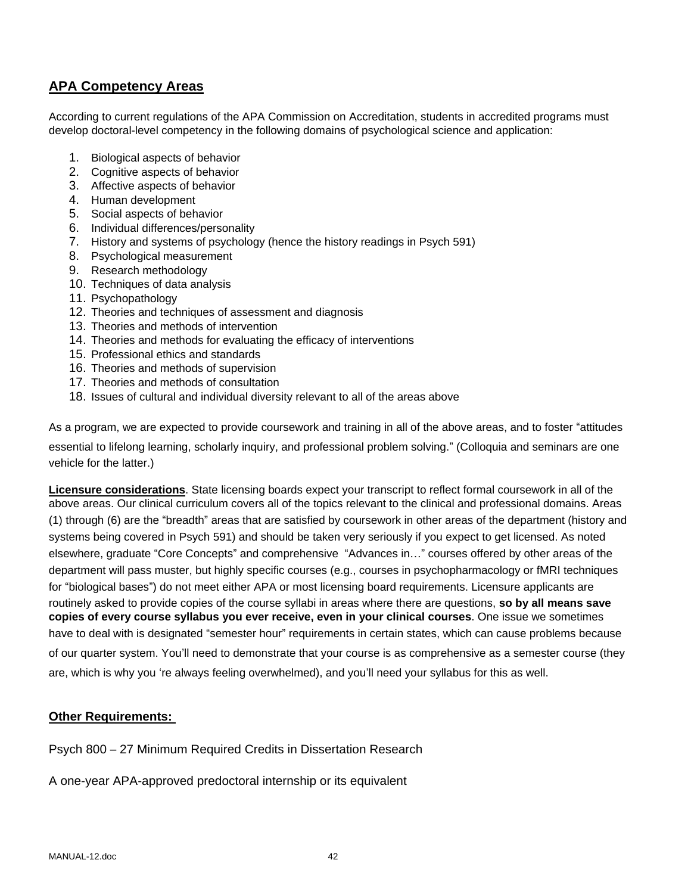## APA Competency Areas

According to current regulations of the APA Commission on Accreditation, students in accredited programs must develop doctoral-level competency in the following domains of psychological science and application:

1. Biological aspects of behavior
2. Cognitive aspects of behavior
3. Affective aspects of behavior
4. Human development
5. Social aspects of behavior
6. Individual differences/personality
7. History and systems of psychology (hence the history readings in Psych 591)
8. Psychological measurement
9. Research methodology
10. Techniques of data analysis
11. Psychopathology
12. Theories and techniques of assessment and diagnosis
13. Theories and methods of intervention
14. Theories and methods for evaluating the efficacy of interventions
15. Professional ethics and standards
16. Theories and methods of supervision
17. Theories and methods of consultation
18. Issues of cultural and individual diversity relevant to all of the areas above

As a program, we are expected to provide coursework and training in all of the above areas, and to foster "attitudes essential to lifelong learning, scholarly inquiry, and professional problem solving." (Colloquia and seminars are one vehicle for the latter.)

**Licensure considerations**. State licensing boards expect your transcript to reflect formal coursework in all of the above areas. Our clinical curriculum covers all of the topics relevant to the clinical and professional domains. Areas (1) through (6) are the "breadth" areas that are satisfied by coursework in other areas of the department (history and systems being covered in Psych 591) and should be taken very seriously if you expect to get licensed. As noted elsewhere, graduate "Core Concepts" and comprehensive "Advances in…" courses offered by other areas of the department will pass muster, but highly specific courses (e.g., courses in psychopharmacology or fMRI techniques for "biological bases") do not meet either APA or most licensing board requirements. Licensure applicants are routinely asked to provide copies of the course syllabi in areas where there are questions, **so by all means save copies of every course syllabus you ever receive, even in your clinical courses**. One issue we sometimes have to deal with is designated "semester hour" requirements in certain states, which can cause problems because of our quarter system. You'll need to demonstrate that your course is as comprehensive as a semester course (they are, which is why you 're always feeling overwhelmed), and you'll need your syllabus for this as well.

**Other Requirements:**

Psych 800 – 27 Minimum Required Credits in Dissertation Research

A one-year APA-approved predoctoral internship or its equivalent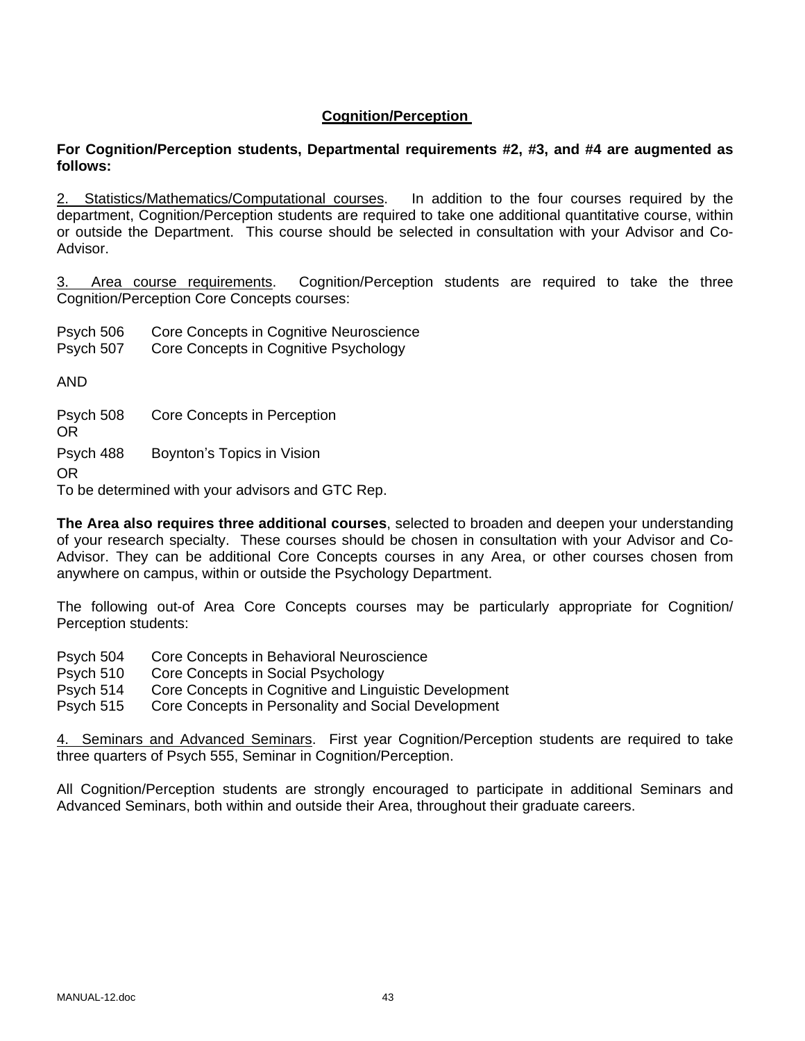## Cognition/Perception

**For Cognition/Perception students, Departmental requirements #2, #3, and #4 are augmented as follows:**

2. Statistics/Mathematics/Computational courses. In addition to the four courses required by the department, Cognition/Perception students are required to take one additional quantitative course, within or outside the Department. This course should be selected in consultation with your Advisor and Co-Advisor.

3. Area course requirements. Cognition/Perception students are required to take the three Cognition/Perception Core Concepts courses:

Psych 506 Core Concepts in Cognitive Neuroscience
Psych 507 Core Concepts in Cognitive Psychology

AND

Psych 508 Core Concepts in Perception
OR
Psych 488 Boynton's Topics in Vision
OR
To be determined with your advisors and GTC Rep.

**The Area also requires three additional courses**, selected to broaden and deepen your understanding of your research specialty. These courses should be chosen in consultation with your Advisor and Co-Advisor. They can be additional Core Concepts courses in any Area, or other courses chosen from anywhere on campus, within or outside the Psychology Department.

The following out-of Area Core Concepts courses may be particularly appropriate for Cognition/ Perception students:

Psych 504 Core Concepts in Behavioral Neuroscience
Psych 510 Core Concepts in Social Psychology
Psych 514 Core Concepts in Cognitive and Linguistic Development
Psych 515 Core Concepts in Personality and Social Development

4. Seminars and Advanced Seminars. First year Cognition/Perception students are required to take three quarters of Psych 555, Seminar in Cognition/Perception.

All Cognition/Perception students are strongly encouraged to participate in additional Seminars and Advanced Seminars, both within and outside their Area, throughout their graduate careers.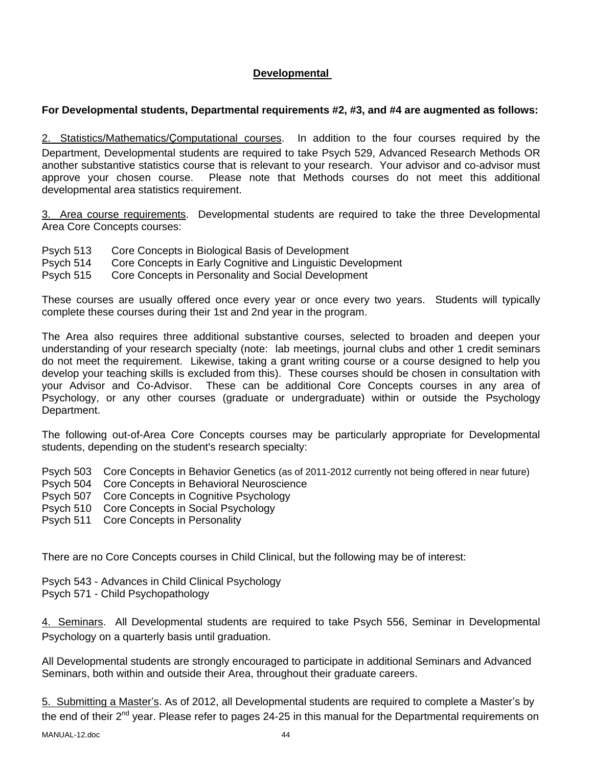## Developmental

**For Developmental students, Departmental requirements #2, #3, and #4 are augmented as follows:**

2. Statistics/Mathematics/Computational courses. In addition to the four courses required by the Department, Developmental students are required to take Psych 529, Advanced Research Methods OR another substantive statistics course that is relevant to your research. Your advisor and co-advisor must approve your chosen course. Please note that Methods courses do not meet this additional developmental area statistics requirement.

3. Area course requirements. Developmental students are required to take the three Developmental Area Core Concepts courses:

Psych 513 Core Concepts in Biological Basis of Development
Psych 514 Core Concepts in Early Cognitive and Linguistic Development
Psych 515 Core Concepts in Personality and Social Development

These courses are usually offered once every year or once every two years. Students will typically complete these courses during their 1st and 2nd year in the program.

The Area also requires three additional substantive courses, selected to broaden and deepen your understanding of your research specialty (note: lab meetings, journal clubs and other 1 credit seminars do not meet the requirement. Likewise, taking a grant writing course or a course designed to help you develop your teaching skills is excluded from this). These courses should be chosen in consultation with your Advisor and Co-Advisor. These can be additional Core Concepts courses in any area of Psychology, or any other courses (graduate or undergraduate) within or outside the Psychology Department.

The following out-of-Area Core Concepts courses may be particularly appropriate for Developmental students, depending on the student's research specialty:

Psych 503 Core Concepts in Behavior Genetics (as of 2011-2012 currently not being offered in near future)
Psych 504 Core Concepts in Behavioral Neuroscience
Psych 507 Core Concepts in Cognitive Psychology
Psych 510 Core Concepts in Social Psychology
Psych 511 Core Concepts in Personality

There are no Core Concepts courses in Child Clinical, but the following may be of interest:

Psych 543 - Advances in Child Clinical Psychology
Psych 571 - Child Psychopathology

4. Seminars. All Developmental students are required to take Psych 556, Seminar in Developmental Psychology on a quarterly basis until graduation.

All Developmental students are strongly encouraged to participate in additional Seminars and Advanced Seminars, both within and outside their Area, throughout their graduate careers.

5. Submitting a Master's. As of 2012, all Developmental students are required to complete a Master's by the end of their 2nd year. Please refer to pages 24-25 in this manual for the Departmental requirements on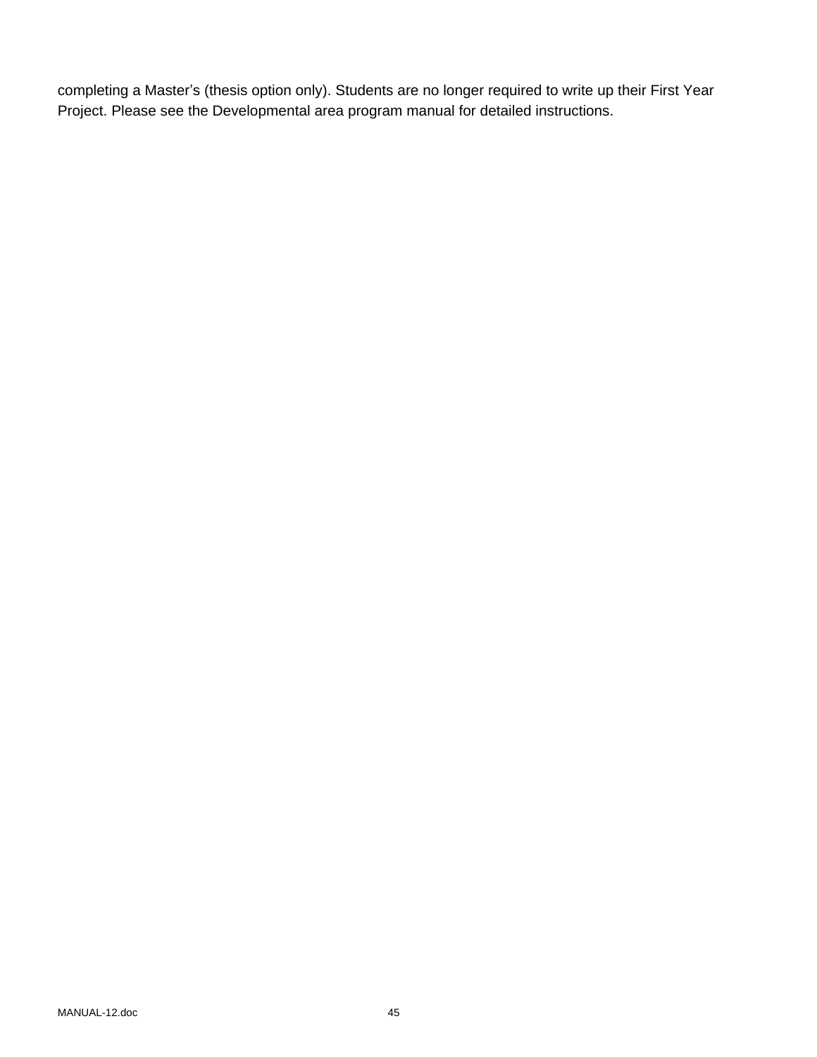completing a Master's (thesis option only). Students are no longer required to write up their First Year Project. Please see the Developmental area program manual for detailed instructions.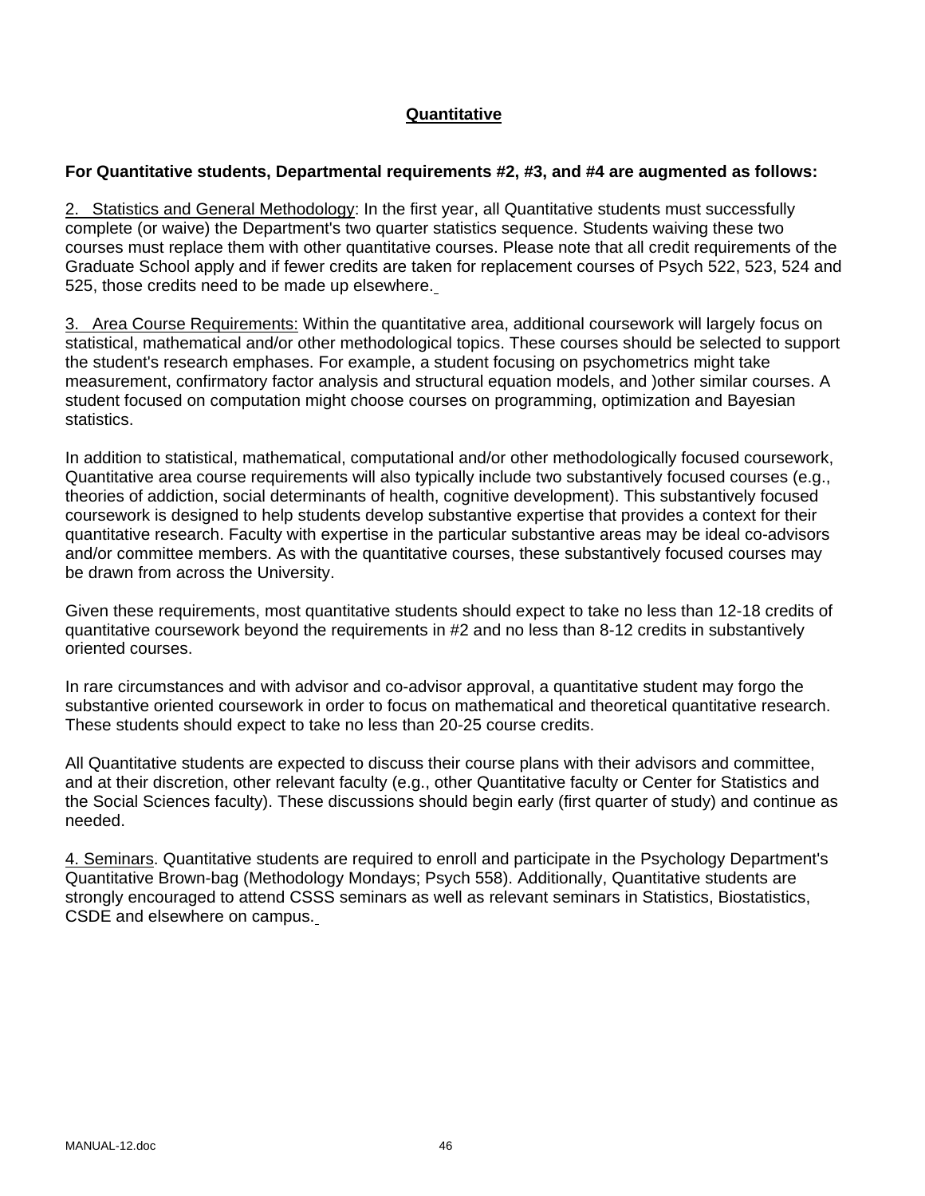## Quantitative

**For Quantitative students, Departmental requirements #2, #3, and #4 are augmented as follows:**

2. Statistics and General Methodology: In the first year, all Quantitative students must successfully complete (or waive) the Department's two quarter statistics sequence. Students waiving these two courses must replace them with other quantitative courses. Please note that all credit requirements of the Graduate School apply and if fewer credits are taken for replacement courses of Psych 522, 523, 524 and 525, those credits need to be made up elsewhere.

3. Area Course Requirements: Within the quantitative area, additional coursework will largely focus on statistical, mathematical and/or other methodological topics. These courses should be selected to support the student's research emphases. For example, a student focusing on psychometrics might take measurement, confirmatory factor analysis and structural equation models, and )other similar courses. A student focused on computation might choose courses on programming, optimization and Bayesian statistics.

In addition to statistical, mathematical, computational and/or other methodologically focused coursework, Quantitative area course requirements will also typically include two substantively focused courses (e.g., theories of addiction, social determinants of health, cognitive development). This substantively focused coursework is designed to help students develop substantive expertise that provides a context for their quantitative research. Faculty with expertise in the particular substantive areas may be ideal co-advisors and/or committee members. As with the quantitative courses, these substantively focused courses may be drawn from across the University.

Given these requirements, most quantitative students should expect to take no less than 12-18 credits of quantitative coursework beyond the requirements in #2 and no less than 8-12 credits in substantively oriented courses.

In rare circumstances and with advisor and co-advisor approval, a quantitative student may forgo the substantive oriented coursework in order to focus on mathematical and theoretical quantitative research. These students should expect to take no less than 20-25 course credits.

All Quantitative students are expected to discuss their course plans with their advisors and committee, and at their discretion, other relevant faculty (e.g., other Quantitative faculty or Center for Statistics and the Social Sciences faculty). These discussions should begin early (first quarter of study) and continue as needed.

4. Seminars. Quantitative students are required to enroll and participate in the Psychology Department's Quantitative Brown-bag (Methodology Mondays; Psych 558). Additionally, Quantitative students are strongly encouraged to attend CSSS seminars as well as relevant seminars in Statistics, Biostatistics, CSDE and elsewhere on campus.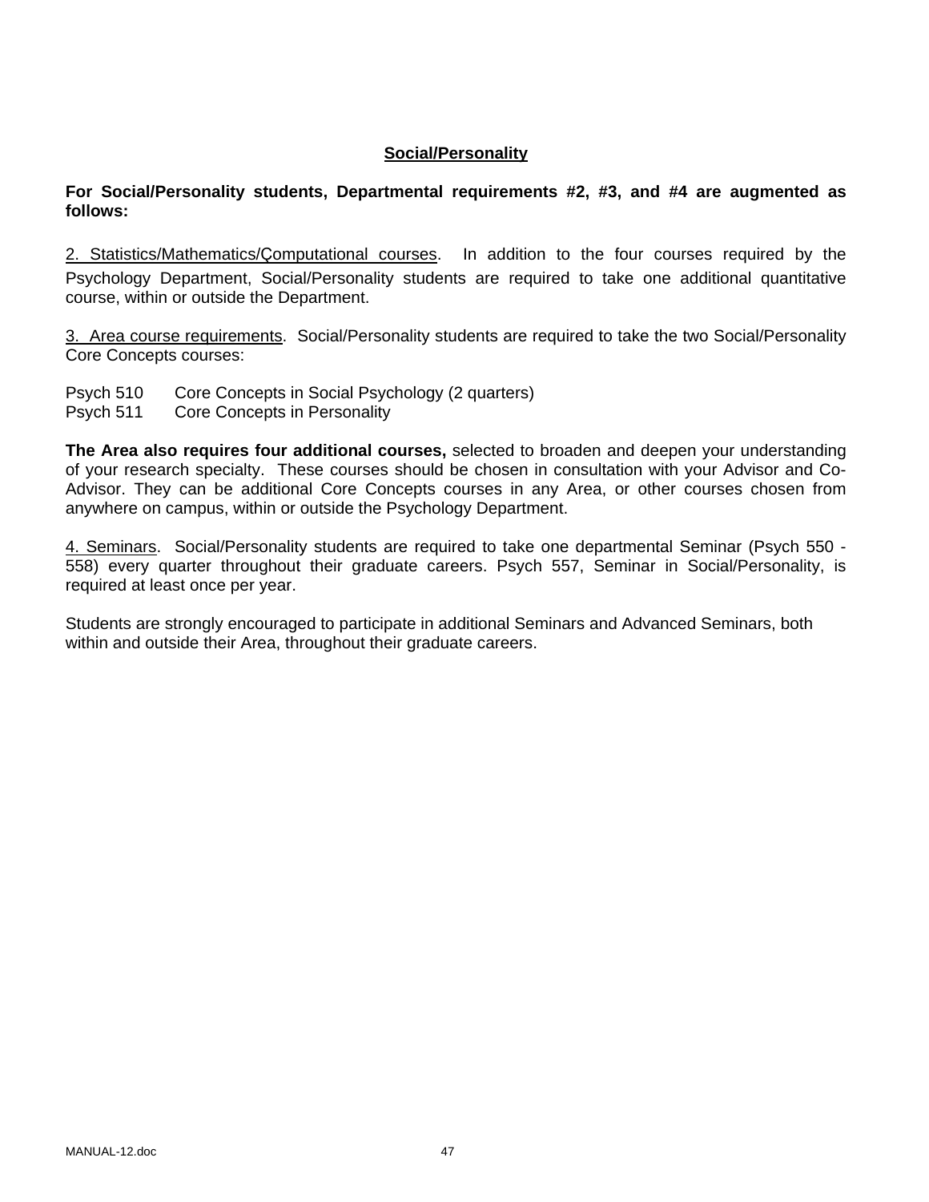## Social/Personality

**For Social/Personality students, Departmental requirements #2, #3, and #4 are augmented as follows:**

2. Statistics/Mathematics/Computational courses. In addition to the four courses required by the Psychology Department, Social/Personality students are required to take one additional quantitative course, within or outside the Department.

3. Area course requirements. Social/Personality students are required to take the two Social/Personality Core Concepts courses:

Psych 510 Core Concepts in Social Psychology (2 quarters)
Psych 511 Core Concepts in Personality

**The Area also requires four additional courses,** selected to broaden and deepen your understanding of your research specialty. These courses should be chosen in consultation with your Advisor and Co-Advisor. They can be additional Core Concepts courses in any Area, or other courses chosen from anywhere on campus, within or outside the Psychology Department.

4. Seminars. Social/Personality students are required to take one departmental Seminar (Psych 550 - 558) every quarter throughout their graduate careers. Psych 557, Seminar in Social/Personality, is required at least once per year.

Students are strongly encouraged to participate in additional Seminars and Advanced Seminars, both within and outside their Area, throughout their graduate careers.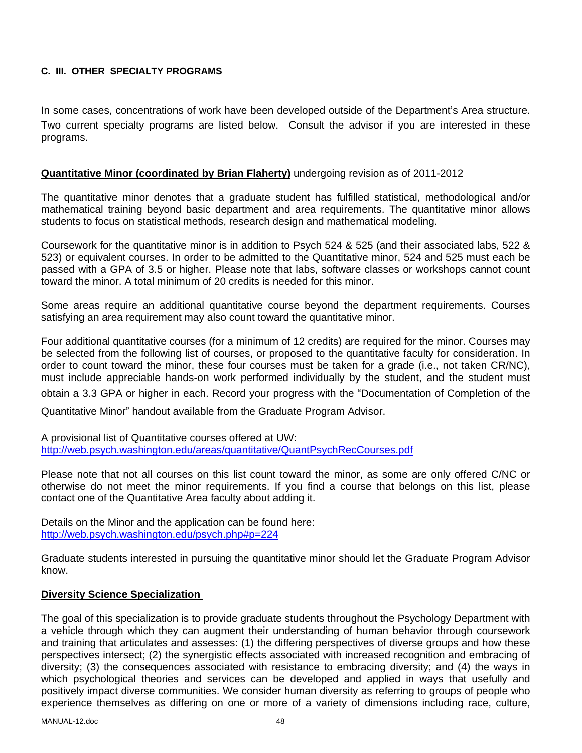**C. III. OTHER SPECIALTY PROGRAMS**

In some cases, concentrations of work have been developed outside of the Department's Area structure. Two current specialty programs are listed below. Consult the advisor if you are interested in these programs.

**Quantitative Minor (coordinated by Brian Flaherty)** undergoing revision as of 2011-2012

The quantitative minor denotes that a graduate student has fulfilled statistical, methodological and/or mathematical training beyond basic department and area requirements. The quantitative minor allows students to focus on statistical methods, research design and mathematical modeling.

Coursework for the quantitative minor is in addition to Psych 524 & 525 (and their associated labs, 522 & 523) or equivalent courses. In order to be admitted to the Quantitative minor, 524 and 525 must each be passed with a GPA of 3.5 or higher. Please note that labs, software classes or workshops cannot count toward the minor. A total minimum of 20 credits is needed for this minor.

Some areas require an additional quantitative course beyond the department requirements. Courses satisfying an area requirement may also count toward the quantitative minor.

Four additional quantitative courses (for a minimum of 12 credits) are required for the minor. Courses may be selected from the following list of courses, or proposed to the quantitative faculty for consideration. In order to count toward the minor, these four courses must be taken for a grade (i.e., not taken CR/NC), must include appreciable hands-on work performed individually by the student, and the student must obtain a 3.3 GPA or higher in each. Record your progress with the "Documentation of Completion of the Quantitative Minor" handout available from the Graduate Program Advisor.

A provisional list of Quantitative courses offered at UW:
http://web.psych.washington.edu/areas/quantitative/QuantPsychRecCourses.pdf

Please note that not all courses on this list count toward the minor, as some are only offered C/NC or otherwise do not meet the minor requirements. If you find a course that belongs on this list, please contact one of the Quantitative Area faculty about adding it.

Details on the Minor and the application can be found here:
http://web.psych.washington.edu/psych.php#p=224

Graduate students interested in pursuing the quantitative minor should let the Graduate Program Advisor know.

**Diversity Science Specialization**

The goal of this specialization is to provide graduate students throughout the Psychology Department with a vehicle through which they can augment their understanding of human behavior through coursework and training that articulates and assesses: (1) the differing perspectives of diverse groups and how these perspectives intersect; (2) the synergistic effects associated with increased recognition and embracing of diversity; (3) the consequences associated with resistance to embracing diversity; and (4) the ways in which psychological theories and services can be developed and applied in ways that usefully and positively impact diverse communities. We consider human diversity as referring to groups of people who experience themselves as differing on one or more of a variety of dimensions including race, culture,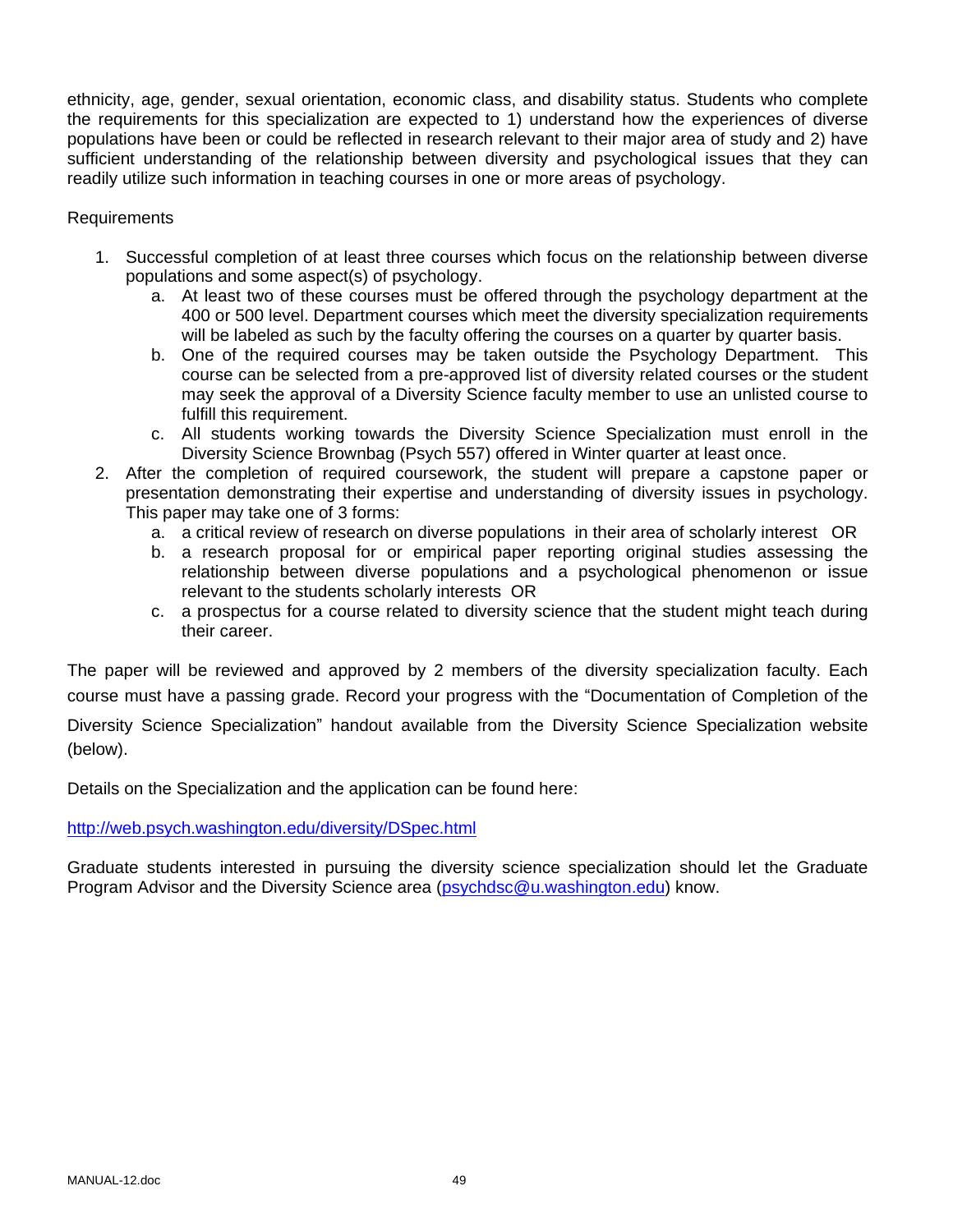ethnicity, age, gender, sexual orientation, economic class, and disability status. Students who complete the requirements for this specialization are expected to 1) understand how the experiences of diverse populations have been or could be reflected in research relevant to their major area of study and 2) have sufficient understanding of the relationship between diversity and psychological issues that they can readily utilize such information in teaching courses in one or more areas of psychology.

Requirements

1. Successful completion of at least three courses which focus on the relationship between diverse populations and some aspect(s) of psychology.
   a. At least two of these courses must be offered through the psychology department at the 400 or 500 level. Department courses which meet the diversity specialization requirements will be labeled as such by the faculty offering the courses on a quarter by quarter basis.
   b. One of the required courses may be taken outside the Psychology Department. This course can be selected from a pre-approved list of diversity related courses or the student may seek the approval of a Diversity Science faculty member to use an unlisted course to fulfill this requirement.
   c. All students working towards the Diversity Science Specialization must enroll in the Diversity Science Brownbag (Psych 557) offered in Winter quarter at least once.
2. After the completion of required coursework, the student will prepare a capstone paper or presentation demonstrating their expertise and understanding of diversity issues in psychology. This paper may take one of 3 forms:
   a. a critical review of research on diverse populations in their area of scholarly interest OR
   b. a research proposal for or empirical paper reporting original studies assessing the relationship between diverse populations and a psychological phenomenon or issue relevant to the students scholarly interests OR
   c. a prospectus for a course related to diversity science that the student might teach during their career.

The paper will be reviewed and approved by 2 members of the diversity specialization faculty. Each course must have a passing grade. Record your progress with the "Documentation of Completion of the Diversity Science Specialization" handout available from the Diversity Science Specialization website (below).

Details on the Specialization and the application can be found here:

http://web.psych.washington.edu/diversity/DSpec.html

Graduate students interested in pursuing the diversity science specialization should let the Graduate Program Advisor and the Diversity Science area (psychdsc@u.washington.edu) know.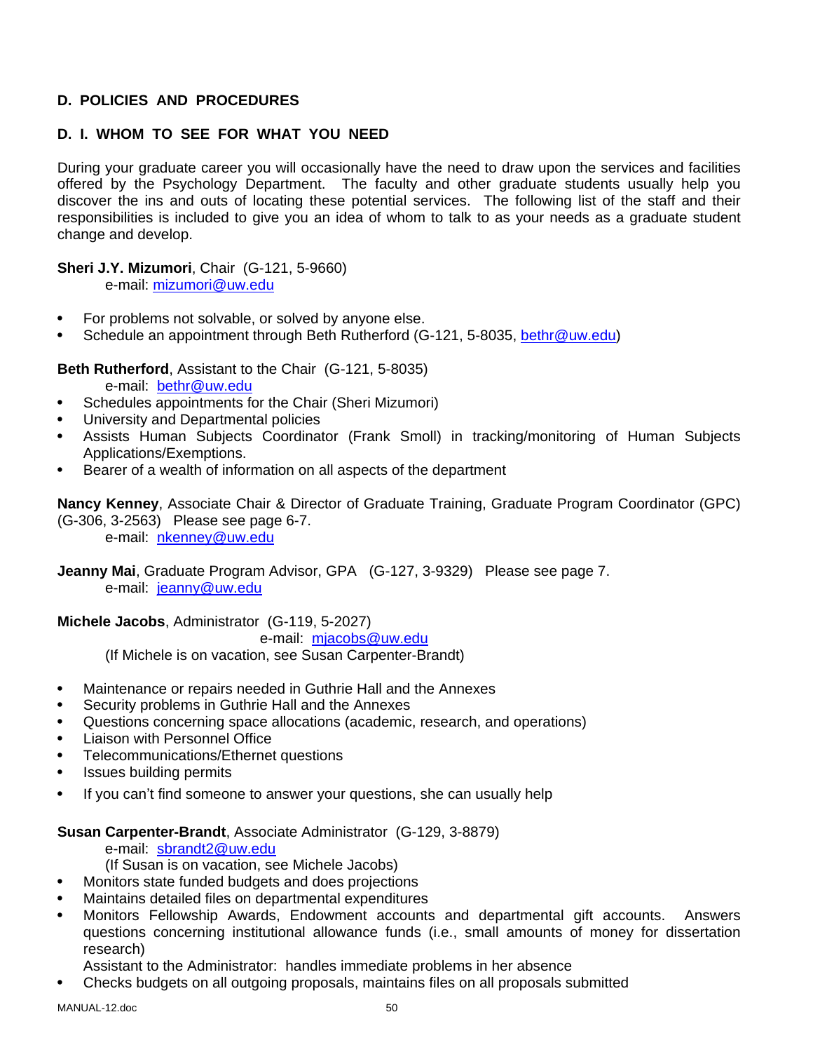## D. POLICIES AND PROCEDURES

### D. I. WHOM TO SEE FOR WHAT YOU NEED

During your graduate career you will occasionally have the need to draw upon the services and facilities offered by the Psychology Department. The faculty and other graduate students usually help you discover the ins and outs of locating these potential services. The following list of the staff and their responsibilities is included to give you an idea of whom to talk to as your needs as a graduate student change and develop.

**Sheri J.Y. Mizumori**, Chair (G-121, 5-9660)
e-mail: mizumori@uw.edu

- For problems not solvable, or solved by anyone else.
- Schedule an appointment through Beth Rutherford (G-121, 5-8035, bethr@uw.edu)

**Beth Rutherford**, Assistant to the Chair (G-121, 5-8035)
e-mail: bethr@uw.edu

- Schedules appointments for the Chair (Sheri Mizumori)
- University and Departmental policies
- Assists Human Subjects Coordinator (Frank Smoll) in tracking/monitoring of Human Subjects Applications/Exemptions.
- Bearer of a wealth of information on all aspects of the department

**Nancy Kenney**, Associate Chair & Director of Graduate Training, Graduate Program Coordinator (GPC) (G-306, 3-2563) Please see page 6-7.
e-mail: nkenney@uw.edu

**Jeanny Mai**, Graduate Program Advisor, GPA (G-127, 3-9329) Please see page 7.
e-mail: jeanny@uw.edu

**Michele Jacobs**, Administrator (G-119, 5-2027)
e-mail: mjacobs@uw.edu
(If Michele is on vacation, see Susan Carpenter-Brandt)

- Maintenance or repairs needed in Guthrie Hall and the Annexes
- Security problems in Guthrie Hall and the Annexes
- Questions concerning space allocations (academic, research, and operations)
- Liaison with Personnel Office
- Telecommunications/Ethernet questions
- Issues building permits
- If you can't find someone to answer your questions, she can usually help

**Susan Carpenter-Brandt**, Associate Administrator (G-129, 3-8879)
e-mail: sbrandt2@uw.edu
(If Susan is on vacation, see Michele Jacobs)

- Monitors state funded budgets and does projections
- Maintains detailed files on departmental expenditures
- Monitors Fellowship Awards, Endowment accounts and departmental gift accounts. Answers questions concerning institutional allowance funds (i.e., small amounts of money for dissertation research)
  Assistant to the Administrator: handles immediate problems in her absence
- Checks budgets on all outgoing proposals, maintains files on all proposals submitted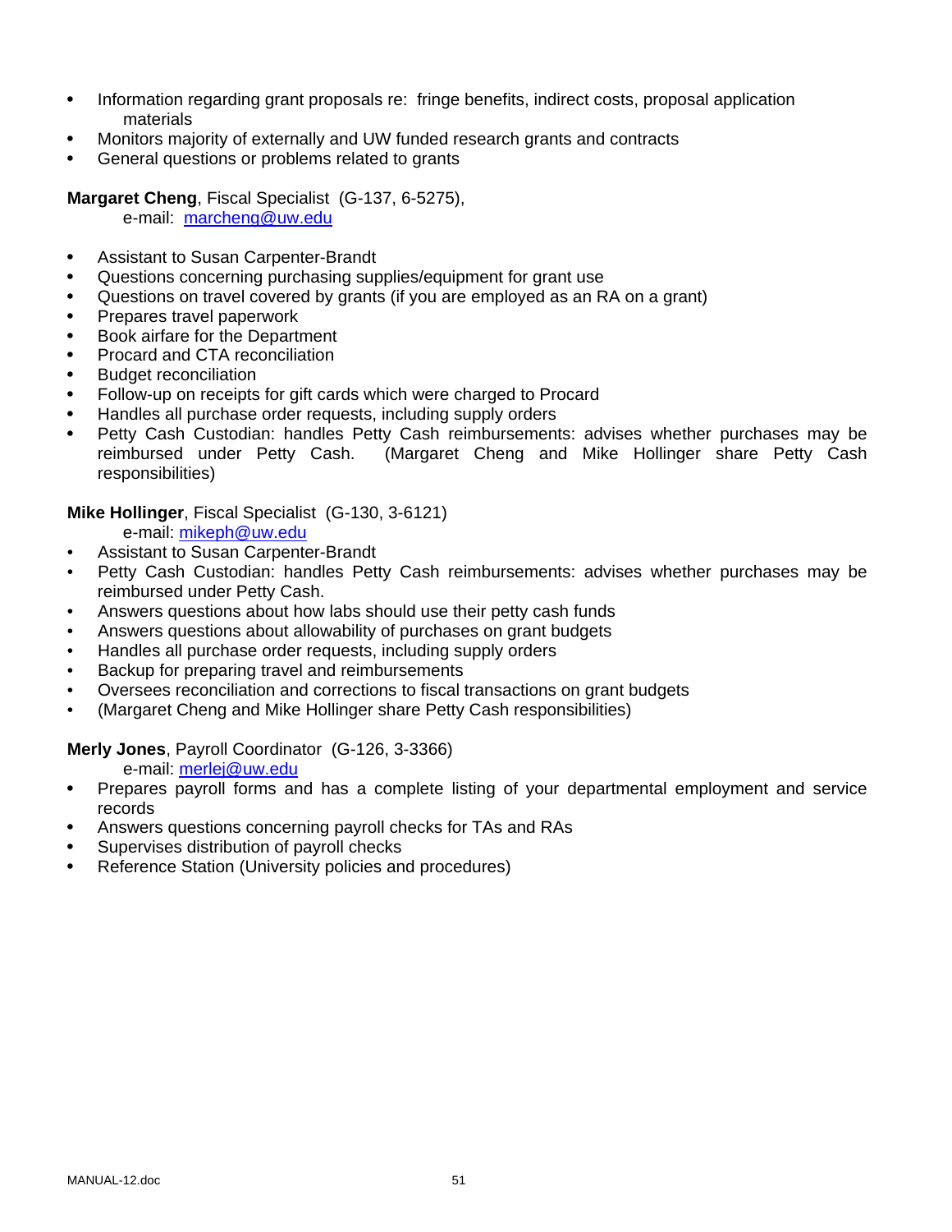- Information regarding grant proposals re: fringe benefits, indirect costs, proposal application materials
- Monitors majority of externally and UW funded research grants and contracts
- General questions or problems related to grants

**Margaret Cheng**, Fiscal Specialist (G-137, 6-5275),
e-mail: marcheng@uw.edu

- Assistant to Susan Carpenter-Brandt
- Questions concerning purchasing supplies/equipment for grant use
- Questions on travel covered by grants (if you are employed as an RA on a grant)
- Prepares travel paperwork
- Book airfare for the Department
- Procard and CTA reconciliation
- Budget reconciliation
- Follow-up on receipts for gift cards which were charged to Procard
- Handles all purchase order requests, including supply orders
- Petty Cash Custodian: handles Petty Cash reimbursements: advises whether purchases may be reimbursed under Petty Cash. (Margaret Cheng and Mike Hollinger share Petty Cash responsibilities)

**Mike Hollinger**, Fiscal Specialist (G-130, 3-6121)
e-mail: mikeph@uw.edu

- Assistant to Susan Carpenter-Brandt
- Petty Cash Custodian: handles Petty Cash reimbursements: advises whether purchases may be reimbursed under Petty Cash.
- Answers questions about how labs should use their petty cash funds
- Answers questions about allowability of purchases on grant budgets
- Handles all purchase order requests, including supply orders
- Backup for preparing travel and reimbursements
- Oversees reconciliation and corrections to fiscal transactions on grant budgets
- (Margaret Cheng and Mike Hollinger share Petty Cash responsibilities)

**Merly Jones**, Payroll Coordinator (G-126, 3-3366)
e-mail: merlej@uw.edu

- Prepares payroll forms and has a complete listing of your departmental employment and service records
- Answers questions concerning payroll checks for TAs and RAs
- Supervises distribution of payroll checks
- Reference Station (University policies and procedures)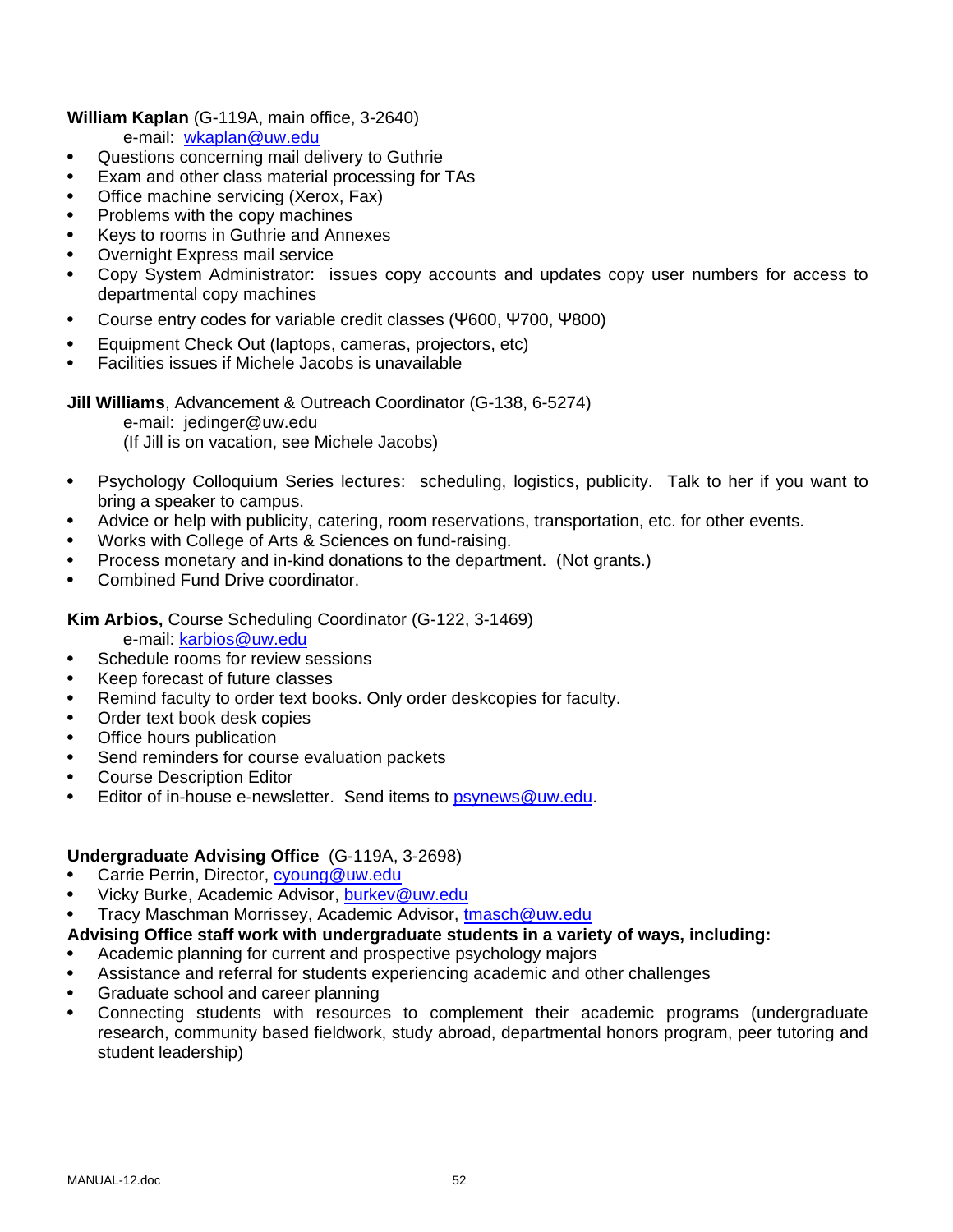**William Kaplan** (G-119A, main office, 3-2640)

e-mail: wkaplan@uw.edu

- Questions concerning mail delivery to Guthrie
- Exam and other class material processing for TAs
- Office machine servicing (Xerox, Fax)
- Problems with the copy machines
- Keys to rooms in Guthrie and Annexes
- Overnight Express mail service
- Copy System Administrator: issues copy accounts and updates copy user numbers for access to departmental copy machines
- Course entry codes for variable credit classes (Ψ600, Ψ700, Ψ800)
- Equipment Check Out (laptops, cameras, projectors, etc)
- Facilities issues if Michele Jacobs is unavailable

**Jill Williams**, Advancement & Outreach Coordinator (G-138, 6-5274)

e-mail: jedinger@uw.edu

(If Jill is on vacation, see Michele Jacobs)

- Psychology Colloquium Series lectures: scheduling, logistics, publicity. Talk to her if you want to bring a speaker to campus.
- Advice or help with publicity, catering, room reservations, transportation, etc. for other events.
- Works with College of Arts & Sciences on fund-raising.
- Process monetary and in-kind donations to the department. (Not grants.)
- Combined Fund Drive coordinator.

**Kim Arbios,** Course Scheduling Coordinator (G-122, 3-1469)

e-mail: karbios@uw.edu

- Schedule rooms for review sessions
- Keep forecast of future classes
- Remind faculty to order text books. Only order deskcopies for faculty.
- Order text book desk copies
- Office hours publication
- Send reminders for course evaluation packets
- Course Description Editor
- Editor of in-house e-newsletter. Send items to psynews@uw.edu.

**Undergraduate Advising Office** (G-119A, 3-2698)

- Carrie Perrin, Director, cyoung@uw.edu
- Vicky Burke, Academic Advisor, burkev@uw.edu
- Tracy Maschman Morrissey, Academic Advisor, tmasch@uw.edu

**Advising Office staff work with undergraduate students in a variety of ways, including:**

- Academic planning for current and prospective psychology majors
- Assistance and referral for students experiencing academic and other challenges
- Graduate school and career planning
- Connecting students with resources to complement their academic programs (undergraduate research, community based fieldwork, study abroad, departmental honors program, peer tutoring and student leadership)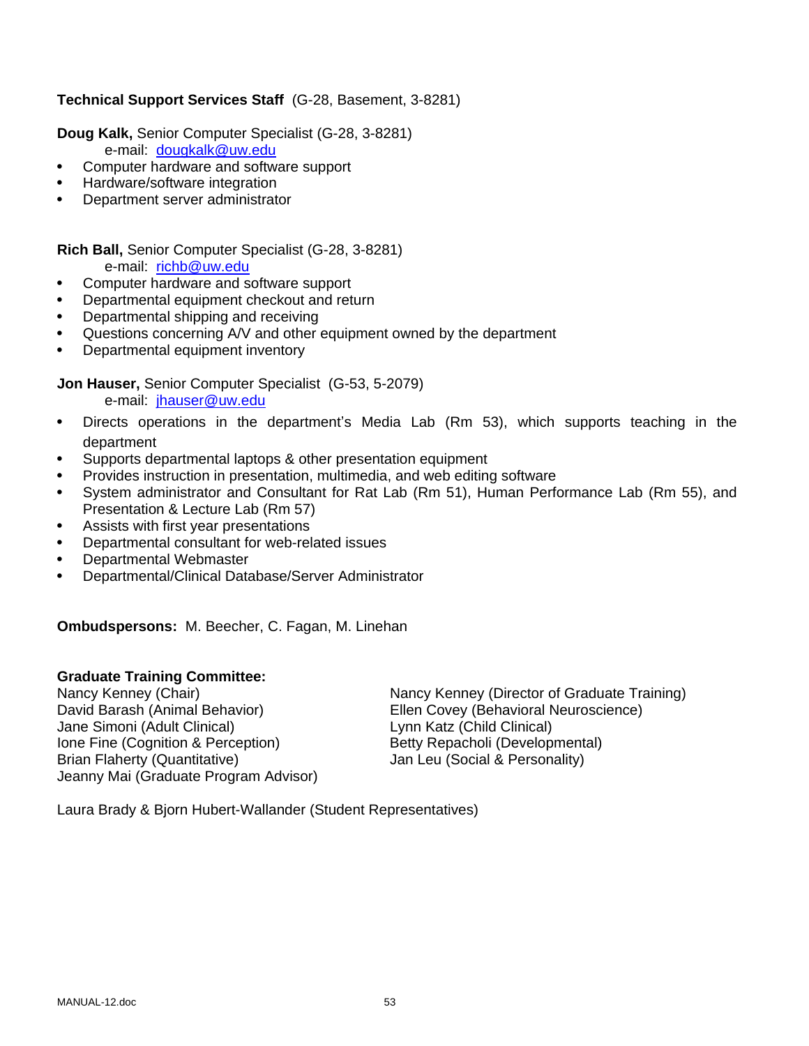**Technical Support Services Staff** (G-28, Basement, 3-8281)

**Doug Kalk,** Senior Computer Specialist (G-28, 3-8281)
e-mail: dougkalk@uw.edu

- Computer hardware and software support
- Hardware/software integration
- Department server administrator

**Rich Ball,** Senior Computer Specialist (G-28, 3-8281)
e-mail: richb@uw.edu

- Computer hardware and software support
- Departmental equipment checkout and return
- Departmental shipping and receiving
- Questions concerning A/V and other equipment owned by the department
- Departmental equipment inventory

**Jon Hauser,** Senior Computer Specialist (G-53, 5-2079)
e-mail: jhauser@uw.edu

- Directs operations in the department's Media Lab (Rm 53), which supports teaching in the department
- Supports departmental laptops & other presentation equipment
- Provides instruction in presentation, multimedia, and web editing software
- System administrator and Consultant for Rat Lab (Rm 51), Human Performance Lab (Rm 55), and Presentation & Lecture Lab (Rm 57)
- Assists with first year presentations
- Departmental consultant for web-related issues
- Departmental Webmaster
- Departmental/Clinical Database/Server Administrator

**Ombudspersons:** M. Beecher, C. Fagan, M. Linehan

**Graduate Training Committee:**

Nancy Kenney (Chair)
David Barash (Animal Behavior)
Jane Simoni (Adult Clinical)
Ione Fine (Cognition & Perception)
Brian Flaherty (Quantitative)
Jeanny Mai (Graduate Program Advisor)

Nancy Kenney (Director of Graduate Training)
Ellen Covey (Behavioral Neuroscience)
Lynn Katz (Child Clinical)
Betty Repacholi (Developmental)
Jan Leu (Social & Personality)

Laura Brady & Bjorn Hubert-Wallander (Student Representatives)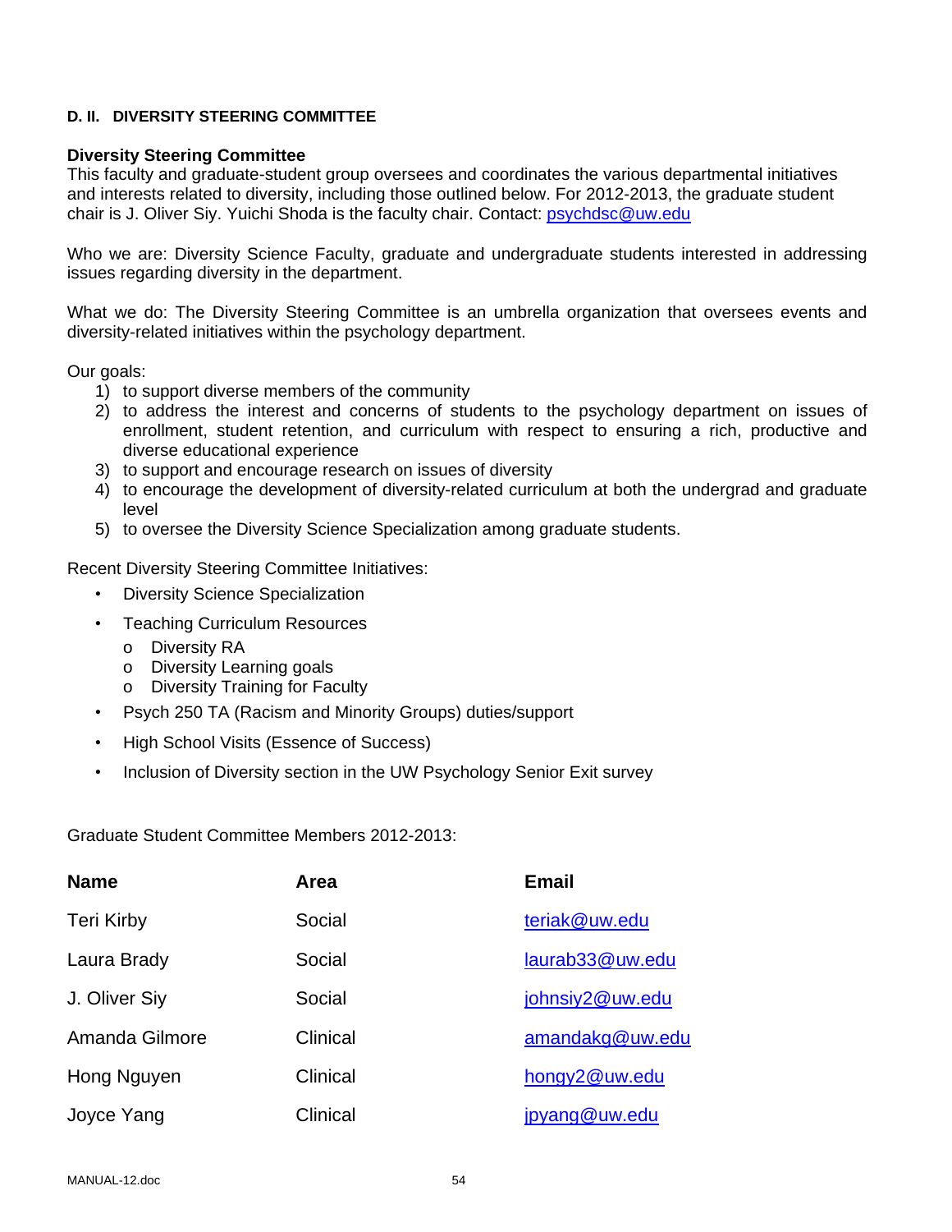#### D. II. DIVERSITY STEERING COMMITTEE

**Diversity Steering Committee**
This faculty and graduate-student group oversees and coordinates the various departmental initiatives and interests related to diversity, including those outlined below. For 2012-2013, the graduate student chair is J. Oliver Siy. Yuichi Shoda is the faculty chair. Contact: psychdsc@uw.edu

Who we are: Diversity Science Faculty, graduate and undergraduate students interested in addressing issues regarding diversity in the department.

What we do: The Diversity Steering Committee is an umbrella organization that oversees events and diversity-related initiatives within the psychology department.

Our goals:

1) to support diverse members of the community
2) to address the interest and concerns of students to the psychology department on issues of enrollment, student retention, and curriculum with respect to ensuring a rich, productive and diverse educational experience
3) to support and encourage research on issues of diversity
4) to encourage the development of diversity-related curriculum at both the undergrad and graduate level
5) to oversee the Diversity Science Specialization among graduate students.

Recent Diversity Steering Committee Initiatives:

- Diversity Science Specialization
- Teaching Curriculum Resources
  - Diversity RA
  - Diversity Learning goals
  - Diversity Training for Faculty
- Psych 250 TA (Racism and Minority Groups) duties/support
- High School Visits (Essence of Success)
- Inclusion of Diversity section in the UW Psychology Senior Exit survey

Graduate Student Committee Members 2012-2013:

| Name | Area | Email |
|---|---|---|
| Teri Kirby | Social | teriak@uw.edu |
| Laura Brady | Social | laurab33@uw.edu |
| J. Oliver Siy | Social | johnsiy2@uw.edu |
| Amanda Gilmore | Clinical | amandakg@uw.edu |
| Hong Nguyen | Clinical | hongy2@uw.edu |
| Joyce Yang | Clinical | jpyang@uw.edu |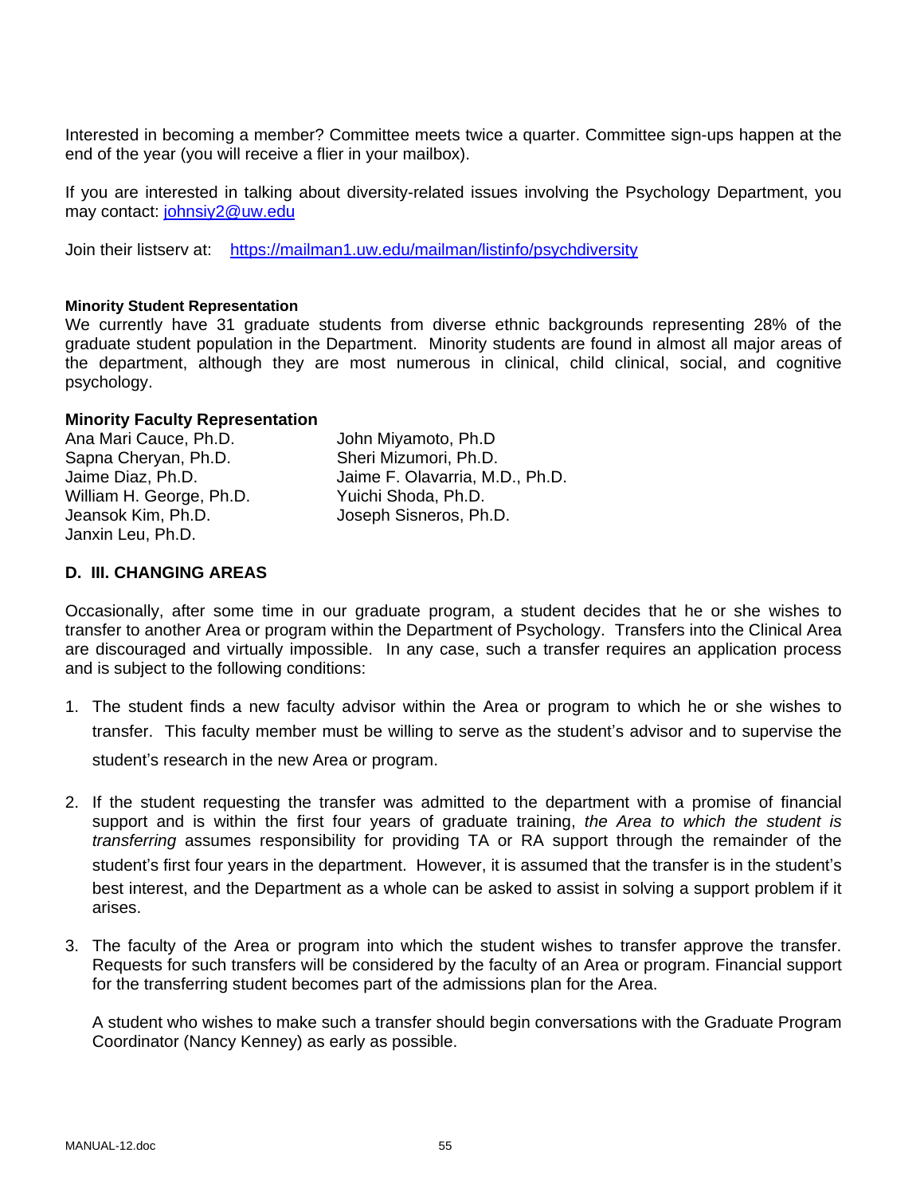Interested in becoming a member? Committee meets twice a quarter. Committee sign-ups happen at the end of the year (you will receive a flier in your mailbox).

If you are interested in talking about diversity-related issues involving the Psychology Department, you may contact: [johnsiy2@uw.edu](mailto:johnsiy2@uw.edu)

Join their listserv at: [https://mailman1.uw.edu/mailman/listinfo/psychdiversity](https://mailman1.uw.edu/mailman/listinfo/psychdiversity)

#### Minority Student Representation

We currently have 31 graduate students from diverse ethnic backgrounds representing 28% of the graduate student population in the Department. Minority students are found in almost all major areas of the department, although they are most numerous in clinical, child clinical, social, and cognitive psychology.

### Minority Faculty Representation

Ana Mari Cauce, Ph.D.
Sapna Cheryan, Ph.D.
Jaime Diaz, Ph.D.
William H. George, Ph.D.
Jeansok Kim, Ph.D.
Janxin Leu, Ph.D.
John Miyamoto, Ph.D
Sheri Mizumori, Ph.D.
Jaime F. Olavarria, M.D., Ph.D.
Yuichi Shoda, Ph.D.
Joseph Sisneros, Ph.D.

### D. III. CHANGING AREAS

Occasionally, after some time in our graduate program, a student decides that he or she wishes to transfer to another Area or program within the Department of Psychology. Transfers into the Clinical Area are discouraged and virtually impossible. In any case, such a transfer requires an application process and is subject to the following conditions:

1. The student finds a new faculty advisor within the Area or program to which he or she wishes to transfer. This faculty member must be willing to serve as the student's advisor and to supervise the student's research in the new Area or program.

2. If the student requesting the transfer was admitted to the department with a promise of financial support and is within the first four years of graduate training, *the Area to which the student is transferring* assumes responsibility for providing TA or RA support through the remainder of the student's first four years in the department. However, it is assumed that the transfer is in the student's best interest, and the Department as a whole can be asked to assist in solving a support problem if it arises.

3. The faculty of the Area or program into which the student wishes to transfer approve the transfer. Requests for such transfers will be considered by the faculty of an Area or program. Financial support for the transferring student becomes part of the admissions plan for the Area.

   A student who wishes to make such a transfer should begin conversations with the Graduate Program Coordinator (Nancy Kenney) as early as possible.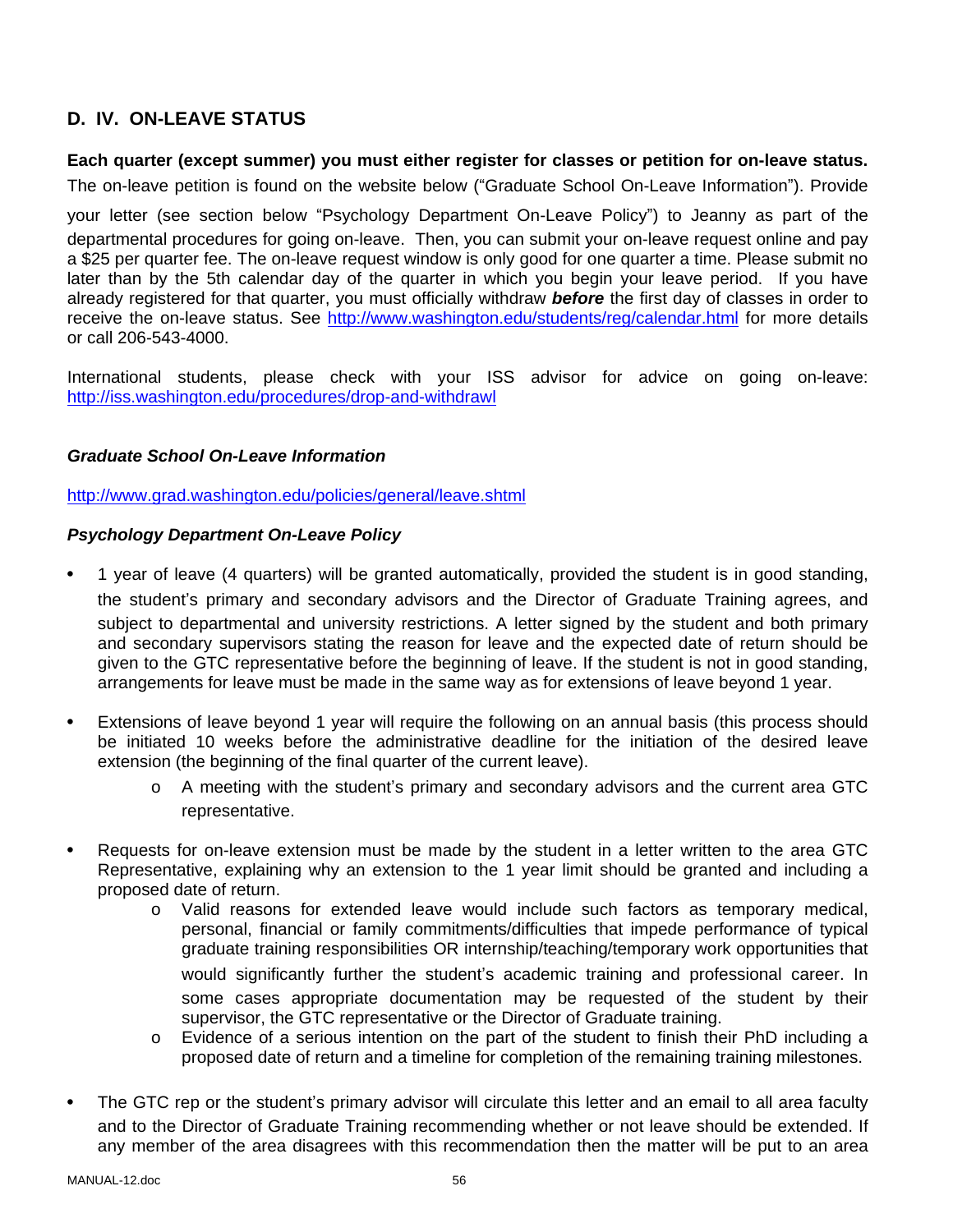## D. IV. ON-LEAVE STATUS

**Each quarter (except summer) you must either register for classes or petition for on-leave status.** The on-leave petition is found on the website below ("Graduate School On-Leave Information"). Provide your letter (see section below "Psychology Department On-Leave Policy") to Jeanny as part of the departmental procedures for going on-leave. Then, you can submit your on-leave request online and pay a $25 per quarter fee. The on-leave request window is only good for one quarter a time. Please submit no later than by the 5th calendar day of the quarter in which you begin your leave period. If you have already registered for that quarter, you must officially withdraw ***before*** the first day of classes in order to receive the on-leave status. See http://www.washington.edu/students/reg/calendar.html for more details or call 206-543-4000.

International students, please check with your ISS advisor for advice on going on-leave: http://iss.washington.edu/procedures/drop-and-withdrawl

### *Graduate School On-Leave Information*

http://www.grad.washington.edu/policies/general/leave.shtml

### *Psychology Department On-Leave Policy*

- 1 year of leave (4 quarters) will be granted automatically, provided the student is in good standing, the student's primary and secondary advisors and the Director of Graduate Training agrees, and subject to departmental and university restrictions. A letter signed by the student and both primary and secondary supervisors stating the reason for leave and the expected date of return should be given to the GTC representative before the beginning of leave. If the student is not in good standing, arrangements for leave must be made in the same way as for extensions of leave beyond 1 year.

- Extensions of leave beyond 1 year will require the following on an annual basis (this process should be initiated 10 weeks before the administrative deadline for the initiation of the desired leave extension (the beginning of the final quarter of the current leave).
  - A meeting with the student's primary and secondary advisors and the current area GTC representative.

- Requests for on-leave extension must be made by the student in a letter written to the area GTC Representative, explaining why an extension to the 1 year limit should be granted and including a proposed date of return.
  - Valid reasons for extended leave would include such factors as temporary medical, personal, financial or family commitments/difficulties that impede performance of typical graduate training responsibilities OR internship/teaching/temporary work opportunities that would significantly further the student's academic training and professional career. In some cases appropriate documentation may be requested of the student by their supervisor, the GTC representative or the Director of Graduate training.
  - Evidence of a serious intention on the part of the student to finish their PhD including a proposed date of return and a timeline for completion of the remaining training milestones.

- The GTC rep or the student's primary advisor will circulate this letter and an email to all area faculty and to the Director of Graduate Training recommending whether or not leave should be extended. If any member of the area disagrees with this recommendation then the matter will be put to an area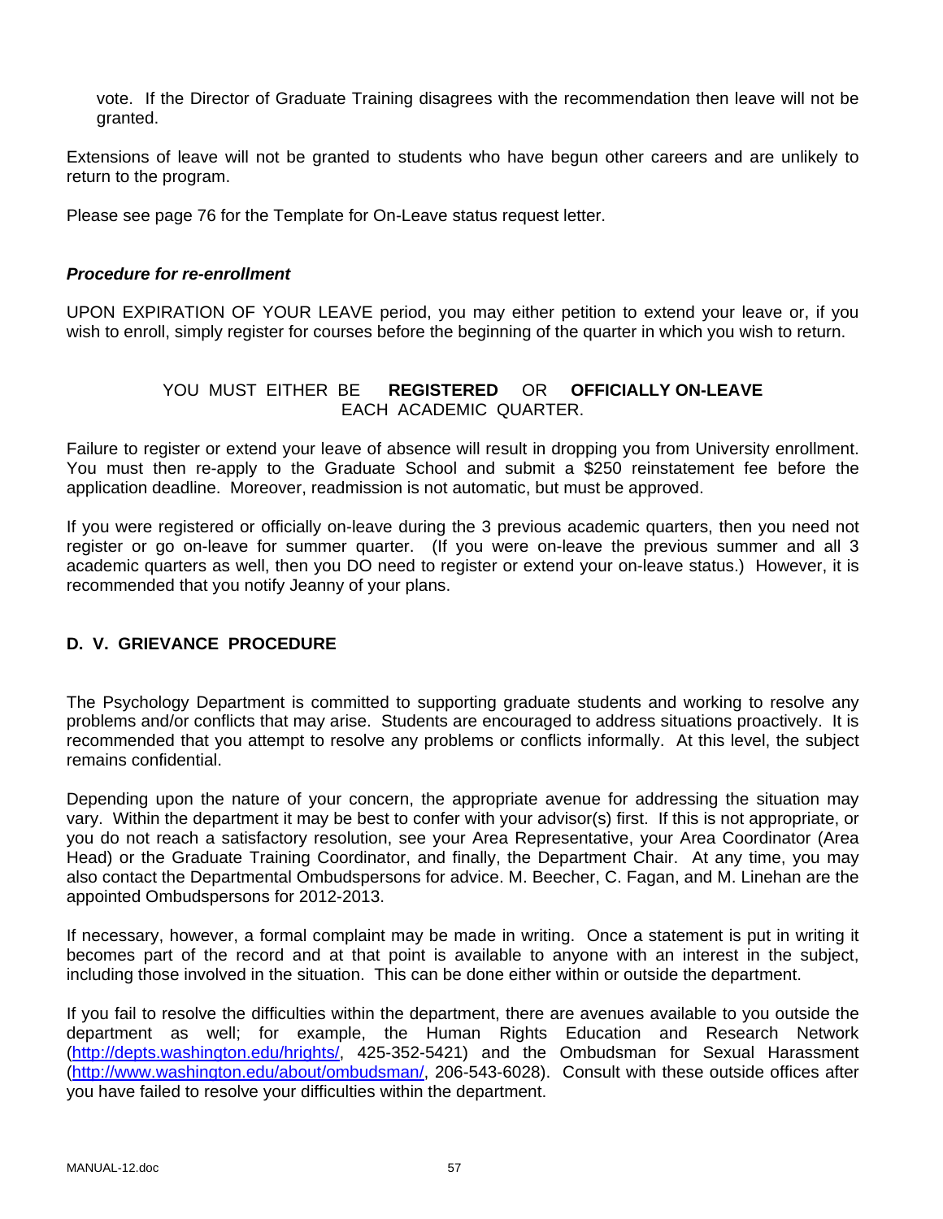vote. If the Director of Graduate Training disagrees with the recommendation then leave will not be granted.

Extensions of leave will not be granted to students who have begun other careers and are unlikely to return to the program.

Please see page 76 for the Template for On-Leave status request letter.

***Procedure for re-enrollment***

UPON EXPIRATION OF YOUR LEAVE period, you may either petition to extend your leave or, if you wish to enroll, simply register for courses before the beginning of the quarter in which you wish to return.

YOU MUST EITHER BE **REGISTERED** OR **OFFICIALLY ON-LEAVE** EACH ACADEMIC QUARTER.

Failure to register or extend your leave of absence will result in dropping you from University enrollment. You must then re-apply to the Graduate School and submit a $250 reinstatement fee before the application deadline. Moreover, readmission is not automatic, but must be approved.

If you were registered or officially on-leave during the 3 previous academic quarters, then you need not register or go on-leave for summer quarter. (If you were on-leave the previous summer and all 3 academic quarters as well, then you DO need to register or extend your on-leave status.) However, it is recommended that you notify Jeanny of your plans.

## D. V. GRIEVANCE PROCEDURE

The Psychology Department is committed to supporting graduate students and working to resolve any problems and/or conflicts that may arise. Students are encouraged to address situations proactively. It is recommended that you attempt to resolve any problems or conflicts informally. At this level, the subject remains confidential.

Depending upon the nature of your concern, the appropriate avenue for addressing the situation may vary. Within the department it may be best to confer with your advisor(s) first. If this is not appropriate, or you do not reach a satisfactory resolution, see your Area Representative, your Area Coordinator (Area Head) or the Graduate Training Coordinator, and finally, the Department Chair. At any time, you may also contact the Departmental Ombudspersons for advice. M. Beecher, C. Fagan, and M. Linehan are the appointed Ombudspersons for 2012-2013.

If necessary, however, a formal complaint may be made in writing. Once a statement is put in writing it becomes part of the record and at that point is available to anyone with an interest in the subject, including those involved in the situation. This can be done either within or outside the department.

If you fail to resolve the difficulties within the department, there are avenues available to you outside the department as well; for example, the Human Rights Education and Research Network (http://depts.washington.edu/hrights/, 425-352-5421) and the Ombudsman for Sexual Harassment (http://www.washington.edu/about/ombudsman/, 206-543-6028). Consult with these outside offices after you have failed to resolve your difficulties within the department.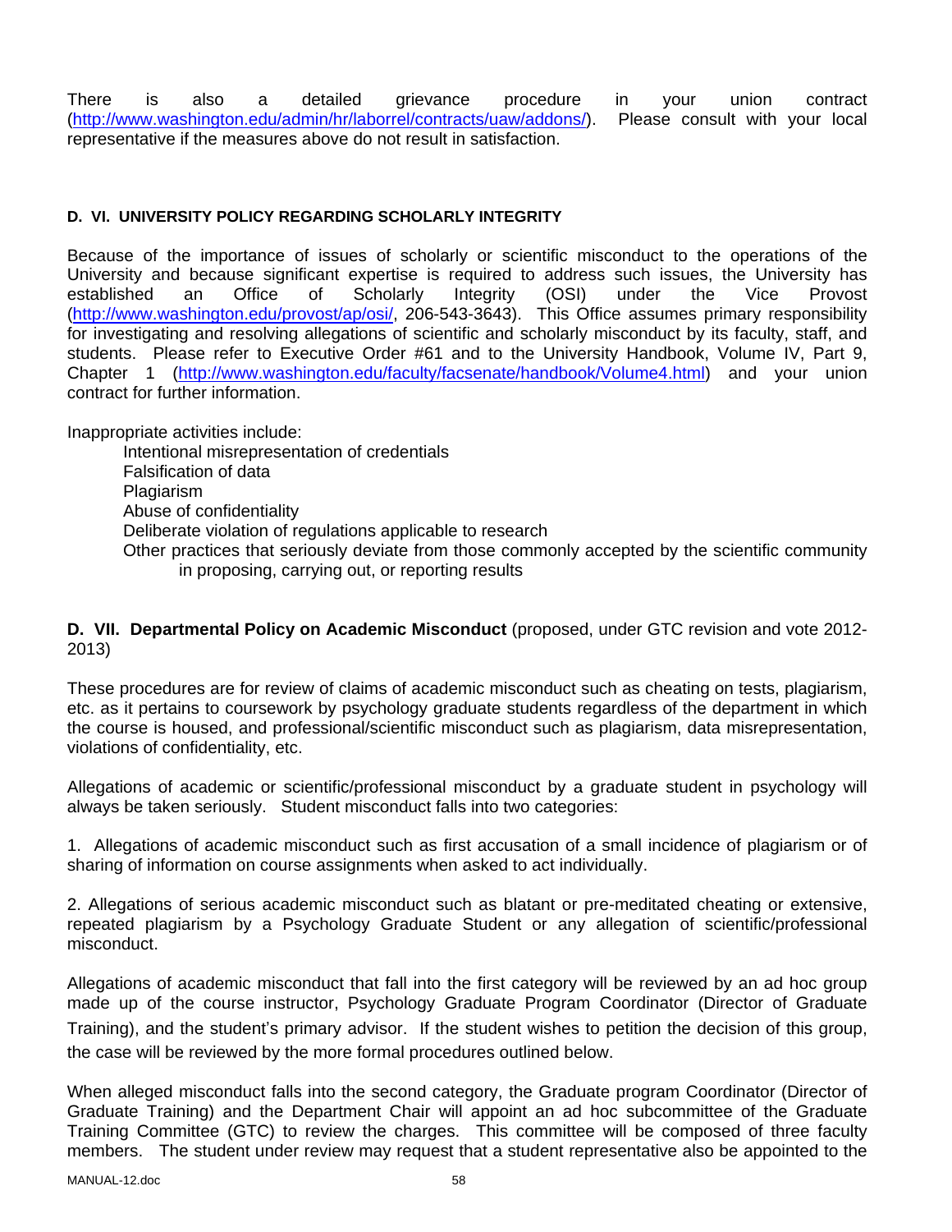There is also a detailed grievance procedure in your union contract (http://www.washington.edu/admin/hr/laborrel/contracts/uaw/addons/). Please consult with your local representative if the measures above do not result in satisfaction.

#### D. VI. UNIVERSITY POLICY REGARDING SCHOLARLY INTEGRITY

Because of the importance of issues of scholarly or scientific misconduct to the operations of the University and because significant expertise is required to address such issues, the University has established an Office of Scholarly Integrity (OSI) under the Vice Provost (http://www.washington.edu/provost/ap/osi/, 206-543-3643). This Office assumes primary responsibility for investigating and resolving allegations of scientific and scholarly misconduct by its faculty, staff, and students. Please refer to Executive Order #61 and to the University Handbook, Volume IV, Part 9, Chapter 1 (http://www.washington.edu/faculty/facsenate/handbook/Volume4.html) and your union contract for further information.

Inappropriate activities include:

- Intentional misrepresentation of credentials
- Falsification of data
- Plagiarism
- Abuse of confidentiality
- Deliberate violation of regulations applicable to research
- Other practices that seriously deviate from those commonly accepted by the scientific community in proposing, carrying out, or reporting results

**D. VII. Departmental Policy on Academic Misconduct** (proposed, under GTC revision and vote 2012-2013)

These procedures are for review of claims of academic misconduct such as cheating on tests, plagiarism, etc. as it pertains to coursework by psychology graduate students regardless of the department in which the course is housed, and professional/scientific misconduct such as plagiarism, data misrepresentation, violations of confidentiality, etc.

Allegations of academic or scientific/professional misconduct by a graduate student in psychology will always be taken seriously. Student misconduct falls into two categories:

1. Allegations of academic misconduct such as first accusation of a small incidence of plagiarism or of sharing of information on course assignments when asked to act individually.

2. Allegations of serious academic misconduct such as blatant or pre-meditated cheating or extensive, repeated plagiarism by a Psychology Graduate Student or any allegation of scientific/professional misconduct.

Allegations of academic misconduct that fall into the first category will be reviewed by an ad hoc group made up of the course instructor, Psychology Graduate Program Coordinator (Director of Graduate Training), and the student's primary advisor. If the student wishes to petition the decision of this group, the case will be reviewed by the more formal procedures outlined below.

When alleged misconduct falls into the second category, the Graduate program Coordinator (Director of Graduate Training) and the Department Chair will appoint an ad hoc subcommittee of the Graduate Training Committee (GTC) to review the charges. This committee will be composed of three faculty members. The student under review may request that a student representative also be appointed to the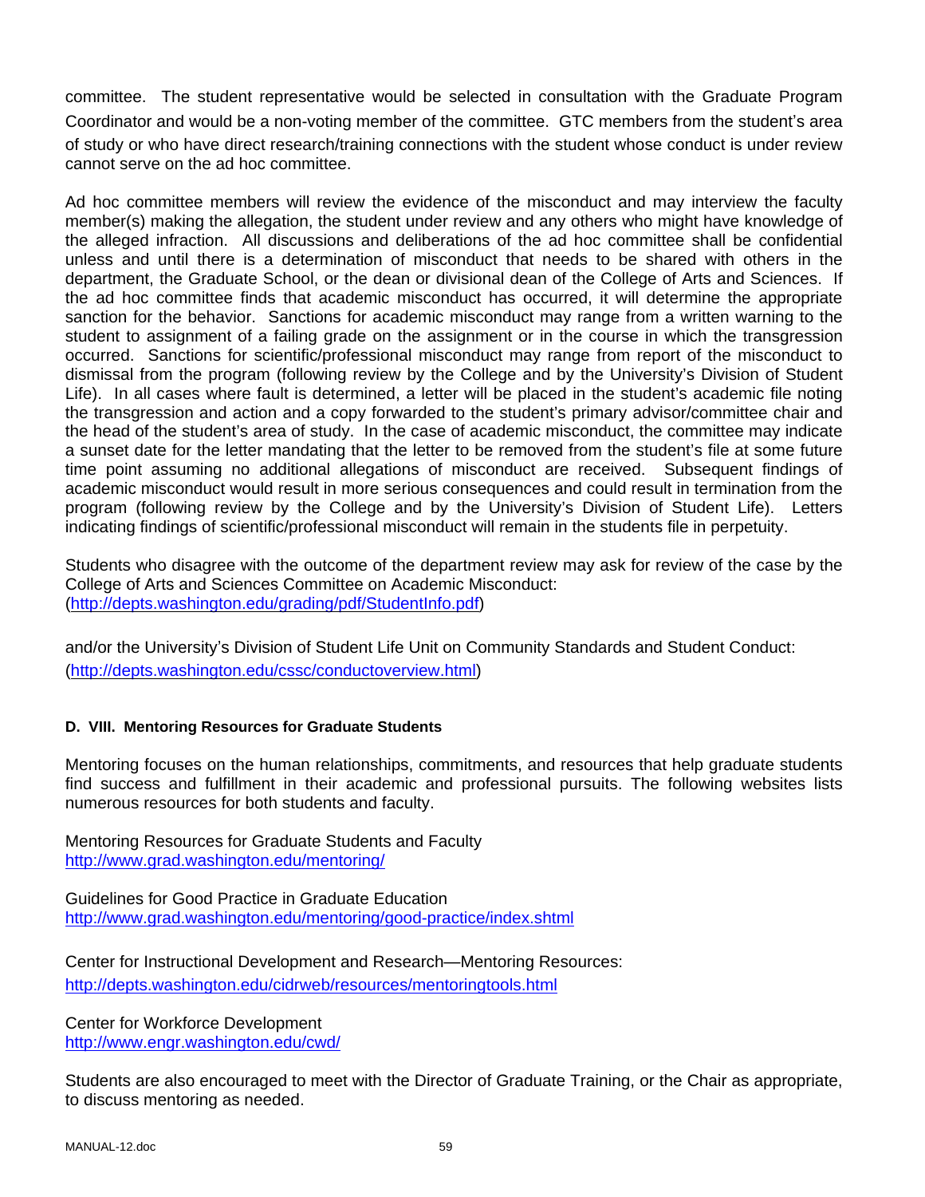committee. The student representative would be selected in consultation with the Graduate Program Coordinator and would be a non-voting member of the committee. GTC members from the student's area of study or who have direct research/training connections with the student whose conduct is under review cannot serve on the ad hoc committee.

Ad hoc committee members will review the evidence of the misconduct and may interview the faculty member(s) making the allegation, the student under review and any others who might have knowledge of the alleged infraction. All discussions and deliberations of the ad hoc committee shall be confidential unless and until there is a determination of misconduct that needs to be shared with others in the department, the Graduate School, or the dean or divisional dean of the College of Arts and Sciences. If the ad hoc committee finds that academic misconduct has occurred, it will determine the appropriate sanction for the behavior. Sanctions for academic misconduct may range from a written warning to the student to assignment of a failing grade on the assignment or in the course in which the transgression occurred. Sanctions for scientific/professional misconduct may range from report of the misconduct to dismissal from the program (following review by the College and by the University's Division of Student Life). In all cases where fault is determined, a letter will be placed in the student's academic file noting the transgression and action and a copy forwarded to the student's primary advisor/committee chair and the head of the student's area of study. In the case of academic misconduct, the committee may indicate a sunset date for the letter mandating that the letter to be removed from the student's file at some future time point assuming no additional allegations of misconduct are received. Subsequent findings of academic misconduct would result in more serious consequences and could result in termination from the program (following review by the College and by the University's Division of Student Life). Letters indicating findings of scientific/professional misconduct will remain in the students file in perpetuity.

Students who disagree with the outcome of the department review may ask for review of the case by the College of Arts and Sciences Committee on Academic Misconduct:
(http://depts.washington.edu/grading/pdf/StudentInfo.pdf)

and/or the University's Division of Student Life Unit on Community Standards and Student Conduct:
(http://depts.washington.edu/cssc/conductoverview.html)

#### D. VIII. Mentoring Resources for Graduate Students

Mentoring focuses on the human relationships, commitments, and resources that help graduate students find success and fulfillment in their academic and professional pursuits. The following websites lists numerous resources for both students and faculty.

Mentoring Resources for Graduate Students and Faculty
http://www.grad.washington.edu/mentoring/

Guidelines for Good Practice in Graduate Education
http://www.grad.washington.edu/mentoring/good-practice/index.shtml

Center for Instructional Development and Research—Mentoring Resources:
http://depts.washington.edu/cidrweb/resources/mentoringtools.html

Center for Workforce Development
http://www.engr.washington.edu/cwd/

Students are also encouraged to meet with the Director of Graduate Training, or the Chair as appropriate, to discuss mentoring as needed.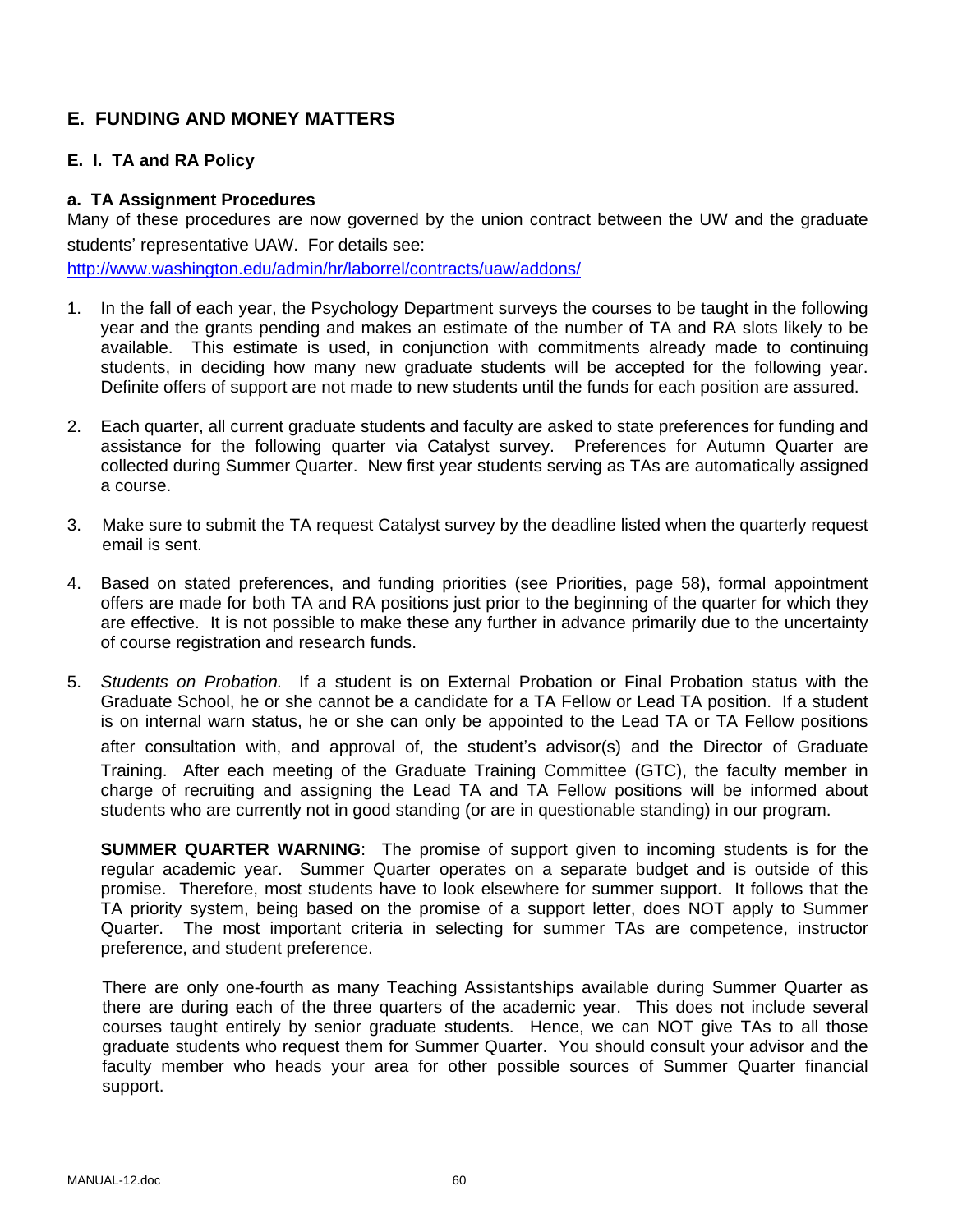## E. FUNDING AND MONEY MATTERS

### E. I. TA and RA Policy

#### a. TA Assignment Procedures

Many of these procedures are now governed by the union contract between the UW and the graduate students' representative UAW. For details see: http://www.washington.edu/admin/hr/laborrel/contracts/uaw/addons/

1. In the fall of each year, the Psychology Department surveys the courses to be taught in the following year and the grants pending and makes an estimate of the number of TA and RA slots likely to be available. This estimate is used, in conjunction with commitments already made to continuing students, in deciding how many new graduate students will be accepted for the following year. Definite offers of support are not made to new students until the funds for each position are assured.

2. Each quarter, all current graduate students and faculty are asked to state preferences for funding and assistance for the following quarter via Catalyst survey. Preferences for Autumn Quarter are collected during Summer Quarter. New first year students serving as TAs are automatically assigned a course.

3. Make sure to submit the TA request Catalyst survey by the deadline listed when the quarterly request email is sent.

4. Based on stated preferences, and funding priorities (see Priorities, page 58), formal appointment offers are made for both TA and RA positions just prior to the beginning of the quarter for which they are effective. It is not possible to make these any further in advance primarily due to the uncertainty of course registration and research funds.

5. *Students on Probation.* If a student is on External Probation or Final Probation status with the Graduate School, he or she cannot be a candidate for a TA Fellow or Lead TA position. If a student is on internal warn status, he or she can only be appointed to the Lead TA or TA Fellow positions after consultation with, and approval of, the student's advisor(s) and the Director of Graduate Training. After each meeting of the Graduate Training Committee (GTC), the faculty member in charge of recruiting and assigning the Lead TA and TA Fellow positions will be informed about students who are currently not in good standing (or are in questionable standing) in our program.

   **SUMMER QUARTER WARNING**: The promise of support given to incoming students is for the regular academic year. Summer Quarter operates on a separate budget and is outside of this promise. Therefore, most students have to look elsewhere for summer support. It follows that the TA priority system, being based on the promise of a support letter, does NOT apply to Summer Quarter. The most important criteria in selecting for summer TAs are competence, instructor preference, and student preference.

   There are only one-fourth as many Teaching Assistantships available during Summer Quarter as there are during each of the three quarters of the academic year. This does not include several courses taught entirely by senior graduate students. Hence, we can NOT give TAs to all those graduate students who request them for Summer Quarter. You should consult your advisor and the faculty member who heads your area for other possible sources of Summer Quarter financial support.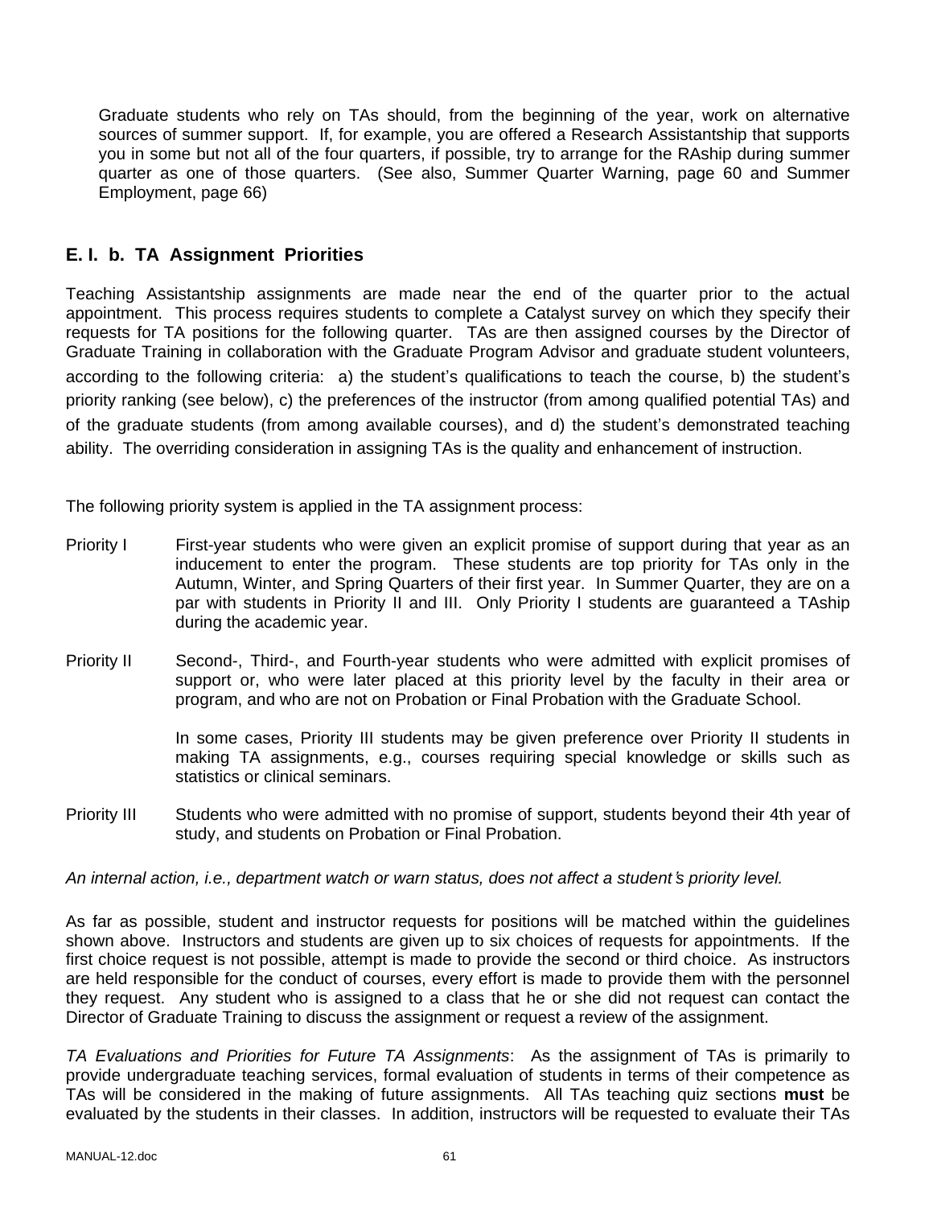Graduate students who rely on TAs should, from the beginning of the year, work on alternative sources of summer support. If, for example, you are offered a Research Assistantship that supports you in some but not all of the four quarters, if possible, try to arrange for the RAship during summer quarter as one of those quarters. (See also, Summer Quarter Warning, page 60 and Summer Employment, page 66)

### E. I. b. TA Assignment Priorities

Teaching Assistantship assignments are made near the end of the quarter prior to the actual appointment. This process requires students to complete a Catalyst survey on which they specify their requests for TA positions for the following quarter. TAs are then assigned courses by the Director of Graduate Training in collaboration with the Graduate Program Advisor and graduate student volunteers, according to the following criteria: a) the student's qualifications to teach the course, b) the student's priority ranking (see below), c) the preferences of the instructor (from among qualified potential TAs) and of the graduate students (from among available courses), and d) the student's demonstrated teaching ability. The overriding consideration in assigning TAs is the quality and enhancement of instruction.

The following priority system is applied in the TA assignment process:

Priority I — First-year students who were given an explicit promise of support during that year as an inducement to enter the program. These students are top priority for TAs only in the Autumn, Winter, and Spring Quarters of their first year. In Summer Quarter, they are on a par with students in Priority II and III. Only Priority I students are guaranteed a TAship during the academic year.

Priority II — Second-, Third-, and Fourth-year students who were admitted with explicit promises of support or, who were later placed at this priority level by the faculty in their area or program, and who are not on Probation or Final Probation with the Graduate School.

In some cases, Priority III students may be given preference over Priority II students in making TA assignments, e.g., courses requiring special knowledge or skills such as statistics or clinical seminars.

Priority III — Students who were admitted with no promise of support, students beyond their 4th year of study, and students on Probation or Final Probation.

*An internal action, i.e., department watch or warn status, does not affect a student's priority level.*

As far as possible, student and instructor requests for positions will be matched within the guidelines shown above. Instructors and students are given up to six choices of requests for appointments. If the first choice request is not possible, attempt is made to provide the second or third choice. As instructors are held responsible for the conduct of courses, every effort is made to provide them with the personnel they request. Any student who is assigned to a class that he or she did not request can contact the Director of Graduate Training to discuss the assignment or request a review of the assignment.

*TA Evaluations and Priorities for Future TA Assignments*: As the assignment of TAs is primarily to provide undergraduate teaching services, formal evaluation of students in terms of their competence as TAs will be considered in the making of future assignments. All TAs teaching quiz sections **must** be evaluated by the students in their classes. In addition, instructors will be requested to evaluate their TAs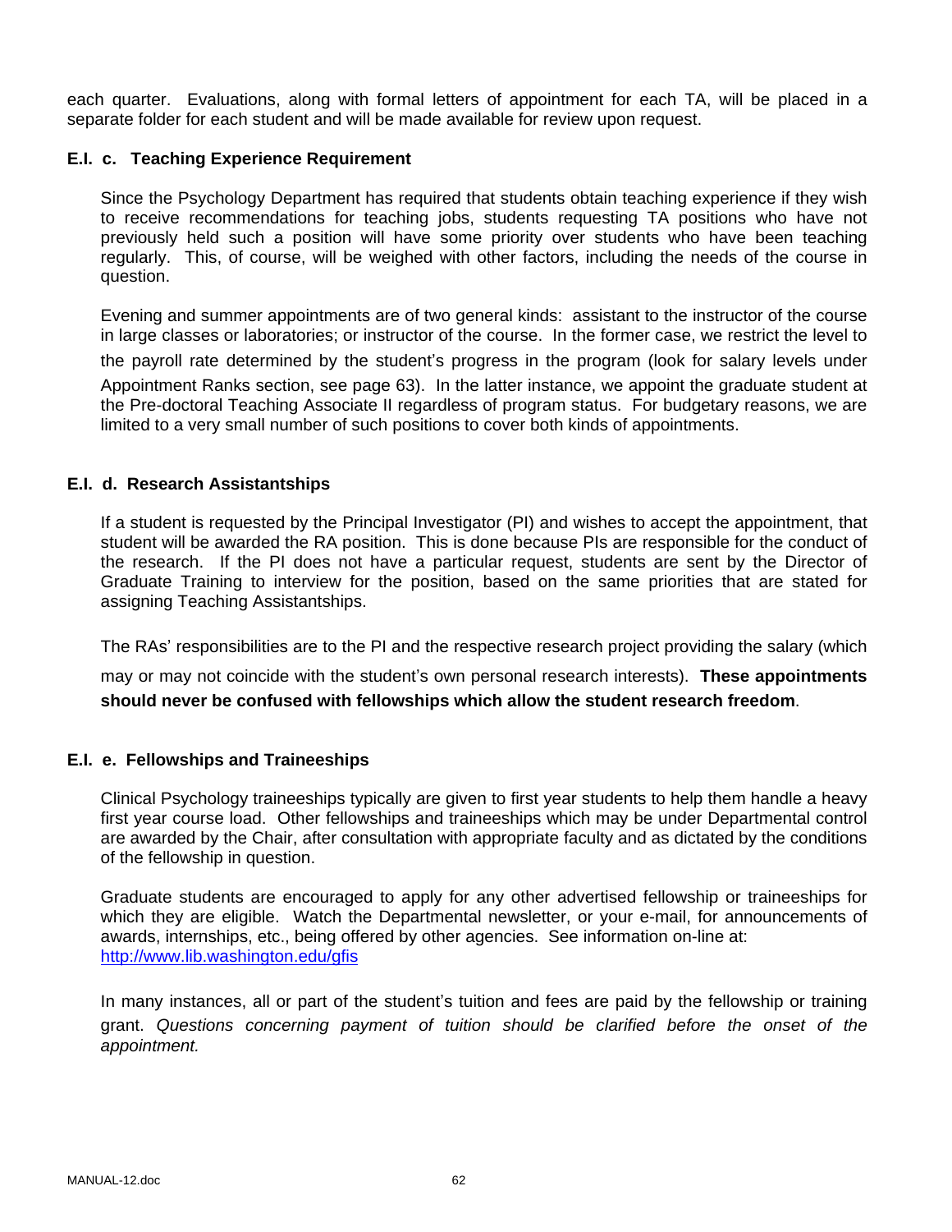each quarter. Evaluations, along with formal letters of appointment for each TA, will be placed in a separate folder for each student and will be made available for review upon request.

### E.I. c. Teaching Experience Requirement

Since the Psychology Department has required that students obtain teaching experience if they wish to receive recommendations for teaching jobs, students requesting TA positions who have not previously held such a position will have some priority over students who have been teaching regularly. This, of course, will be weighed with other factors, including the needs of the course in question.

Evening and summer appointments are of two general kinds: assistant to the instructor of the course in large classes or laboratories; or instructor of the course. In the former case, we restrict the level to the payroll rate determined by the student's progress in the program (look for salary levels under Appointment Ranks section, see page 63). In the latter instance, we appoint the graduate student at the Pre-doctoral Teaching Associate II regardless of program status. For budgetary reasons, we are limited to a very small number of such positions to cover both kinds of appointments.

### E.I. d. Research Assistantships

If a student is requested by the Principal Investigator (PI) and wishes to accept the appointment, that student will be awarded the RA position. This is done because PIs are responsible for the conduct of the research. If the PI does not have a particular request, students are sent by the Director of Graduate Training to interview for the position, based on the same priorities that are stated for assigning Teaching Assistantships.

The RAs' responsibilities are to the PI and the respective research project providing the salary (which may or may not coincide with the student's own personal research interests). **These appointments should never be confused with fellowships which allow the student research freedom**.

### E.I. e. Fellowships and Traineeships

Clinical Psychology traineeships typically are given to first year students to help them handle a heavy first year course load. Other fellowships and traineeships which may be under Departmental control are awarded by the Chair, after consultation with appropriate faculty and as dictated by the conditions of the fellowship in question.

Graduate students are encouraged to apply for any other advertised fellowship or traineeships for which they are eligible. Watch the Departmental newsletter, or your e-mail, for announcements of awards, internships, etc., being offered by other agencies. See information on-line at: http://www.lib.washington.edu/gfis

In many instances, all or part of the student's tuition and fees are paid by the fellowship or training grant. *Questions concerning payment of tuition should be clarified before the onset of the appointment.*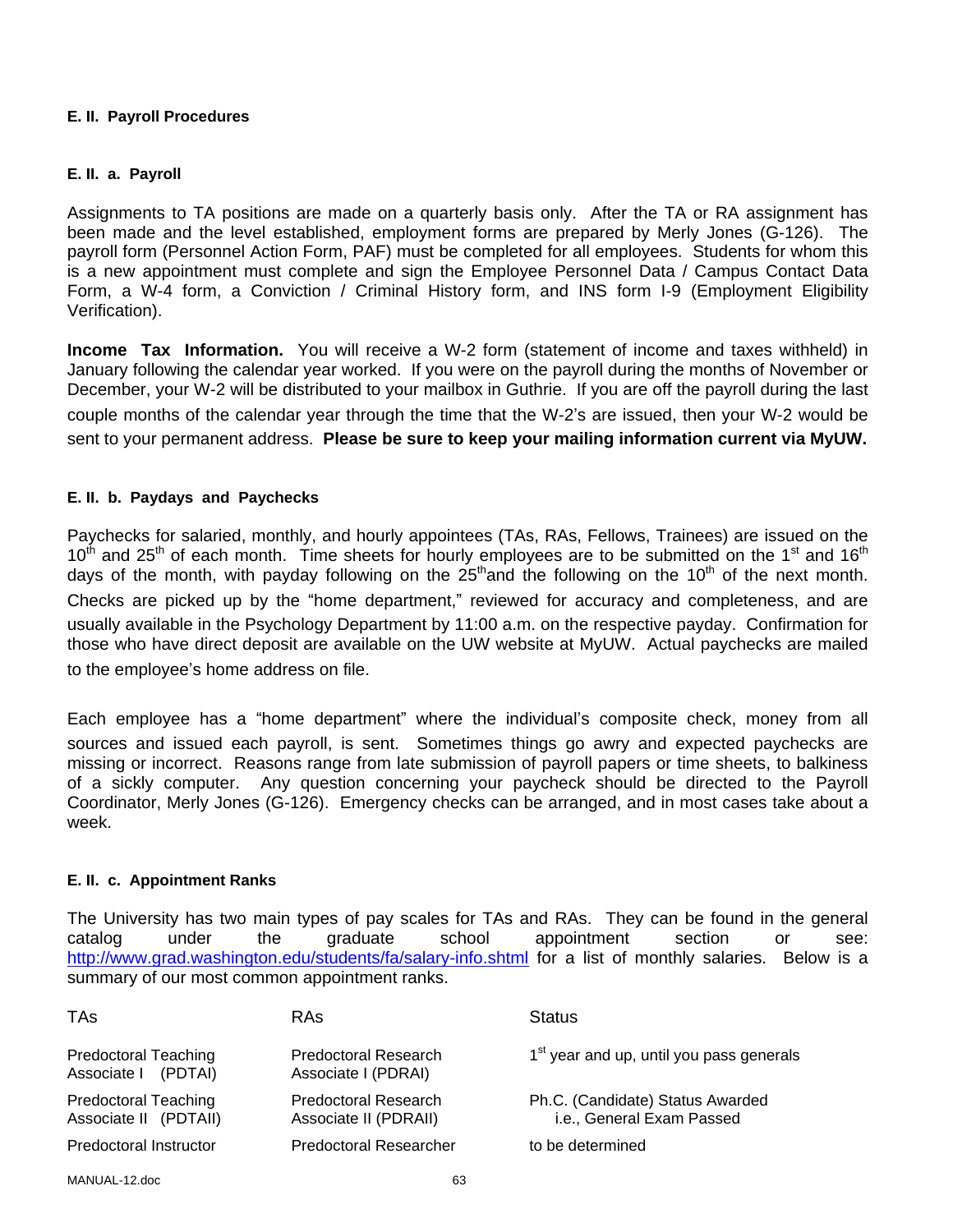#### E. II. Payroll Procedures

##### E. II. a. Payroll

Assignments to TA positions are made on a quarterly basis only. After the TA or RA assignment has been made and the level established, employment forms are prepared by Merly Jones (G-126). The payroll form (Personnel Action Form, PAF) must be completed for all employees. Students for whom this is a new appointment must complete and sign the Employee Personnel Data / Campus Contact Data Form, a W-4 form, a Conviction / Criminal History form, and INS form I-9 (Employment Eligibility Verification).

**Income Tax Information.** You will receive a W-2 form (statement of income and taxes withheld) in January following the calendar year worked. If you were on the payroll during the months of November or December, your W-2 will be distributed to your mailbox in Guthrie. If you are off the payroll during the last couple months of the calendar year through the time that the W-2's are issued, then your W-2 would be sent to your permanent address. **Please be sure to keep your mailing information current via MyUW.**

##### E. II. b. Paydays and Paychecks

Paychecks for salaried, monthly, and hourly appointees (TAs, RAs, Fellows, Trainees) are issued on the 10th and 25th of each month. Time sheets for hourly employees are to be submitted on the 1st and 16th days of the month, with payday following on the 25th and the following on the 10th of the next month. Checks are picked up by the "home department," reviewed for accuracy and completeness, and are usually available in the Psychology Department by 11:00 a.m. on the respective payday. Confirmation for those who have direct deposit are available on the UW website at MyUW. Actual paychecks are mailed to the employee's home address on file.

Each employee has a "home department" where the individual's composite check, money from all sources and issued each payroll, is sent. Sometimes things go awry and expected paychecks are missing or incorrect. Reasons range from late submission of payroll papers or time sheets, to balkiness of a sickly computer. Any question concerning your paycheck should be directed to the Payroll Coordinator, Merly Jones (G-126). Emergency checks can be arranged, and in most cases take about a week.

##### E. II. c. Appointment Ranks

The University has two main types of pay scales for TAs and RAs. They can be found in the general catalog under the graduate school appointment section or see: http://www.grad.washington.edu/students/fa/salary-info.shtml for a list of monthly salaries. Below is a summary of our most common appointment ranks.

| TAs | RAs | Status |
|---|---|---|
| Predoctoral Teaching Associate I (PDTAI) | Predoctoral Research Associate I (PDRAI) | 1st year and up, until you pass generals |
| Predoctoral Teaching Associate II (PDTAII) | Predoctoral Research Associate II (PDRAII) | Ph.C. (Candidate) Status Awarded i.e., General Exam Passed |
| Predoctoral Instructor | Predoctoral Researcher | to be determined |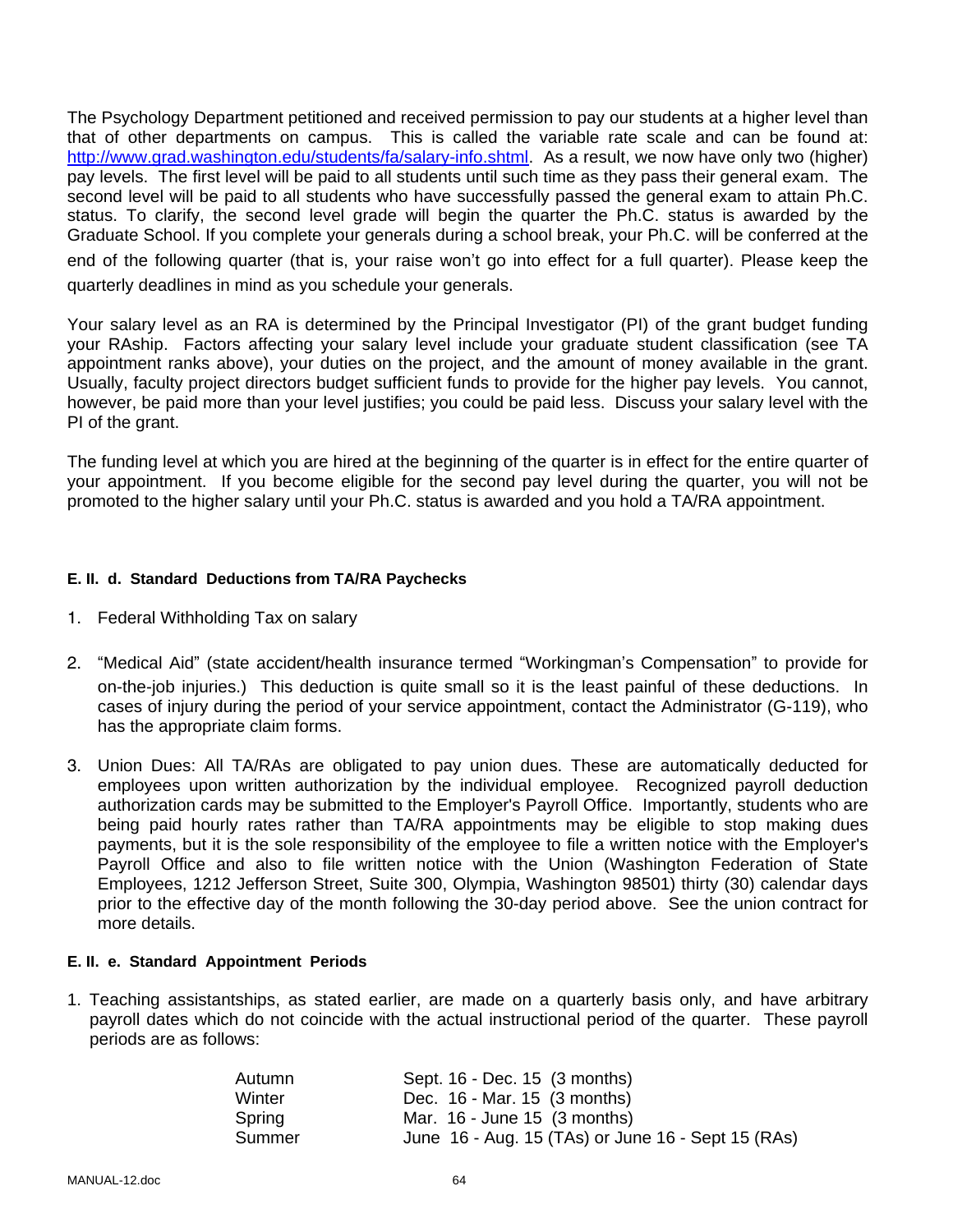The Psychology Department petitioned and received permission to pay our students at a higher level than that of other departments on campus. This is called the variable rate scale and can be found at: http://www.grad.washington.edu/students/fa/salary-info.shtml. As a result, we now have only two (higher) pay levels. The first level will be paid to all students until such time as they pass their general exam. The second level will be paid to all students who have successfully passed the general exam to attain Ph.C. status. To clarify, the second level grade will begin the quarter the Ph.C. status is awarded by the Graduate School. If you complete your generals during a school break, your Ph.C. will be conferred at the end of the following quarter (that is, your raise won't go into effect for a full quarter). Please keep the quarterly deadlines in mind as you schedule your generals.

Your salary level as an RA is determined by the Principal Investigator (PI) of the grant budget funding your RAship. Factors affecting your salary level include your graduate student classification (see TA appointment ranks above), your duties on the project, and the amount of money available in the grant. Usually, faculty project directors budget sufficient funds to provide for the higher pay levels. You cannot, however, be paid more than your level justifies; you could be paid less. Discuss your salary level with the PI of the grant.

The funding level at which you are hired at the beginning of the quarter is in effect for the entire quarter of your appointment. If you become eligible for the second pay level during the quarter, you will not be promoted to the higher salary until your Ph.C. status is awarded and you hold a TA/RA appointment.

#### E. II. d. Standard Deductions from TA/RA Paychecks

1. Federal Withholding Tax on salary
2. "Medical Aid" (state accident/health insurance termed "Workingman's Compensation" to provide for on-the-job injuries.) This deduction is quite small so it is the least painful of these deductions. In cases of injury during the period of your service appointment, contact the Administrator (G-119), who has the appropriate claim forms.
3. Union Dues: All TA/RAs are obligated to pay union dues. These are automatically deducted for employees upon written authorization by the individual employee. Recognized payroll deduction authorization cards may be submitted to the Employer's Payroll Office. Importantly, students who are being paid hourly rates rather than TA/RA appointments may be eligible to stop making dues payments, but it is the sole responsibility of the employee to file a written notice with the Employer's Payroll Office and also to file written notice with the Union (Washington Federation of State Employees, 1212 Jefferson Street, Suite 300, Olympia, Washington 98501) thirty (30) calendar days prior to the effective day of the month following the 30-day period above. See the union contract for more details.

#### E. II. e. Standard Appointment Periods

1. Teaching assistantships, as stated earlier, are made on a quarterly basis only, and have arbitrary payroll dates which do not coincide with the actual instructional period of the quarter. These payroll periods are as follows:

| | |
|---|---|
| Autumn | Sept. 16 - Dec. 15 (3 months) |
| Winter | Dec. 16 - Mar. 15 (3 months) |
| Spring | Mar. 16 - June 15 (3 months) |
| Summer | June 16 - Aug. 15 (TAs) or June 16 - Sept 15 (RAs) |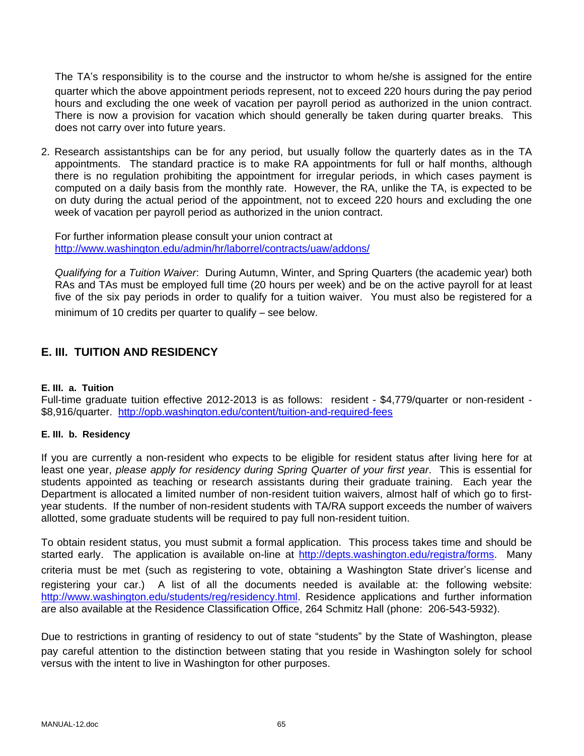The TA's responsibility is to the course and the instructor to whom he/she is assigned for the entire quarter which the above appointment periods represent, not to exceed 220 hours during the pay period hours and excluding the one week of vacation per payroll period as authorized in the union contract. There is now a provision for vacation which should generally be taken during quarter breaks. This does not carry over into future years.

2. Research assistantships can be for any period, but usually follow the quarterly dates as in the TA appointments. The standard practice is to make RA appointments for full or half months, although there is no regulation prohibiting the appointment for irregular periods, in which cases payment is computed on a daily basis from the monthly rate. However, the RA, unlike the TA, is expected to be on duty during the actual period of the appointment, not to exceed 220 hours and excluding the one week of vacation per payroll period as authorized in the union contract.

   For further information please consult your union contract at http://www.washington.edu/admin/hr/laborrel/contracts/uaw/addons/

   *Qualifying for a Tuition Waiver*: During Autumn, Winter, and Spring Quarters (the academic year) both RAs and TAs must be employed full time (20 hours per week) and be on the active payroll for at least five of the six pay periods in order to qualify for a tuition waiver. You must also be registered for a minimum of 10 credits per quarter to qualify – see below.

## E. III. TUITION AND RESIDENCY

### E. III. a. Tuition

Full-time graduate tuition effective 2012-2013 is as follows: resident - $4,779/quarter or non-resident - $8,916/quarter. http://opb.washington.edu/content/tuition-and-required-fees

### E. III. b. Residency

If you are currently a non-resident who expects to be eligible for resident status after living here for at least one year, *please apply for residency during Spring Quarter of your first year*. This is essential for students appointed as teaching or research assistants during their graduate training. Each year the Department is allocated a limited number of non-resident tuition waivers, almost half of which go to first-year students. If the number of non-resident students with TA/RA support exceeds the number of waivers allotted, some graduate students will be required to pay full non-resident tuition.

To obtain resident status, you must submit a formal application. This process takes time and should be started early. The application is available on-line at http://depts.washington.edu/registra/forms. Many criteria must be met (such as registering to vote, obtaining a Washington State driver's license and registering your car.) A list of all the documents needed is available at: the following website: http://www.washington.edu/students/reg/residency.html. Residence applications and further information are also available at the Residence Classification Office, 264 Schmitz Hall (phone: 206-543-5932).

Due to restrictions in granting of residency to out of state "students" by the State of Washington, please pay careful attention to the distinction between stating that you reside in Washington solely for school versus with the intent to live in Washington for other purposes.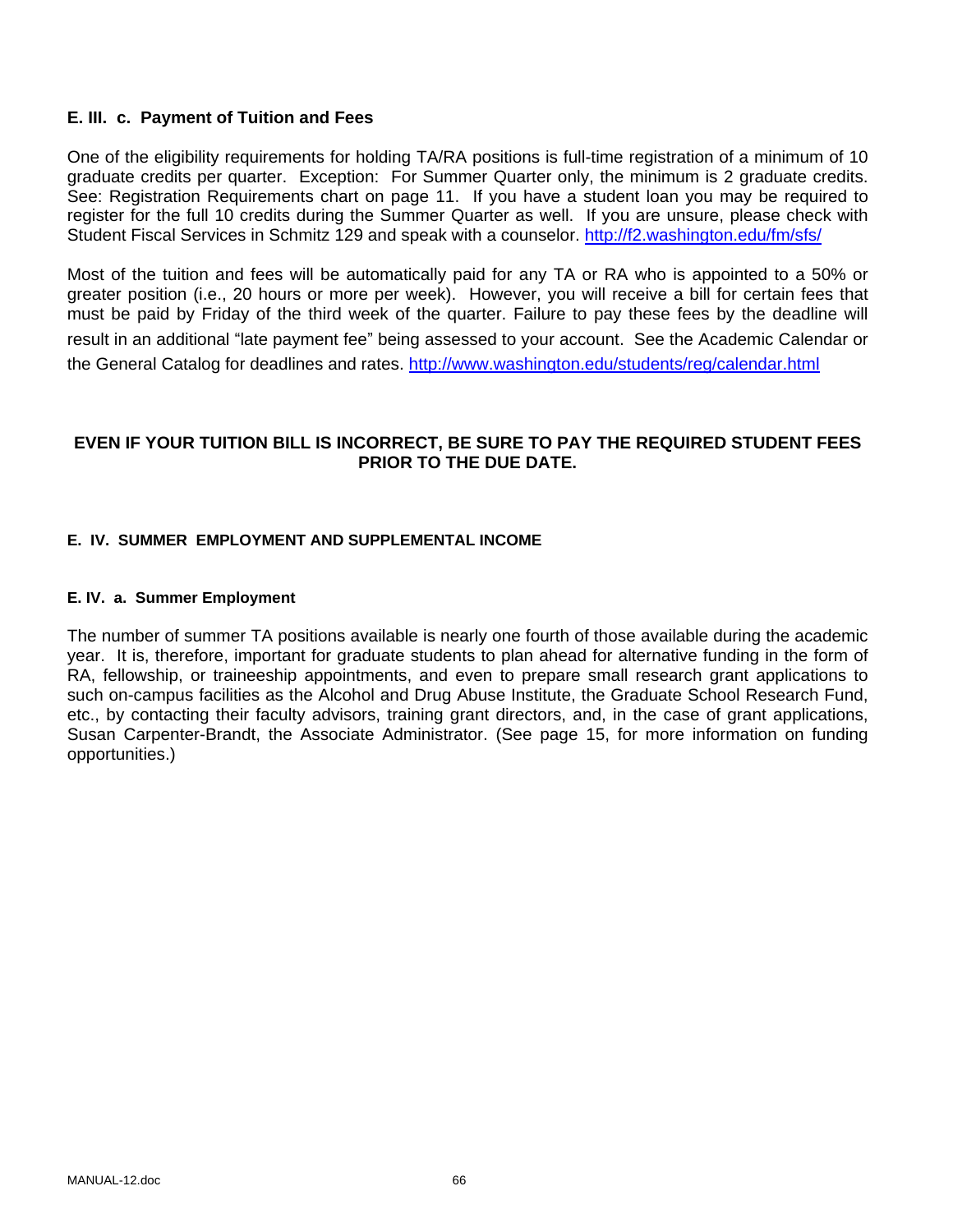### E. III. c. Payment of Tuition and Fees

One of the eligibility requirements for holding TA/RA positions is full-time registration of a minimum of 10 graduate credits per quarter. Exception: For Summer Quarter only, the minimum is 2 graduate credits. See: Registration Requirements chart on page 11. If you have a student loan you may be required to register for the full 10 credits during the Summer Quarter as well. If you are unsure, please check with Student Fiscal Services in Schmitz 129 and speak with a counselor. http://f2.washington.edu/fm/sfs/

Most of the tuition and fees will be automatically paid for any TA or RA who is appointed to a 50% or greater position (i.e., 20 hours or more per week). However, you will receive a bill for certain fees that must be paid by Friday of the third week of the quarter. Failure to pay these fees by the deadline will result in an additional "late payment fee" being assessed to your account. See the Academic Calendar or the General Catalog for deadlines and rates. http://www.washington.edu/students/reg/calendar.html

**EVEN IF YOUR TUITION BILL IS INCORRECT, BE SURE TO PAY THE REQUIRED STUDENT FEES PRIOR TO THE DUE DATE.**

## E. IV. SUMMER EMPLOYMENT AND SUPPLEMENTAL INCOME

### E. IV. a. Summer Employment

The number of summer TA positions available is nearly one fourth of those available during the academic year. It is, therefore, important for graduate students to plan ahead for alternative funding in the form of RA, fellowship, or traineeship appointments, and even to prepare small research grant applications to such on-campus facilities as the Alcohol and Drug Abuse Institute, the Graduate School Research Fund, etc., by contacting their faculty advisors, training grant directors, and, in the case of grant applications, Susan Carpenter-Brandt, the Associate Administrator. (See page 15, for more information on funding opportunities.)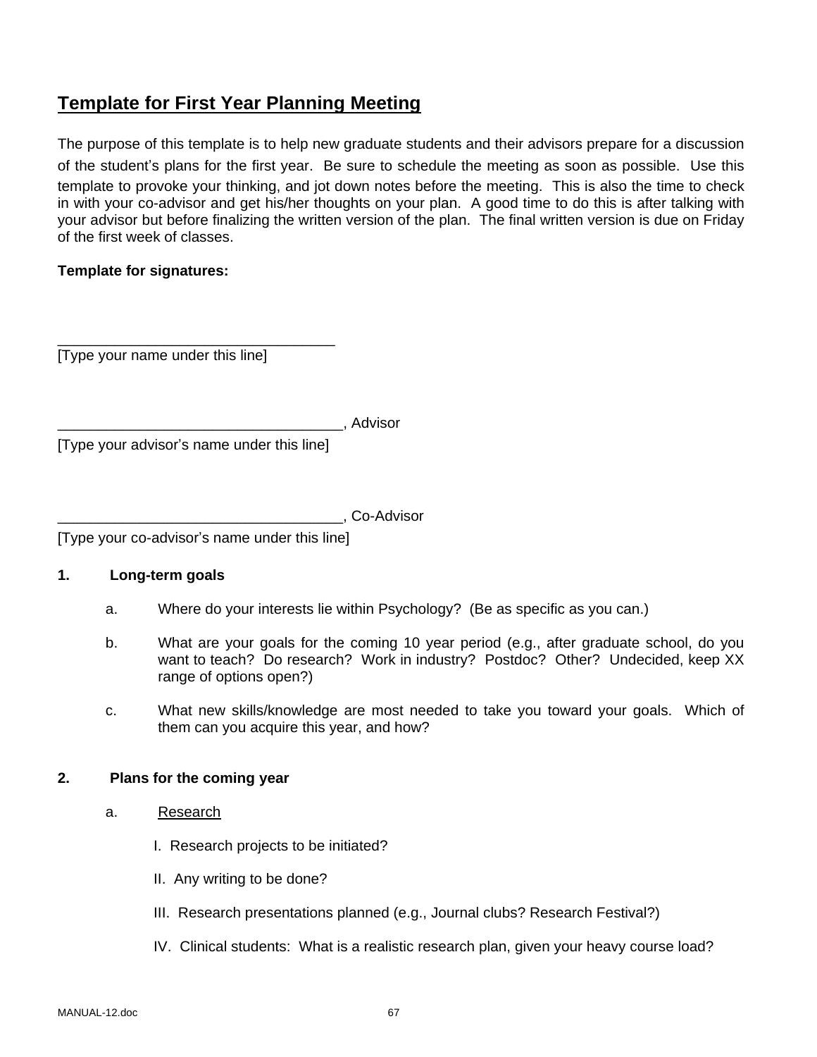## Template for First Year Planning Meeting

The purpose of this template is to help new graduate students and their advisors prepare for a discussion of the student's plans for the first year. Be sure to schedule the meeting as soon as possible. Use this template to provoke your thinking, and jot down notes before the meeting. This is also the time to check in with your co-advisor and get his/her thoughts on your plan. A good time to do this is after talking with your advisor but before finalizing the written version of the plan. The final written version is due on Friday of the first week of classes.

**Template for signatures:**

___________________________________
[Type your name under this line]

___________________________________, Advisor
[Type your advisor's name under this line]

___________________________________, Co-Advisor
[Type your co-advisor's name under this line]

**1. Long-term goals**

a. Where do your interests lie within Psychology? (Be as specific as you can.)

b. What are your goals for the coming 10 year period (e.g., after graduate school, do you want to teach? Do research? Work in industry? Postdoc? Other? Undecided, keep XX range of options open?)

c. What new skills/knowledge are most needed to take you toward your goals. Which of them can you acquire this year, and how?

**2. Plans for the coming year**

a. <u>Research</u>

I. Research projects to be initiated?

II. Any writing to be done?

III. Research presentations planned (e.g., Journal clubs? Research Festival?)

IV. Clinical students: What is a realistic research plan, given your heavy course load?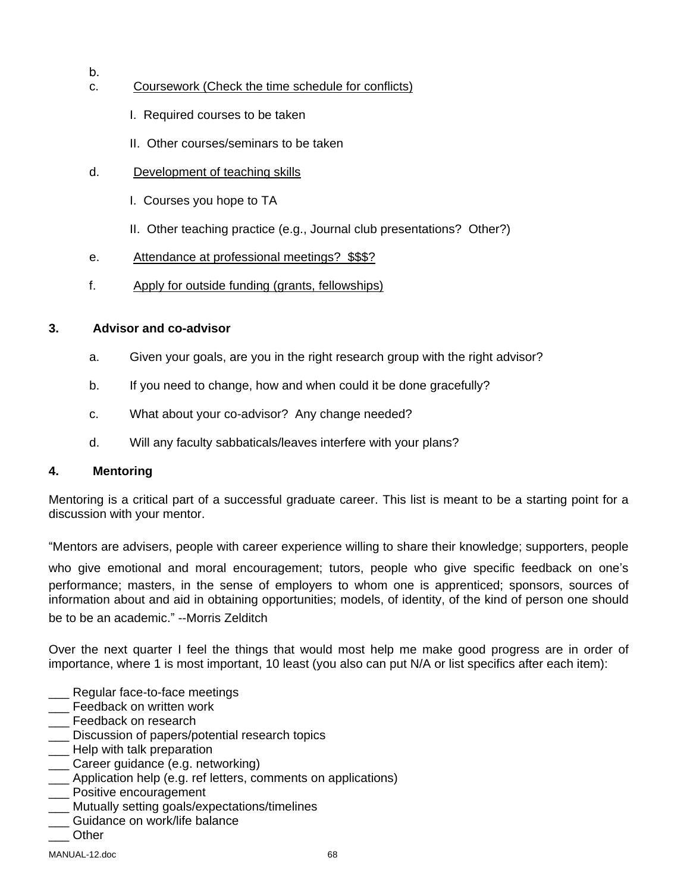b.

c. <u>Coursework (Check the time schedule for conflicts)</u>

   I. Required courses to be taken

   II. Other courses/seminars to be taken

d. <u>Development of teaching skills</u>

   I. Courses you hope to TA

   II. Other teaching practice (e.g., Journal club presentations? Other?)

e. <u>Attendance at professional meetings? $$$?</u>

f. <u>Apply for outside funding (grants, fellowships)</u>

**3. Advisor and co-advisor**

a. Given your goals, are you in the right research group with the right advisor?

b. If you need to change, how and when could it be done gracefully?

c. What about your co-advisor? Any change needed?

d. Will any faculty sabbaticals/leaves interfere with your plans?

**4. Mentoring**

Mentoring is a critical part of a successful graduate career. This list is meant to be a starting point for a discussion with your mentor.

"Mentors are advisers, people with career experience willing to share their knowledge; supporters, people who give emotional and moral encouragement; tutors, people who give specific feedback on one's performance; masters, in the sense of employers to whom one is apprenticed; sponsors, sources of information about and aid in obtaining opportunities; models, of identity, of the kind of person one should be to be an academic." --Morris Zelditch

Over the next quarter I feel the things that would most help me make good progress are in order of importance, where 1 is most important, 10 least (you also can put N/A or list specifics after each item):

\_\_\_ Regular face-to-face meetings
\_\_\_ Feedback on written work
\_\_\_ Feedback on research
\_\_\_ Discussion of papers/potential research topics
\_\_\_ Help with talk preparation
\_\_\_ Career guidance (e.g. networking)
\_\_\_ Application help (e.g. ref letters, comments on applications)
\_\_\_ Positive encouragement
\_\_\_ Mutually setting goals/expectations/timelines
\_\_\_ Guidance on work/life balance
\_\_\_ Other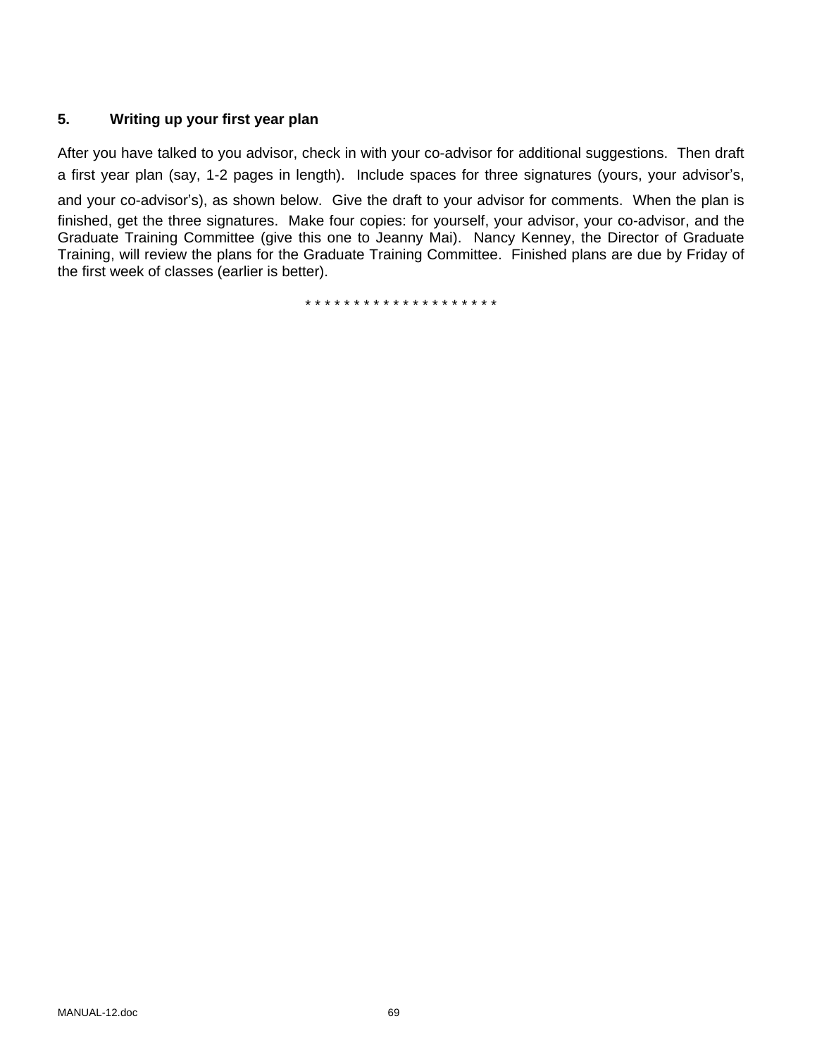### 5. Writing up your first year plan

After you have talked to you advisor, check in with your co-advisor for additional suggestions. Then draft a first year plan (say, 1-2 pages in length). Include spaces for three signatures (yours, your advisor's, and your co-advisor's), as shown below. Give the draft to your advisor for comments. When the plan is finished, get the three signatures. Make four copies: for yourself, your advisor, your co-advisor, and the Graduate Training Committee (give this one to Jeanny Mai). Nancy Kenney, the Director of Graduate Training, will review the plans for the Graduate Training Committee. Finished plans are due by Friday of the first week of classes (earlier is better).

* * * * * * * * * * * * * * * * * * * *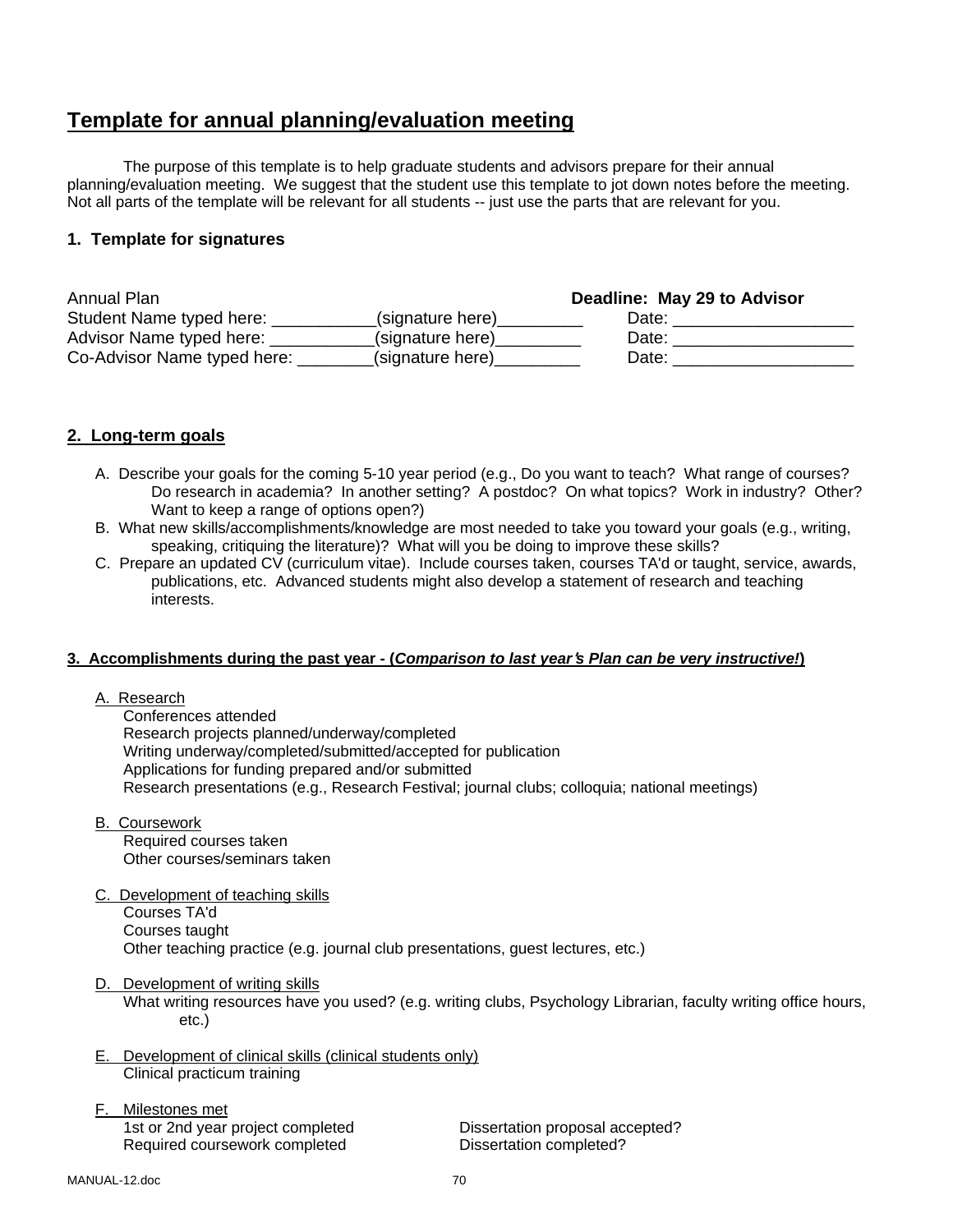# Template for annual planning/evaluation meeting

The purpose of this template is to help graduate students and advisors prepare for their annual planning/evaluation meeting. We suggest that the student use this template to jot down notes before the meeting. Not all parts of the template will be relevant for all students -- just use the parts that are relevant for you.

### 1. Template for signatures

Annual Plan **Deadline: May 29 to Advisor**

Student Name typed here: ___________(signature here)_________ Date: ___________________

Advisor Name typed here: ___________(signature here)_________ Date: ___________________

Co-Advisor Name typed here: ________(signature here)_________ Date: ___________________

### 2. Long-term goals

A. Describe your goals for the coming 5-10 year period (e.g., Do you want to teach? What range of courses? Do research in academia? In another setting? A postdoc? On what topics? Work in industry? Other? Want to keep a range of options open?)

B. What new skills/accomplishments/knowledge are most needed to take you toward your goals (e.g., writing, speaking, critiquing the literature)? What will you be doing to improve these skills?

C. Prepare an updated CV (curriculum vitae). Include courses taken, courses TA'd or taught, service, awards, publications, etc. Advanced students might also develop a statement of research and teaching interests.

### 3. Accomplishments during the past year - (*Comparison to last year's Plan can be very instructive!*)

A. Research
- Conferences attended
- Research projects planned/underway/completed
- Writing underway/completed/submitted/accepted for publication
- Applications for funding prepared and/or submitted
- Research presentations (e.g., Research Festival; journal clubs; colloquia; national meetings)

B. Coursework
- Required courses taken
- Other courses/seminars taken

C. Development of teaching skills
- Courses TA'd
- Courses taught
- Other teaching practice (e.g. journal club presentations, guest lectures, etc.)

D. Development of writing skills
- What writing resources have you used? (e.g. writing clubs, Psychology Librarian, faculty writing office hours, etc.)

E. Development of clinical skills (clinical students only)
- Clinical practicum training

F. Milestones met
- 1st or 2nd year project completed
- Required coursework completed
- Dissertation proposal accepted?
- Dissertation completed?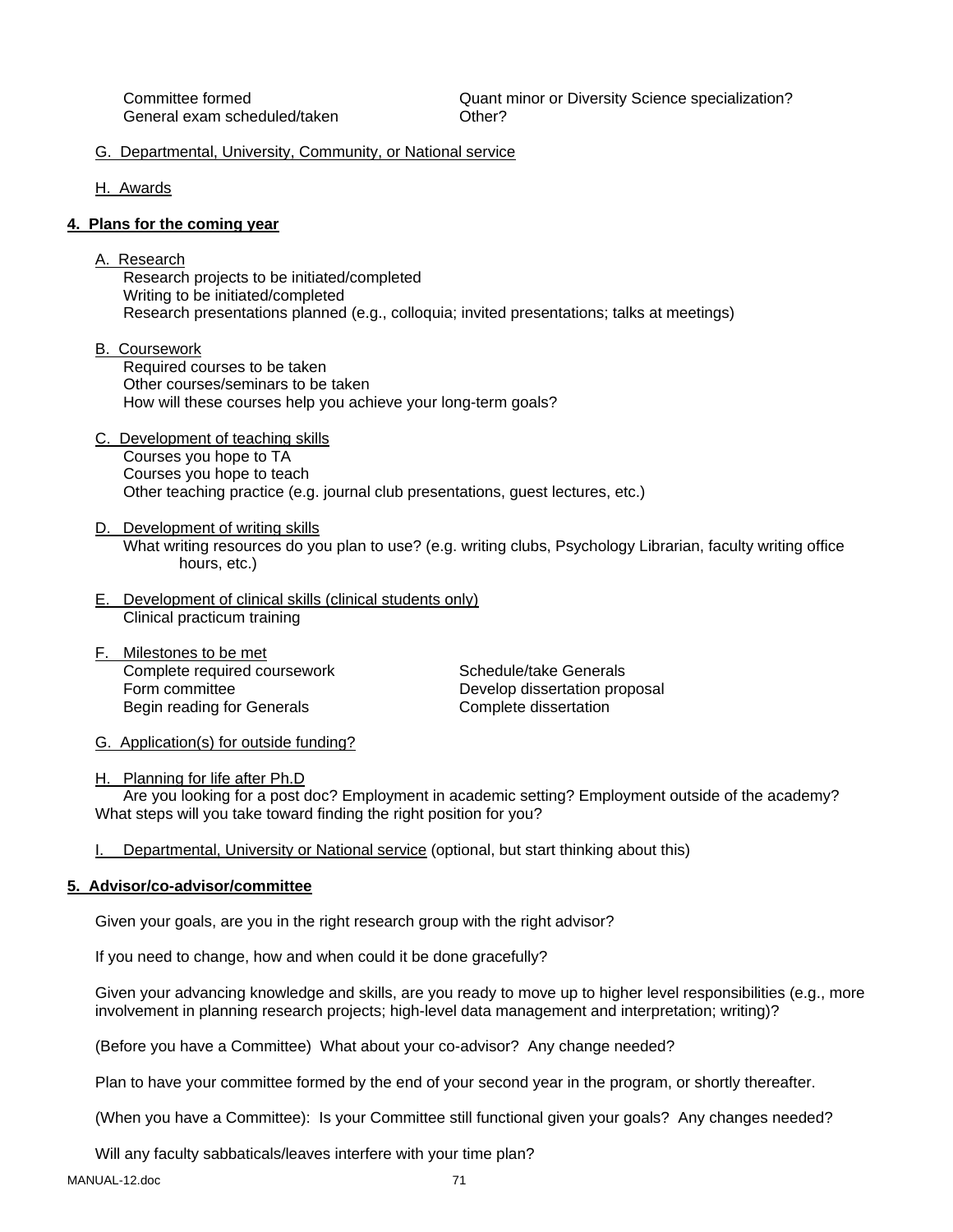Committee formed
General exam scheduled/taken
Quant minor or Diversity Science specialization?
Other?

G. Departmental, University, Community, or National service

H. Awards

**4. Plans for the coming year**

A. Research
- Research projects to be initiated/completed
- Writing to be initiated/completed
- Research presentations planned (e.g., colloquia; invited presentations; talks at meetings)

B. Coursework
- Required courses to be taken
- Other courses/seminars to be taken
- How will these courses help you achieve your long-term goals?

C. Development of teaching skills
- Courses you hope to TA
- Courses you hope to teach
- Other teaching practice (e.g. journal club presentations, guest lectures, etc.)

D. Development of writing skills
- What writing resources do you plan to use? (e.g. writing clubs, Psychology Librarian, faculty writing office hours, etc.)

E. Development of clinical skills (clinical students only)
- Clinical practicum training

F. Milestones to be met
- Complete required coursework
- Form committee
- Begin reading for Generals
- Schedule/take Generals
- Develop dissertation proposal
- Complete dissertation

G. Application(s) for outside funding?

H. Planning for life after Ph.D
Are you looking for a post doc? Employment in academic setting? Employment outside of the academy? What steps will you take toward finding the right position for you?

I. Departmental, University or National service (optional, but start thinking about this)

**5. Advisor/co-advisor/committee**

Given your goals, are you in the right research group with the right advisor?

If you need to change, how and when could it be done gracefully?

Given your advancing knowledge and skills, are you ready to move up to higher level responsibilities (e.g., more involvement in planning research projects; high-level data management and interpretation; writing)?

(Before you have a Committee) What about your co-advisor? Any change needed?

Plan to have your committee formed by the end of your second year in the program, or shortly thereafter.

(When you have a Committee): Is your Committee still functional given your goals? Any changes needed?

Will any faculty sabbaticals/leaves interfere with your time plan?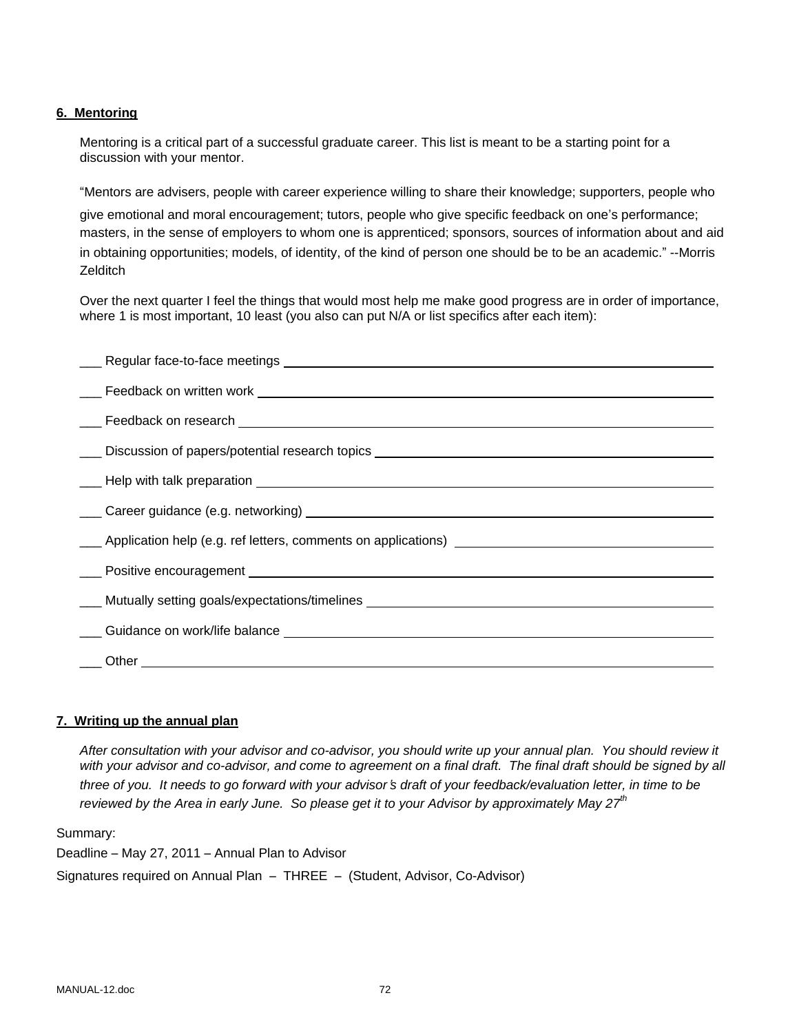**6. Mentoring**

Mentoring is a critical part of a successful graduate career. This list is meant to be a starting point for a discussion with your mentor.

"Mentors are advisers, people with career experience willing to share their knowledge; supporters, people who give emotional and moral encouragement; tutors, people who give specific feedback on one's performance; masters, in the sense of employers to whom one is apprenticed; sponsors, sources of information about and aid in obtaining opportunities; models, of identity, of the kind of person one should be to be an academic." --Morris Zelditch

Over the next quarter I feel the things that would most help me make good progress are in order of importance, where 1 is most important, 10 least (you also can put N/A or list specifics after each item):

___ Regular face-to-face meetings ______________________________

___ Feedback on written work ______________________________

___ Feedback on research ______________________________

___ Discussion of papers/potential research topics ______________________________

___ Help with talk preparation ______________________________

___ Career guidance (e.g. networking) ______________________________

___ Application help (e.g. ref letters, comments on applications) ______________________________

___ Positive encouragement ______________________________

___ Mutually setting goals/expectations/timelines ______________________________

___ Guidance on work/life balance ______________________________

___ Other ______________________________

**7. Writing up the annual plan**

*After consultation with your advisor and co-advisor, you should write up your annual plan. You should review it with your advisor and co-advisor, and come to agreement on a final draft. The final draft should be signed by all three of you. It needs to go forward with your advisor's draft of your feedback/evaluation letter, in time to be reviewed by the Area in early June. So please get it to your Advisor by approximately May 27th*

Summary:

Deadline – May 27, 2011 – Annual Plan to Advisor

Signatures required on Annual Plan – THREE – (Student, Advisor, Co-Advisor)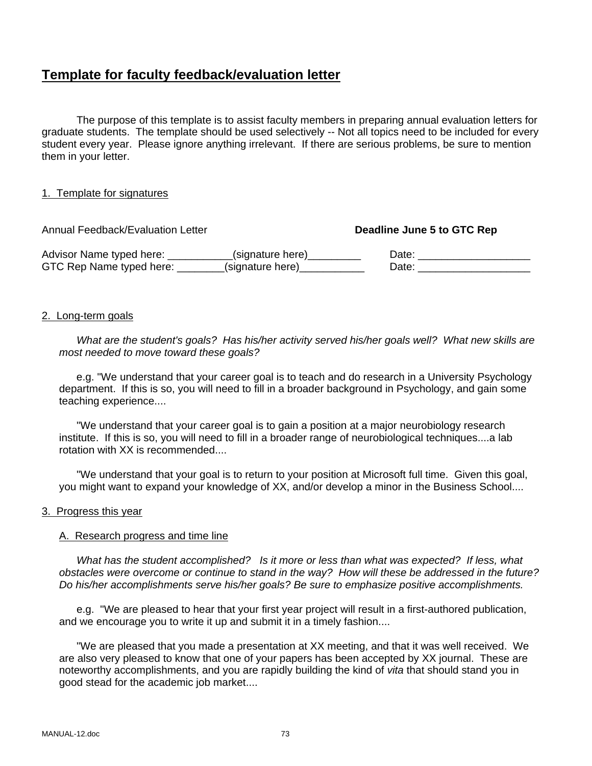## Template for faculty feedback/evaluation letter

The purpose of this template is to assist faculty members in preparing annual evaluation letters for graduate students. The template should be used selectively -- Not all topics need to be included for every student every year. Please ignore anything irrelevant. If there are serious problems, be sure to mention them in your letter.

1. Template for signatures

Annual Feedback/Evaluation Letter **Deadline June 5 to GTC Rep**

Advisor Name typed here: ___________(signature here)_________ Date: ___________________
GTC Rep Name typed here: ________(signature here)___________ Date: ___________________

2. Long-term goals

*What are the student's goals? Has his/her activity served his/her goals well? What new skills are most needed to move toward these goals?*

e.g. "We understand that your career goal is to teach and do research in a University Psychology department. If this is so, you will need to fill in a broader background in Psychology, and gain some teaching experience....

"We understand that your career goal is to gain a position at a major neurobiology research institute. If this is so, you will need to fill in a broader range of neurobiological techniques....a lab rotation with XX is recommended....

"We understand that your goal is to return to your position at Microsoft full time. Given this goal, you might want to expand your knowledge of XX, and/or develop a minor in the Business School....

3. Progress this year

A. Research progress and time line

*What has the student accomplished? Is it more or less than what was expected? If less, what obstacles were overcome or continue to stand in the way? How will these be addressed in the future? Do his/her accomplishments serve his/her goals? Be sure to emphasize positive accomplishments.*

e.g. "We are pleased to hear that your first year project will result in a first-authored publication, and we encourage you to write it up and submit it in a timely fashion....

"We are pleased that you made a presentation at XX meeting, and that it was well received. We are also very pleased to know that one of your papers has been accepted by XX journal. These are noteworthy accomplishments, and you are rapidly building the kind of *vita* that should stand you in good stead for the academic job market....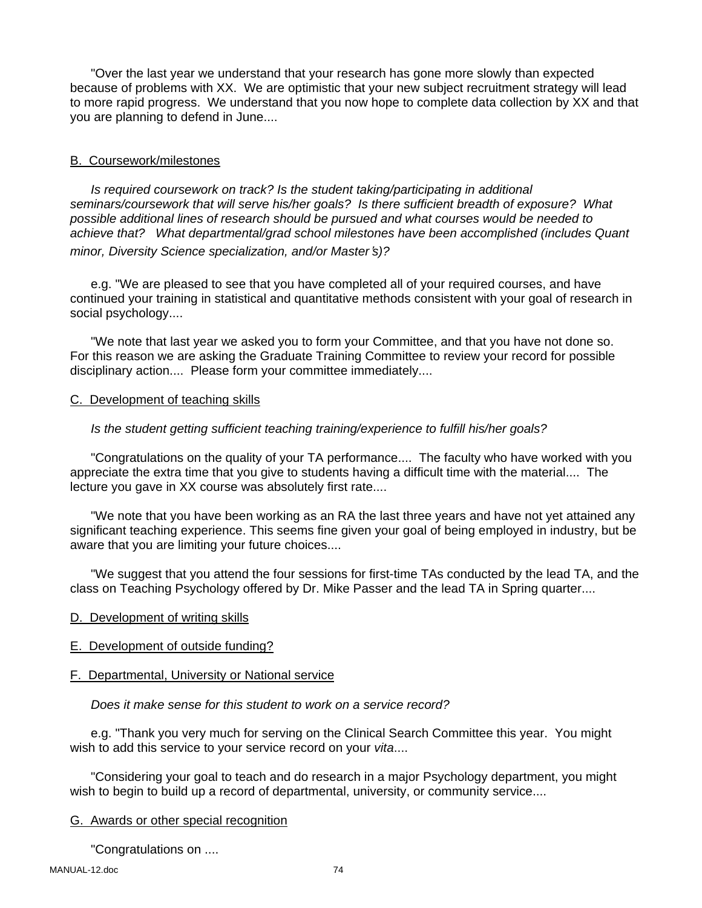"Over the last year we understand that your research has gone more slowly than expected because of problems with XX.  We are optimistic that your new subject recruitment strategy will lead to more rapid progress.  We understand that you now hope to complete data collection by XX and that you are planning to defend in June....

<u>B.  Coursework/milestones</u>

*Is required coursework on track? Is the student taking/participating in additional seminars/coursework that will serve his/her goals?  Is there sufficient breadth of exposure?  What possible additional lines of research should be pursued and what courses would be needed to achieve that?   What departmental/grad school milestones have been accomplished (includes Quant minor, Diversity Science specialization, and/or Master's)?*

e.g. "We are pleased to see that you have completed all of your required courses, and have continued your training in statistical and quantitative methods consistent with your goal of research in social psychology....

"We note that last year we asked you to form your Committee, and that you have not done so.  For this reason we are asking the Graduate Training Committee to review your record for possible disciplinary action....  Please form your committee immediately....

<u>C.  Development of teaching skills</u>

*Is the student getting sufficient teaching training/experience to fulfill his/her goals?*

"Congratulations on the quality of your TA performance....  The faculty who have worked with you appreciate the extra time that you give to students having a difficult time with the material....  The lecture you gave in XX course was absolutely first rate....

"We note that you have been working as an RA the last three years and have not yet attained any significant teaching experience. This seems fine given your goal of being employed in industry, but be aware that you are limiting your future choices....

"We suggest that you attend the four sessions for first-time TAs conducted by the lead TA, and the class on Teaching Psychology offered by Dr. Mike Passer and the lead TA in Spring quarter....

<u>D.  Development of writing skills</u>

<u>E.  Development of outside funding?</u>

<u>F.  Departmental, University or National service</u>

*Does it make sense for this student to work on a service record?*

e.g. "Thank you very much for serving on the Clinical Search Committee this year.  You might wish to add this service to your service record on your *vita*....

"Considering your goal to teach and do research in a major Psychology department, you might wish to begin to build up a record of departmental, university, or community service....

<u>G.  Awards or other special recognition</u>

"Congratulations on ....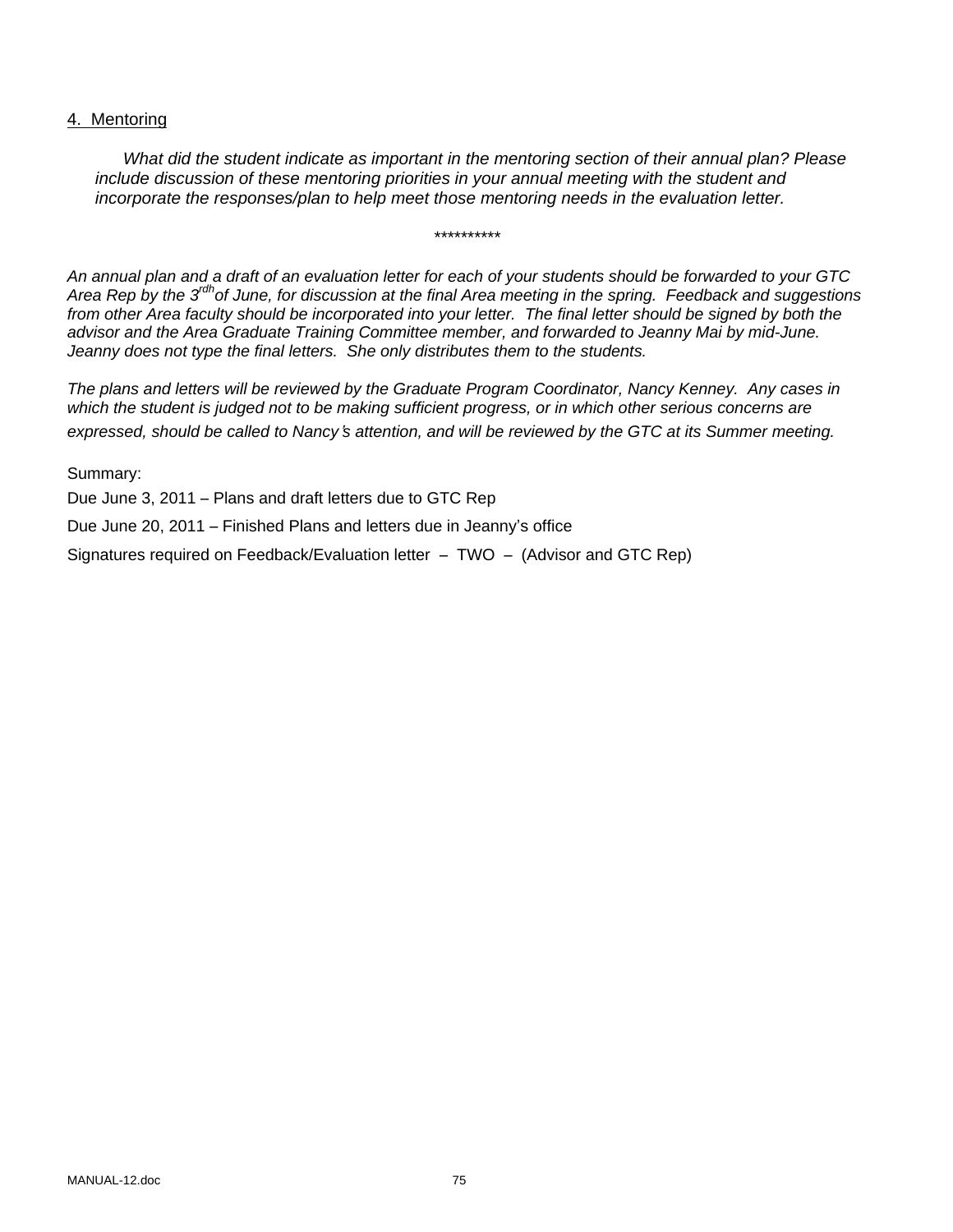4. Mentoring

*What did the student indicate as important in the mentoring section of their annual plan? Please include discussion of these mentoring priorities in your annual meeting with the student and incorporate the responses/plan to help meet those mentoring needs in the evaluation letter.*

**********

*An annual plan and a draft of an evaluation letter for each of your students should be forwarded to your GTC Area Rep by the 3[rdh] of June, for discussion at the final Area meeting in the spring. Feedback and suggestions from other Area faculty should be incorporated into your letter. The final letter should be signed by both the advisor and the Area Graduate Training Committee member, and forwarded to Jeanny Mai by mid-June. Jeanny does not type the final letters. She only distributes them to the students.*

*The plans and letters will be reviewed by the Graduate Program Coordinator, Nancy Kenney. Any cases in which the student is judged not to be making sufficient progress, or in which other serious concerns are expressed, should be called to Nancy's attention, and will be reviewed by the GTC at its Summer meeting.*

Summary:

Due June 3, 2011 – Plans and draft letters due to GTC Rep

Due June 20, 2011 – Finished Plans and letters due in Jeanny's office

Signatures required on Feedback/Evaluation letter – TWO – (Advisor and GTC Rep)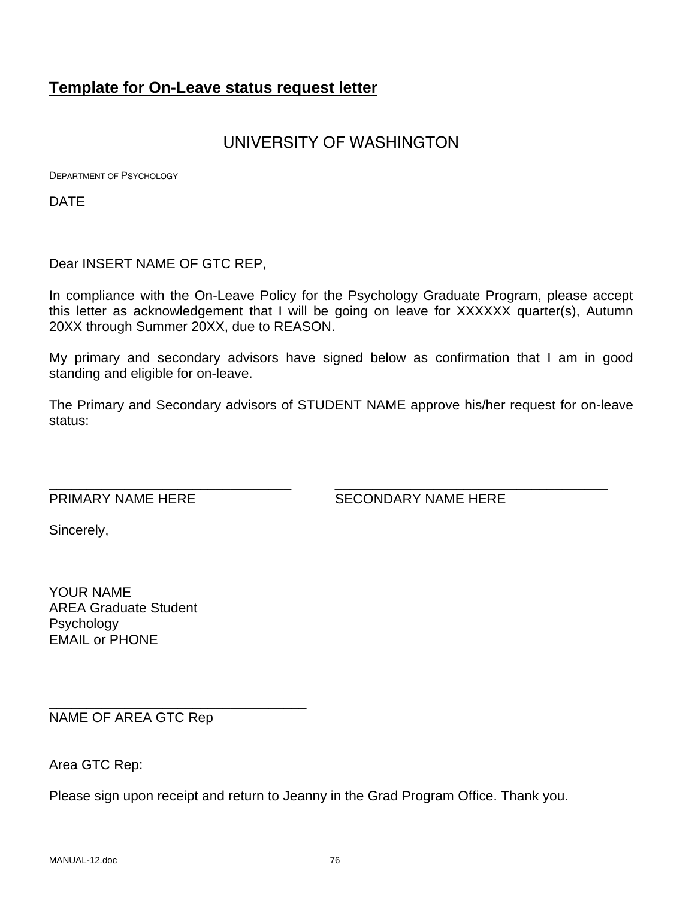## **Template for On-Leave status request letter**

UNIVERSITY OF WASHINGTON

DEPARTMENT OF PSYCHOLOGY

DATE

Dear INSERT NAME OF GTC REP,

In compliance with the On-Leave Policy for the Psychology Graduate Program, please accept this letter as acknowledgement that I will be going on leave for XXXXXX quarter(s), Autumn 20XX through Summer 20XX, due to REASON.

My primary and secondary advisors have signed below as confirmation that I am in good standing and eligible for on-leave.

The Primary and Secondary advisors of STUDENT NAME approve his/her request for on-leave status:

\_\_\_\_\_\_\_\_\_\_\_\_\_\_\_\_\_\_\_\_\_\_\_\_\_\_\_\_\_\_\_\_ &nbsp;&nbsp;&nbsp;&nbsp;&nbsp;&nbsp; \_\_\_\_\_\_\_\_\_\_\_\_\_\_\_\_\_\_\_\_\_\_\_\_\_\_\_\_\_\_\_\_\_\_\_\_
PRIMARY NAME HERE &nbsp;&nbsp;&nbsp;&nbsp;&nbsp;&nbsp;&nbsp;&nbsp;&nbsp;&nbsp;&nbsp;&nbsp;&nbsp;&nbsp;&nbsp;&nbsp;&nbsp;&nbsp;&nbsp;&nbsp; SECONDARY NAME HERE

Sincerely,

YOUR NAME
AREA Graduate Student
Psychology
EMAIL or PHONE

\_\_\_\_\_\_\_\_\_\_\_\_\_\_\_\_\_\_\_\_\_\_\_\_\_\_\_\_\_\_\_\_\_\_
NAME OF AREA GTC Rep

Area GTC Rep:

Please sign upon receipt and return to Jeanny in the Grad Program Office. Thank you.